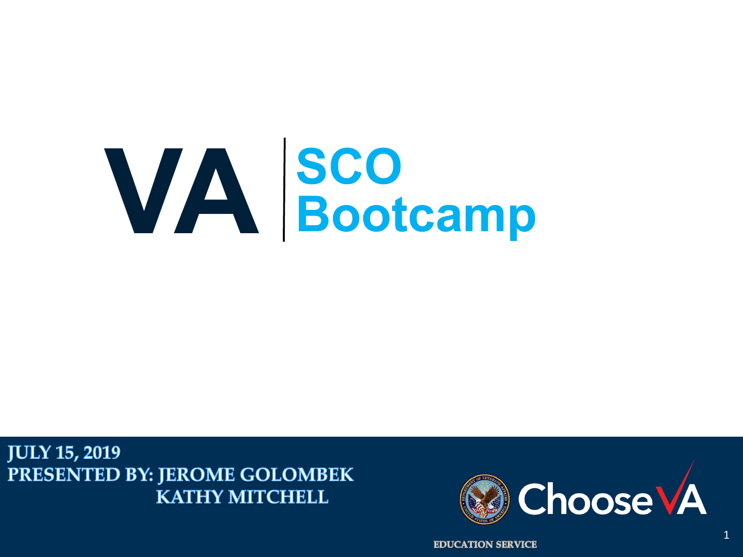# VA | SCO Bootcamp

**JULY 15, 2019**
**PRESENTED BY: JEROME GOLOMBEK**
**KATHY MITCHELL**

Choose VA

EDUCATION SERVICE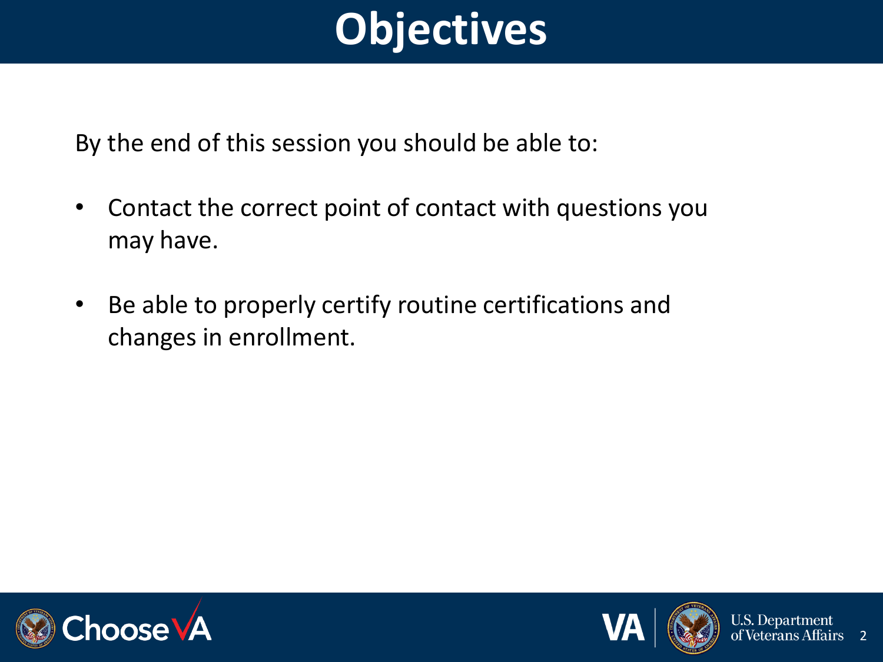# Objectives

By the end of this session you should be able to:

- Contact the correct point of contact with questions you may have.
- Be able to properly certify routine certifications and changes in enrollment.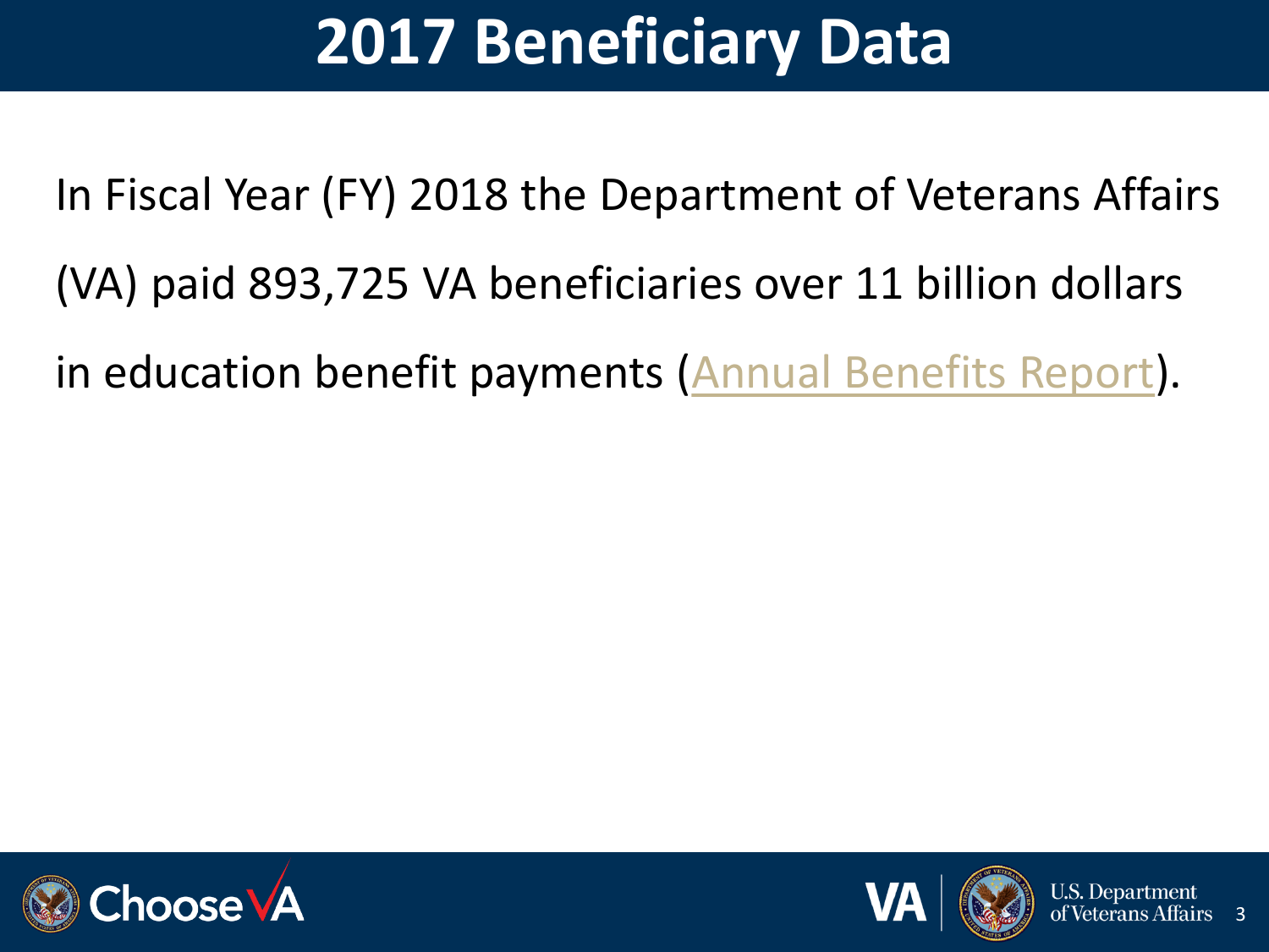# 2017 Beneficiary Data

In Fiscal Year (FY) 2018 the Department of Veterans Affairs (VA) paid 893,725 VA beneficiaries over 11 billion dollars in education benefit payments (Annual Benefits Report).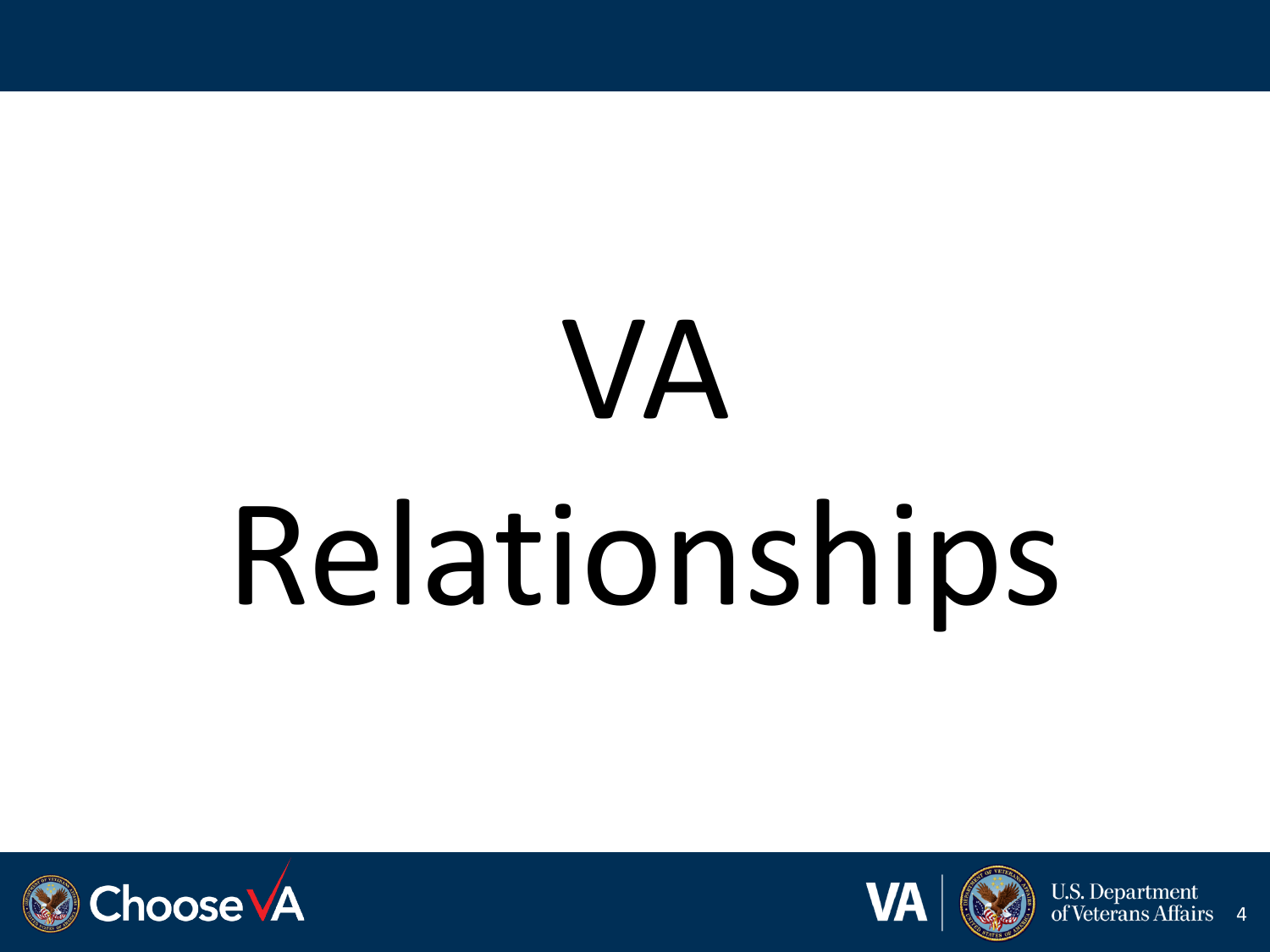# VA Relationships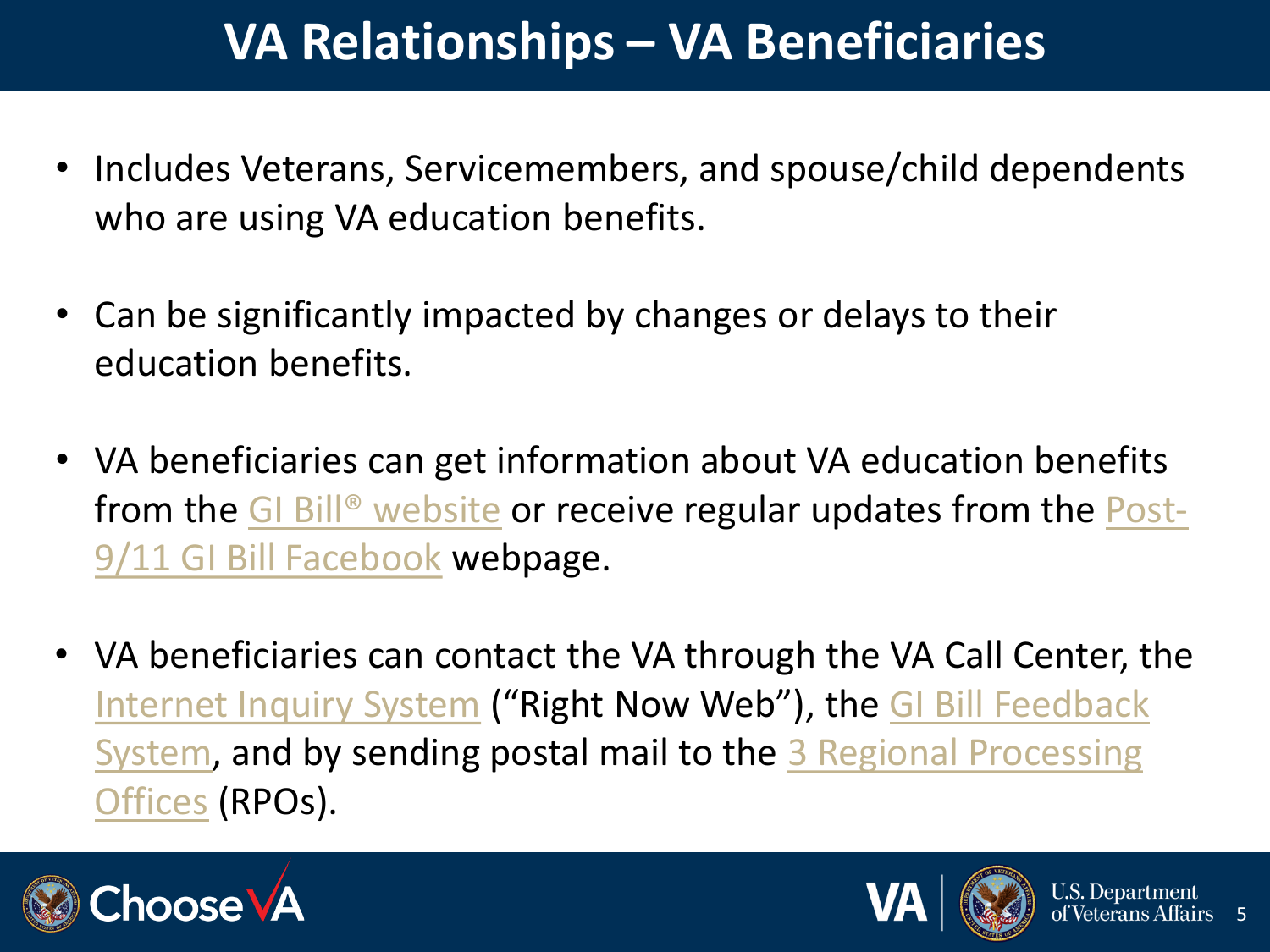# VA Relationships – VA Beneficiaries

- Includes Veterans, Servicemembers, and spouse/child dependents who are using VA education benefits.
- Can be significantly impacted by changes or delays to their education benefits.
- VA beneficiaries can get information about VA education benefits from the GI Bill® website or receive regular updates from the Post-9/11 GI Bill Facebook webpage.
- VA beneficiaries can contact the VA through the VA Call Center, the Internet Inquiry System ("Right Now Web"), the GI Bill Feedback System, and by sending postal mail to the 3 Regional Processing Offices (RPOs).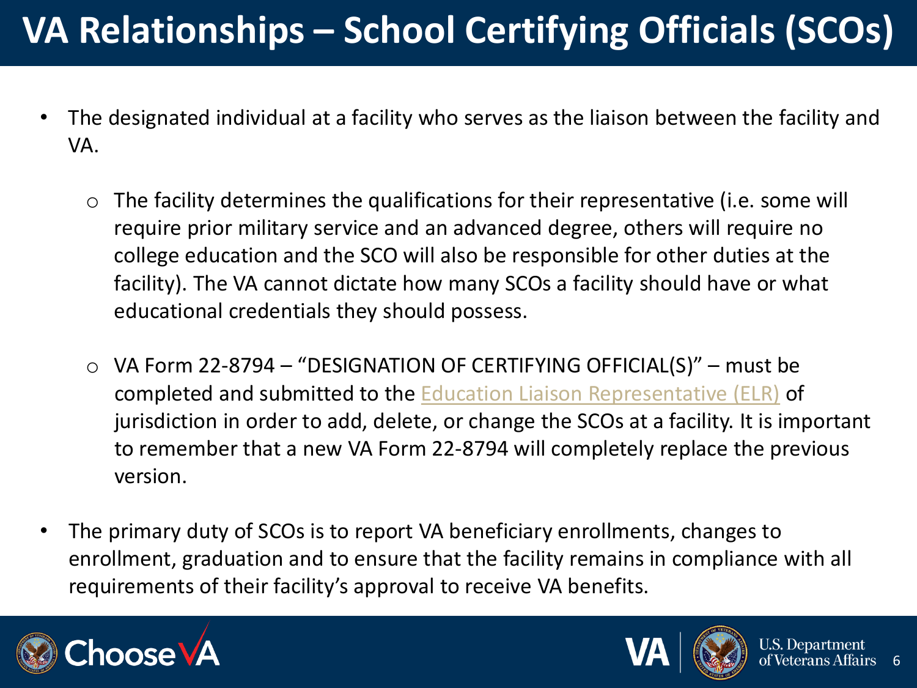# VA Relationships – School Certifying Officials (SCOs)

- The designated individual at a facility who serves as the liaison between the facility and VA.
  - The facility determines the qualifications for their representative (i.e. some will require prior military service and an advanced degree, others will require no college education and the SCO will also be responsible for other duties at the facility). The VA cannot dictate how many SCOs a facility should have or what educational credentials they should possess.
  - VA Form 22-8794 – "DESIGNATION OF CERTIFYING OFFICIAL(S)" – must be completed and submitted to the Education Liaison Representative (ELR) of jurisdiction in order to add, delete, or change the SCOs at a facility. It is important to remember that a new VA Form 22-8794 will completely replace the previous version.
- The primary duty of SCOs is to report VA beneficiary enrollments, changes to enrollment, graduation and to ensure that the facility remains in compliance with all requirements of their facility's approval to receive VA benefits.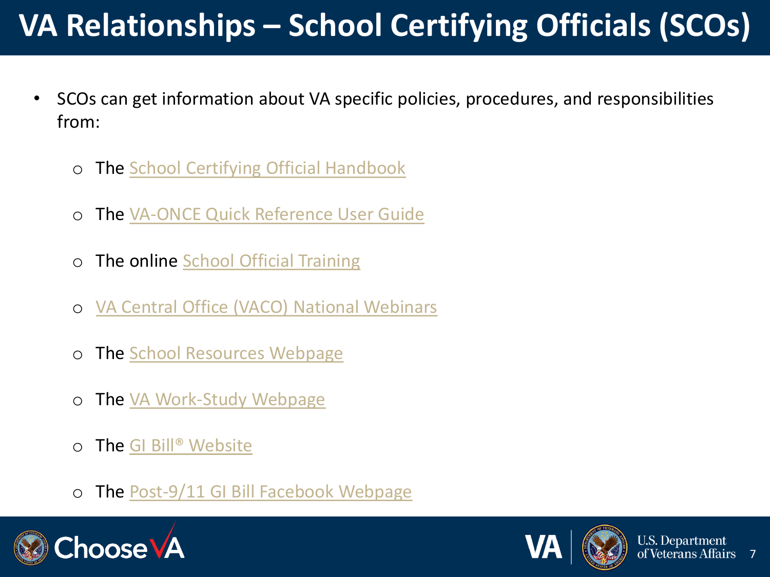# VA Relationships – School Certifying Officials (SCOs)

- SCOs can get information about VA specific policies, procedures, and responsibilities from:
  - The School Certifying Official Handbook
  - The VA-ONCE Quick Reference User Guide
  - The online School Official Training
  - VA Central Office (VACO) National Webinars
  - The School Resources Webpage
  - The VA Work-Study Webpage
  - The GI Bill® Website
  - The Post-9/11 GI Bill Facebook Webpage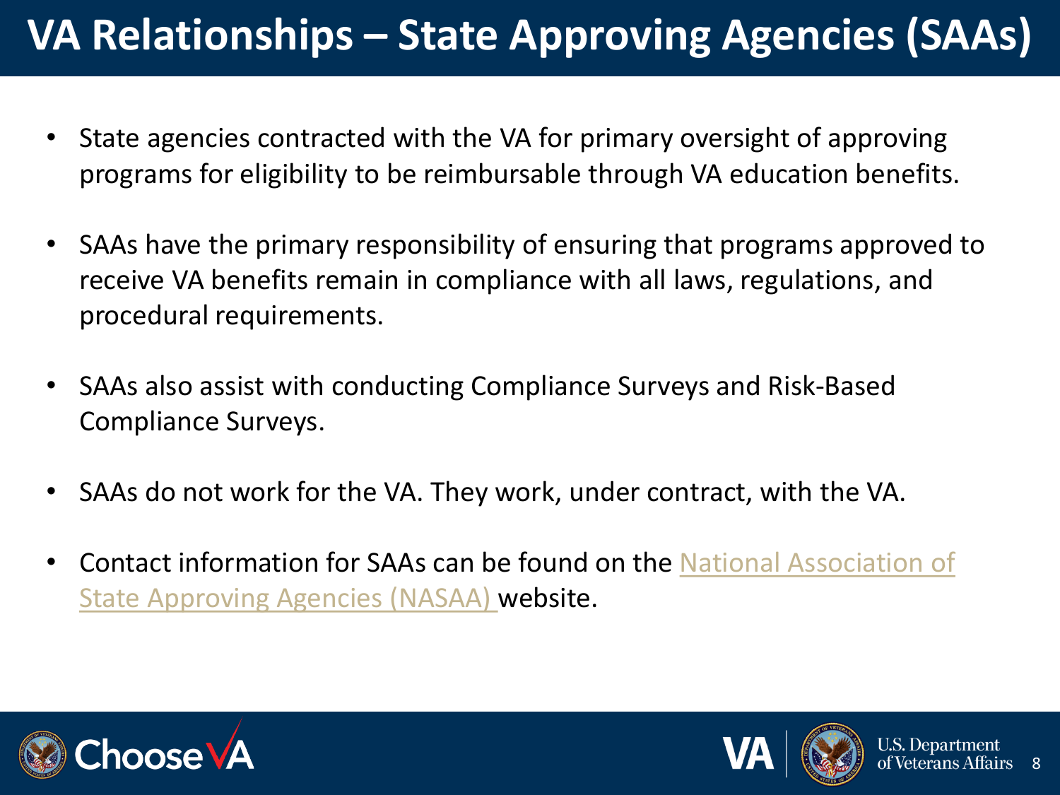# VA Relationships – State Approving Agencies (SAAs)

- State agencies contracted with the VA for primary oversight of approving programs for eligibility to be reimbursable through VA education benefits.
- SAAs have the primary responsibility of ensuring that programs approved to receive VA benefits remain in compliance with all laws, regulations, and procedural requirements.
- SAAs also assist with conducting Compliance Surveys and Risk-Based Compliance Surveys.
- SAAs do not work for the VA. They work, under contract, with the VA.
- Contact information for SAAs can be found on the National Association of State Approving Agencies (NASAA) website.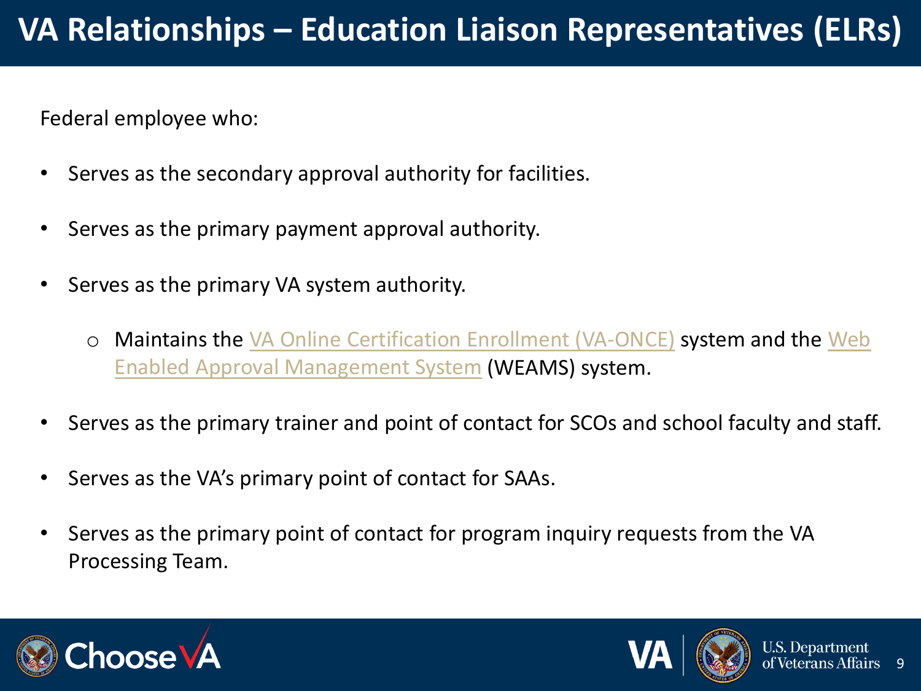# VA Relationships – Education Liaison Representatives (ELRs)

Federal employee who:

- Serves as the secondary approval authority for facilities.
- Serves as the primary payment approval authority.
- Serves as the primary VA system authority.
  - Maintains the VA Online Certification Enrollment (VA-ONCE) system and the Web Enabled Approval Management System (WEAMS) system.
- Serves as the primary trainer and point of contact for SCOs and school faculty and staff.
- Serves as the VA's primary point of contact for SAAs.
- Serves as the primary point of contact for program inquiry requests from the VA Processing Team.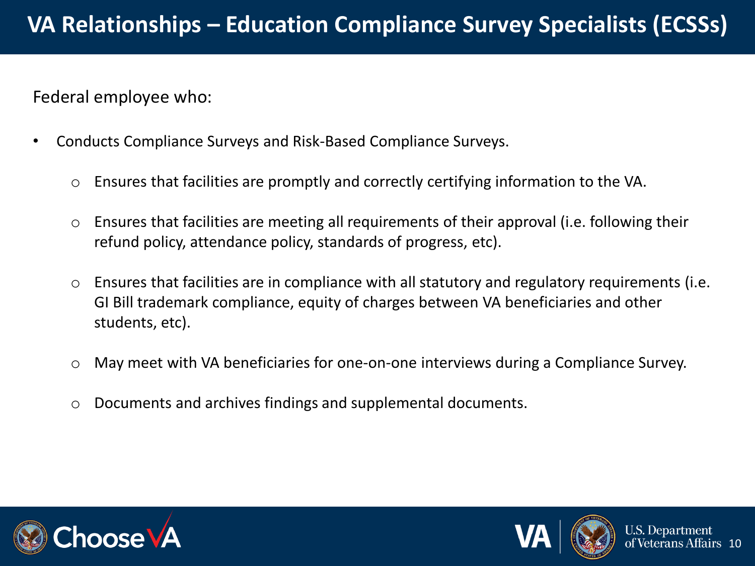# VA Relationships – Education Compliance Survey Specialists (ECSSs)

Federal employee who:

- Conducts Compliance Surveys and Risk-Based Compliance Surveys.
  - Ensures that facilities are promptly and correctly certifying information to the VA.
  - Ensures that facilities are meeting all requirements of their approval (i.e. following their refund policy, attendance policy, standards of progress, etc).
  - Ensures that facilities are in compliance with all statutory and regulatory requirements (i.e. GI Bill trademark compliance, equity of charges between VA beneficiaries and other students, etc).
  - May meet with VA beneficiaries for one-on-one interviews during a Compliance Survey.
  - Documents and archives findings and supplemental documents.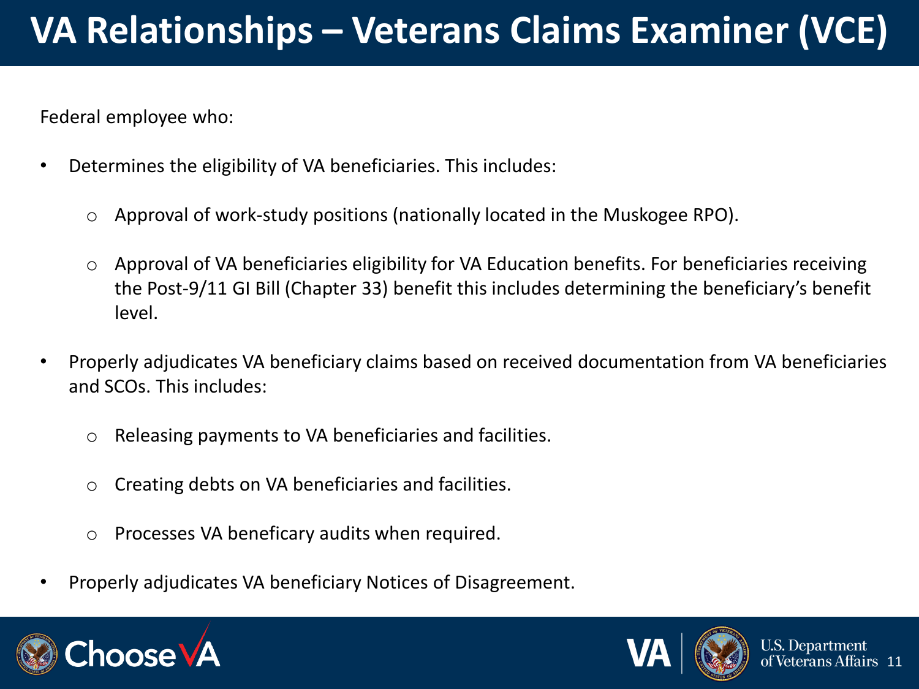# VA Relationships – Veterans Claims Examiner (VCE)

Federal employee who:

- Determines the eligibility of VA beneficiaries. This includes:
  - Approval of work-study positions (nationally located in the Muskogee RPO).
  - Approval of VA beneficiaries eligibility for VA Education benefits. For beneficiaries receiving the Post-9/11 GI Bill (Chapter 33) benefit this includes determining the beneficiary's benefit level.
- Properly adjudicates VA beneficiary claims based on received documentation from VA beneficiaries and SCOs. This includes:
  - Releasing payments to VA beneficiaries and facilities.
  - Creating debts on VA beneficiaries and facilities.
  - Processes VA beneficary audits when required.
- Properly adjudicates VA beneficiary Notices of Disagreement.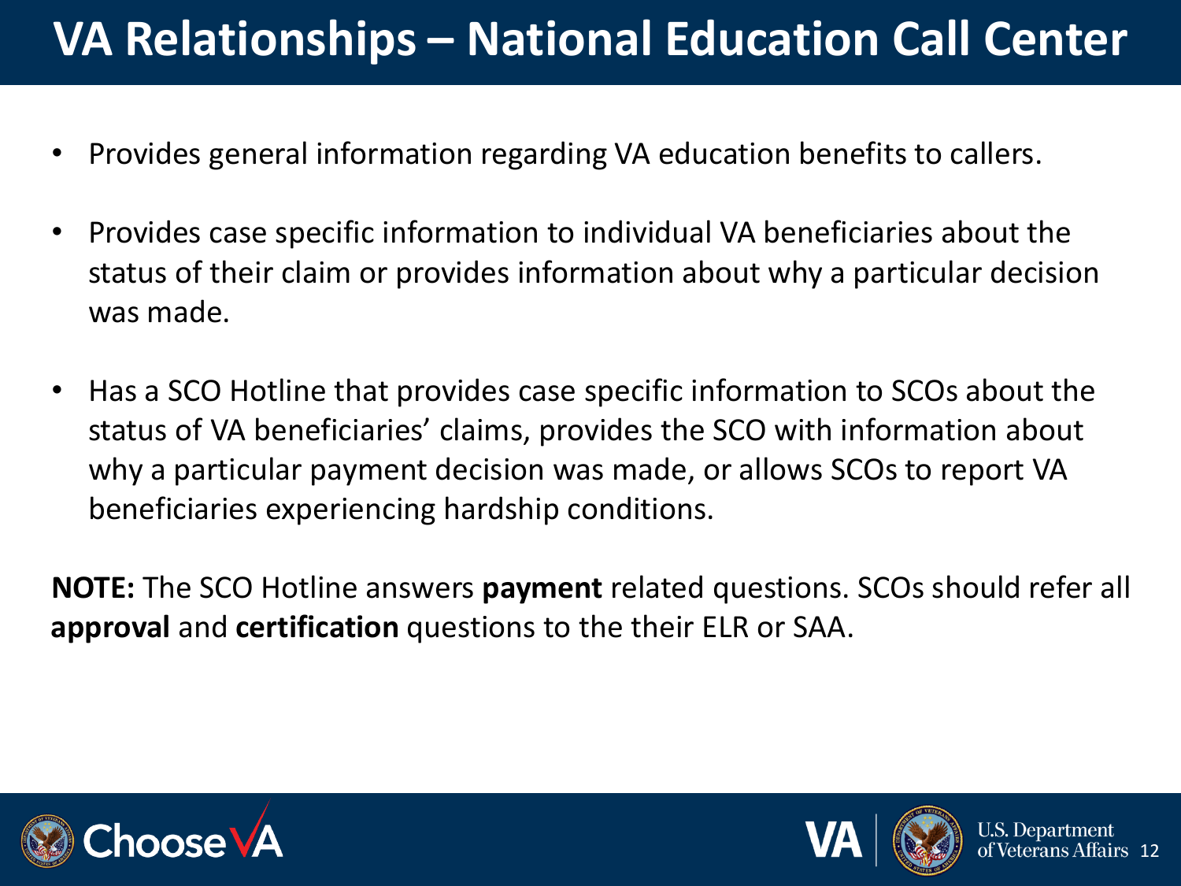# VA Relationships – National Education Call Center

- Provides general information regarding VA education benefits to callers.

- Provides case specific information to individual VA beneficiaries about the status of their claim or provides information about why a particular decision was made.

- Has a SCO Hotline that provides case specific information to SCOs about the status of VA beneficiaries' claims, provides the SCO with information about why a particular payment decision was made, or allows SCOs to report VA beneficiaries experiencing hardship conditions.

**NOTE:** The SCO Hotline answers **payment** related questions. SCOs should refer all **approval** and **certification** questions to the their ELR or SAA.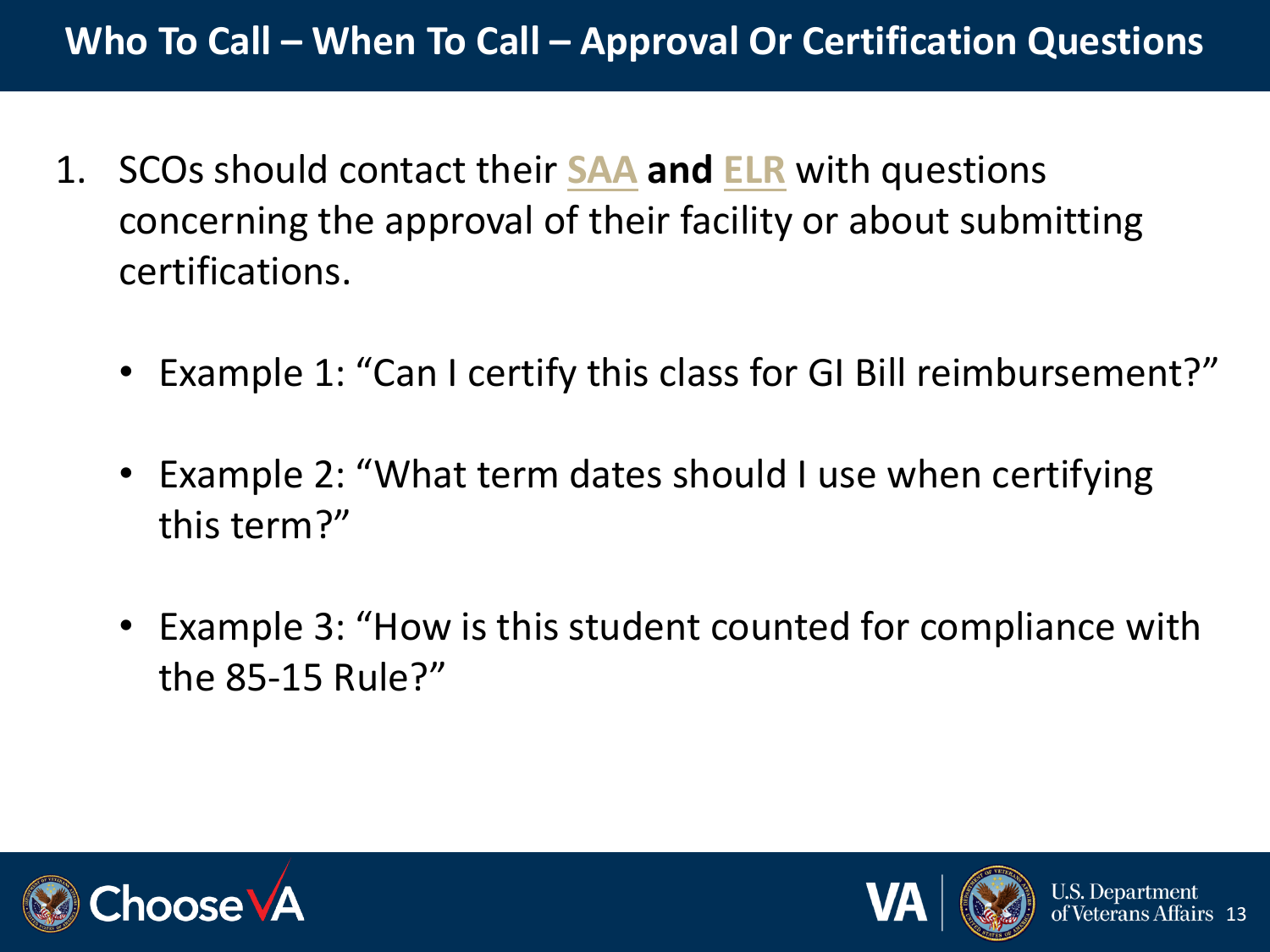# Who To Call – When To Call – Approval Or Certification Questions

1. SCOs should contact their SAA **and** ELR with questions concerning the approval of their facility or about submitting certifications.

   - Example 1: “Can I certify this class for GI Bill reimbursement?”
   - Example 2: “What term dates should I use when certifying this term?”
   - Example 3: “How is this student counted for compliance with the 85-15 Rule?”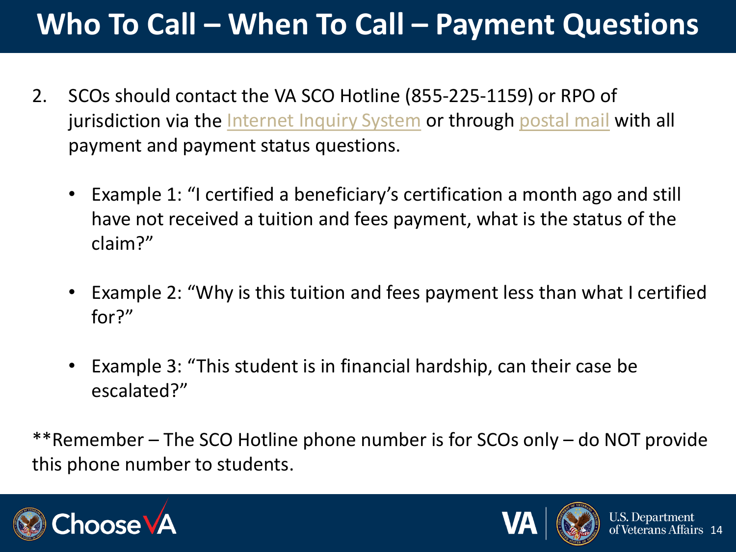# Who To Call – When To Call – Payment Questions

2. SCOs should contact the VA SCO Hotline (855-225-1159) or RPO of jurisdiction via the Internet Inquiry System or through postal mail with all payment and payment status questions.

   - Example 1: "I certified a beneficiary's certification a month ago and still have not received a tuition and fees payment, what is the status of the claim?"

   - Example 2: "Why is this tuition and fees payment less than what I certified for?"

   - Example 3: "This student is in financial hardship, can their case be escalated?"

**Remember – The SCO Hotline phone number is for SCOs only – do NOT provide this phone number to students.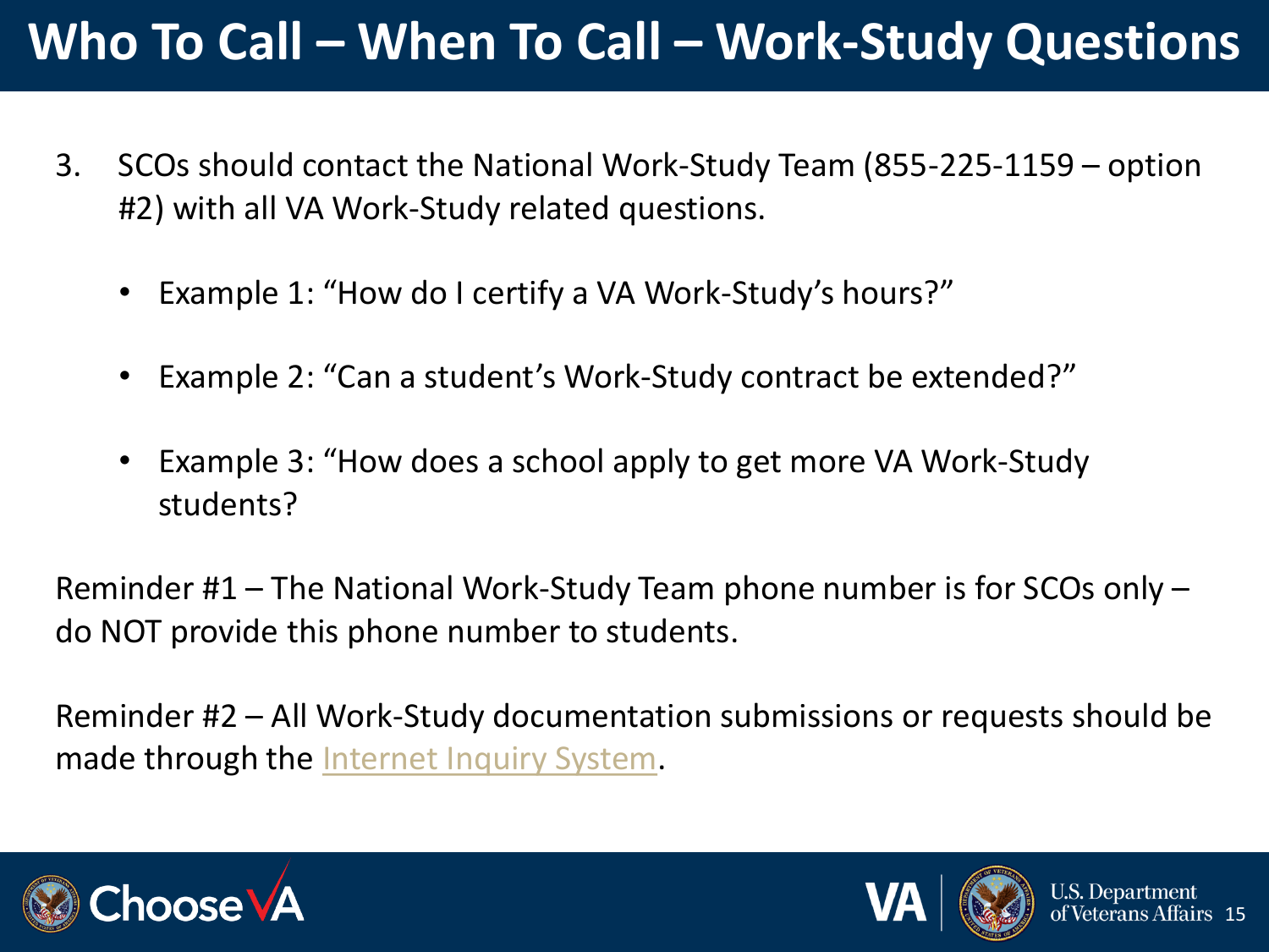# Who To Call – When To Call – Work-Study Questions

3. SCOs should contact the National Work-Study Team (855-225-1159 – option #2) with all VA Work-Study related questions.

   - Example 1: “How do I certify a VA Work-Study’s hours?”
   - Example 2: “Can a student’s Work-Study contract be extended?”
   - Example 3: “How does a school apply to get more VA Work-Study students?

Reminder #1 – The National Work-Study Team phone number is for SCOs only – do NOT provide this phone number to students.

Reminder #2 – All Work-Study documentation submissions or requests should be made through the Internet Inquiry System.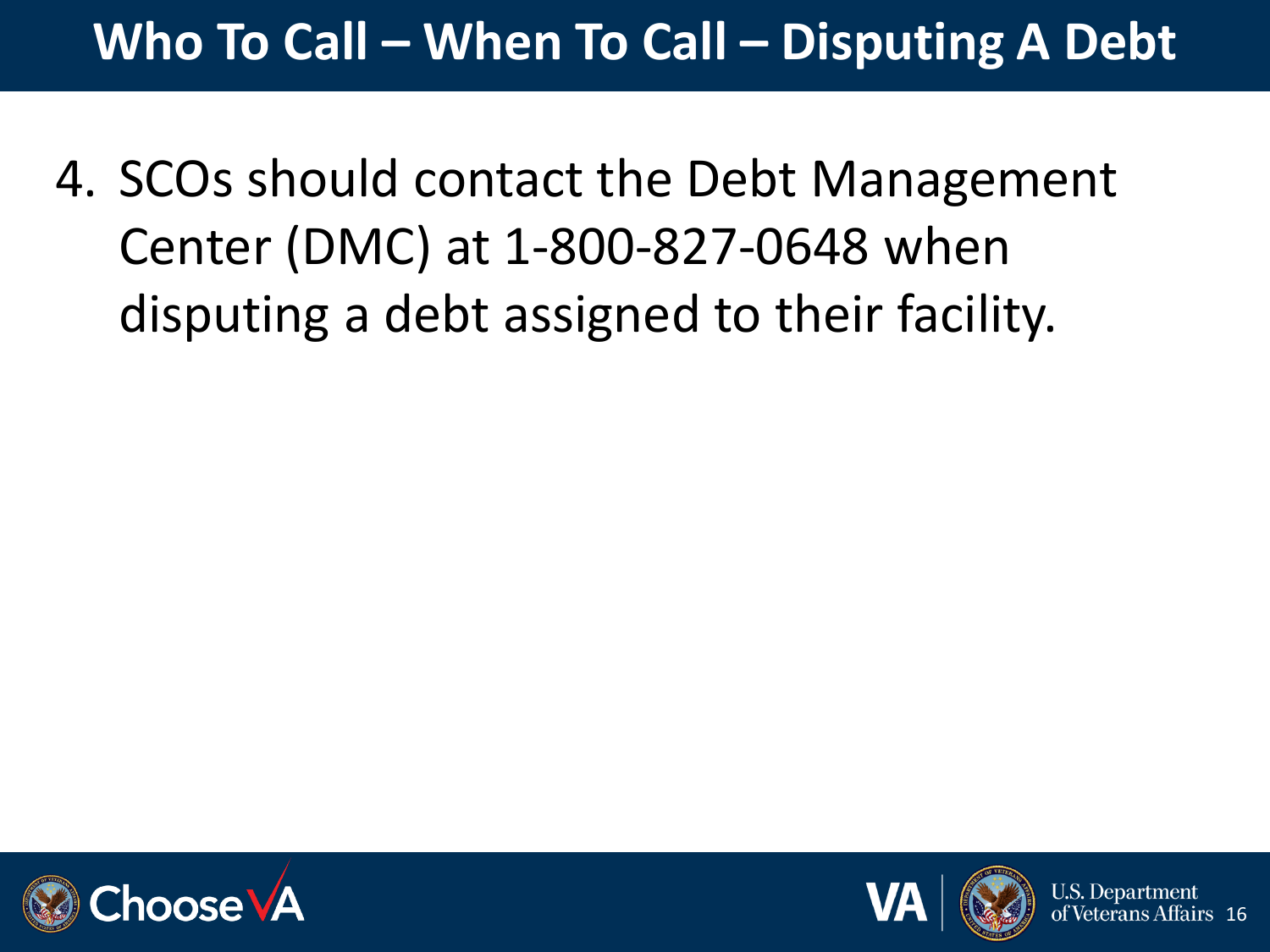# Who To Call – When To Call – Disputing A Debt

4. SCOs should contact the Debt Management Center (DMC) at 1-800-827-0648 when disputing a debt assigned to their facility.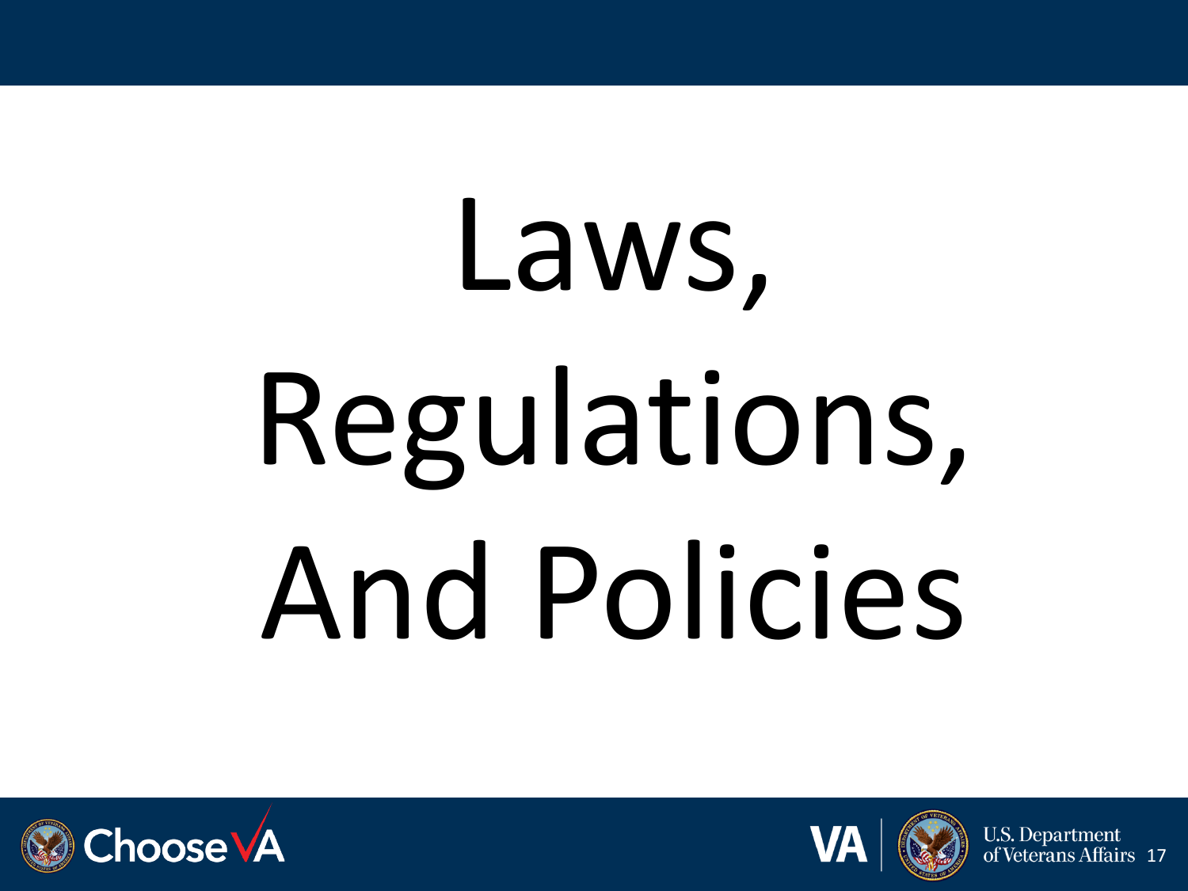# Laws, Regulations, And Policies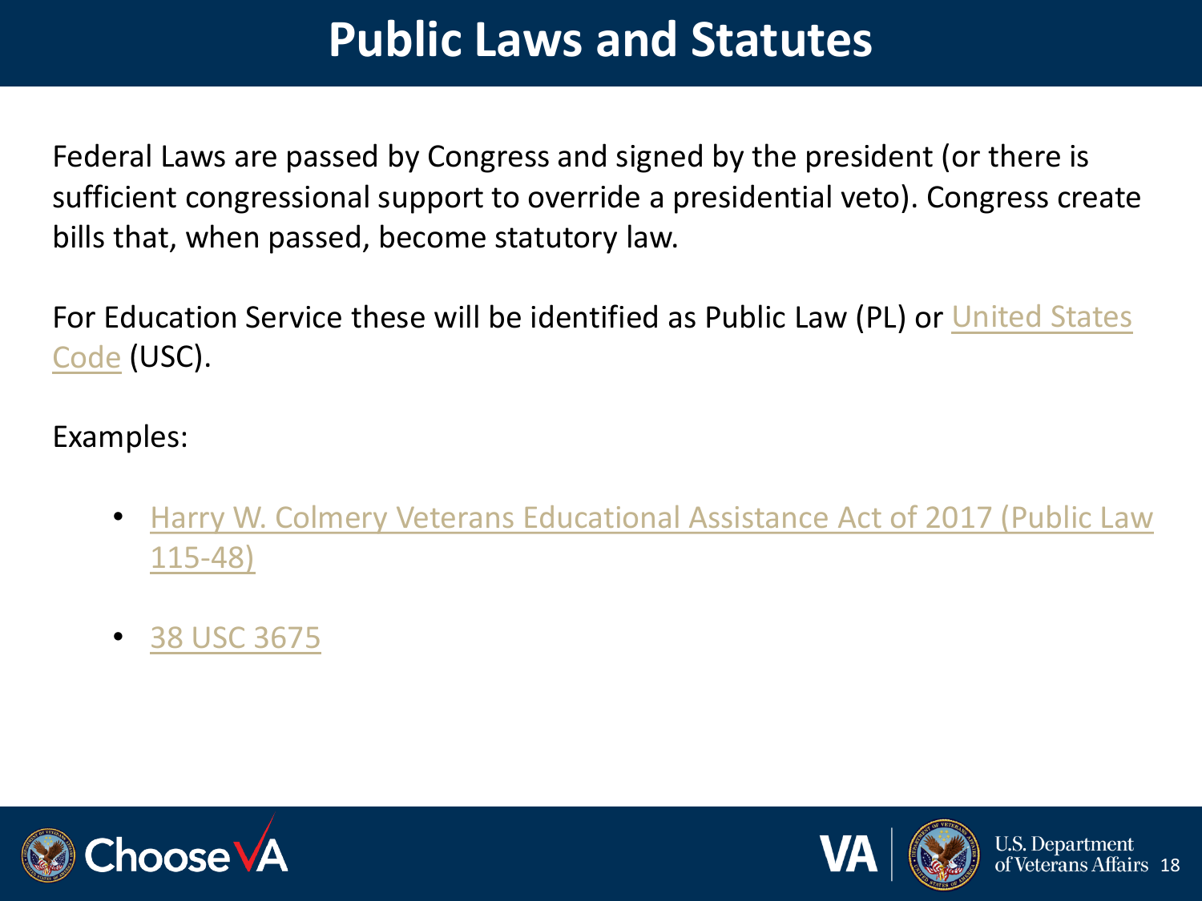# Public Laws and Statutes

Federal Laws are passed by Congress and signed by the president (or there is sufficient congressional support to override a presidential veto). Congress create bills that, when passed, become statutory law.

For Education Service these will be identified as Public Law (PL) or United States Code (USC).

Examples:

- Harry W. Colmery Veterans Educational Assistance Act of 2017 (Public Law 115-48)
- 38 USC 3675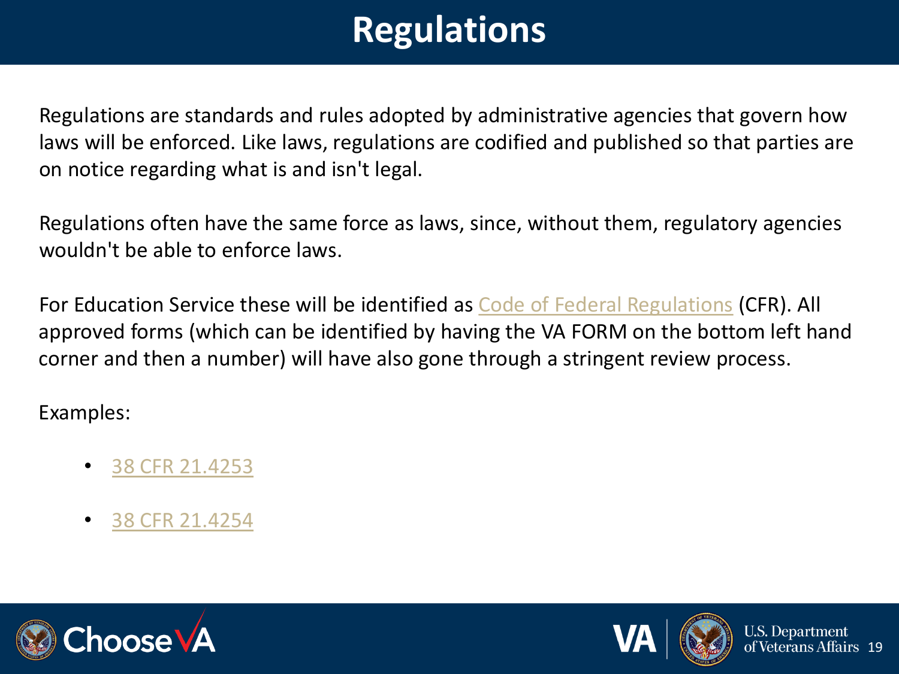# Regulations

Regulations are standards and rules adopted by administrative agencies that govern how laws will be enforced. Like laws, regulations are codified and published so that parties are on notice regarding what is and isn't legal.

Regulations often have the same force as laws, since, without them, regulatory agencies wouldn't be able to enforce laws.

For Education Service these will be identified as Code of Federal Regulations (CFR). All approved forms (which can be identified by having the VA FORM on the bottom left hand corner and then a number) will have also gone through a stringent review process.

Examples:

- 38 CFR 21.4253
- 38 CFR 21.4254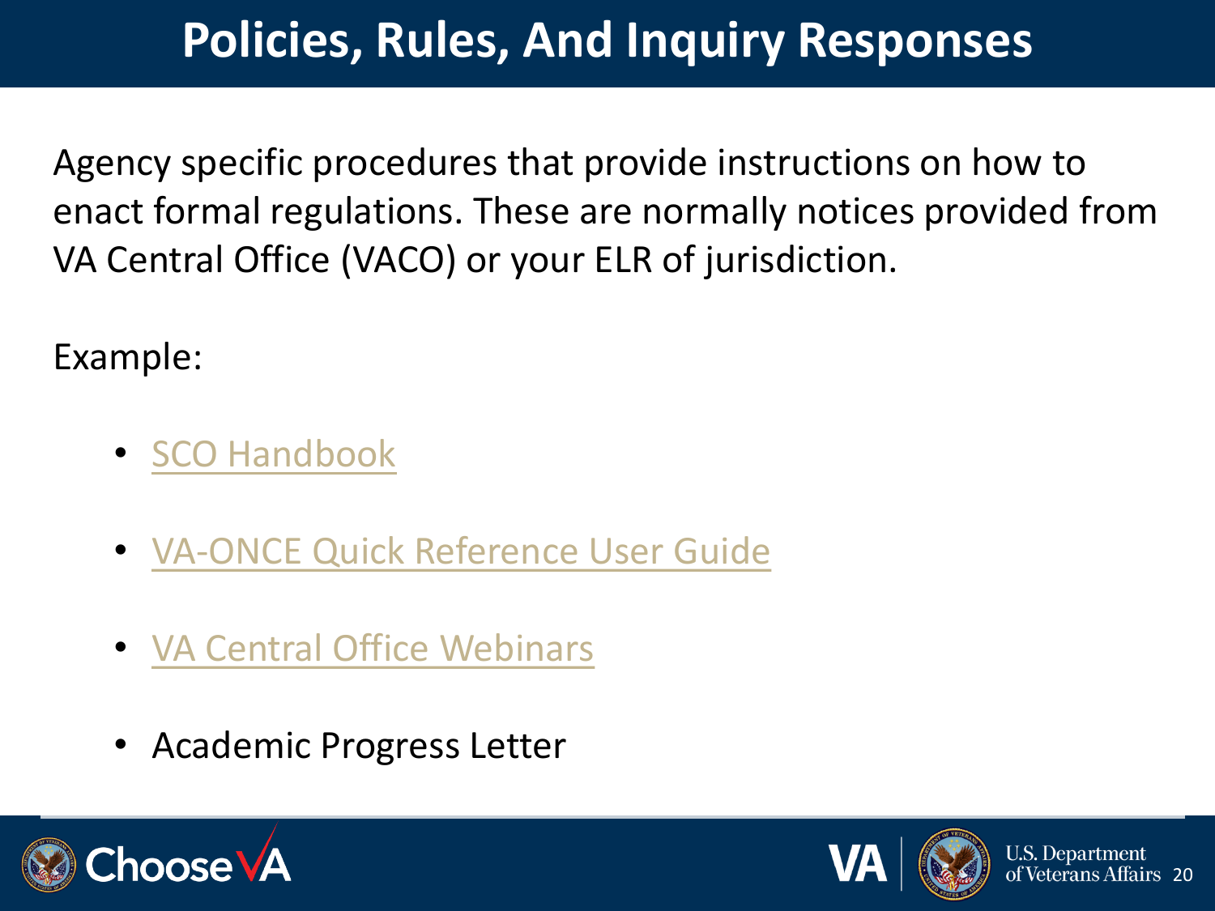# Policies, Rules, And Inquiry Responses

Agency specific procedures that provide instructions on how to enact formal regulations. These are normally notices provided from VA Central Office (VACO) or your ELR of jurisdiction.

Example:

- SCO Handbook
- VA-ONCE Quick Reference User Guide
- VA Central Office Webinars
- Academic Progress Letter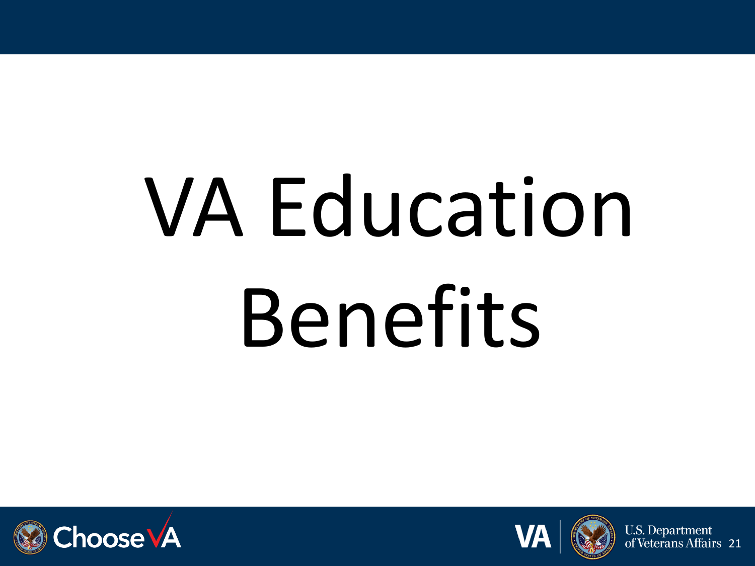# VA Education Benefits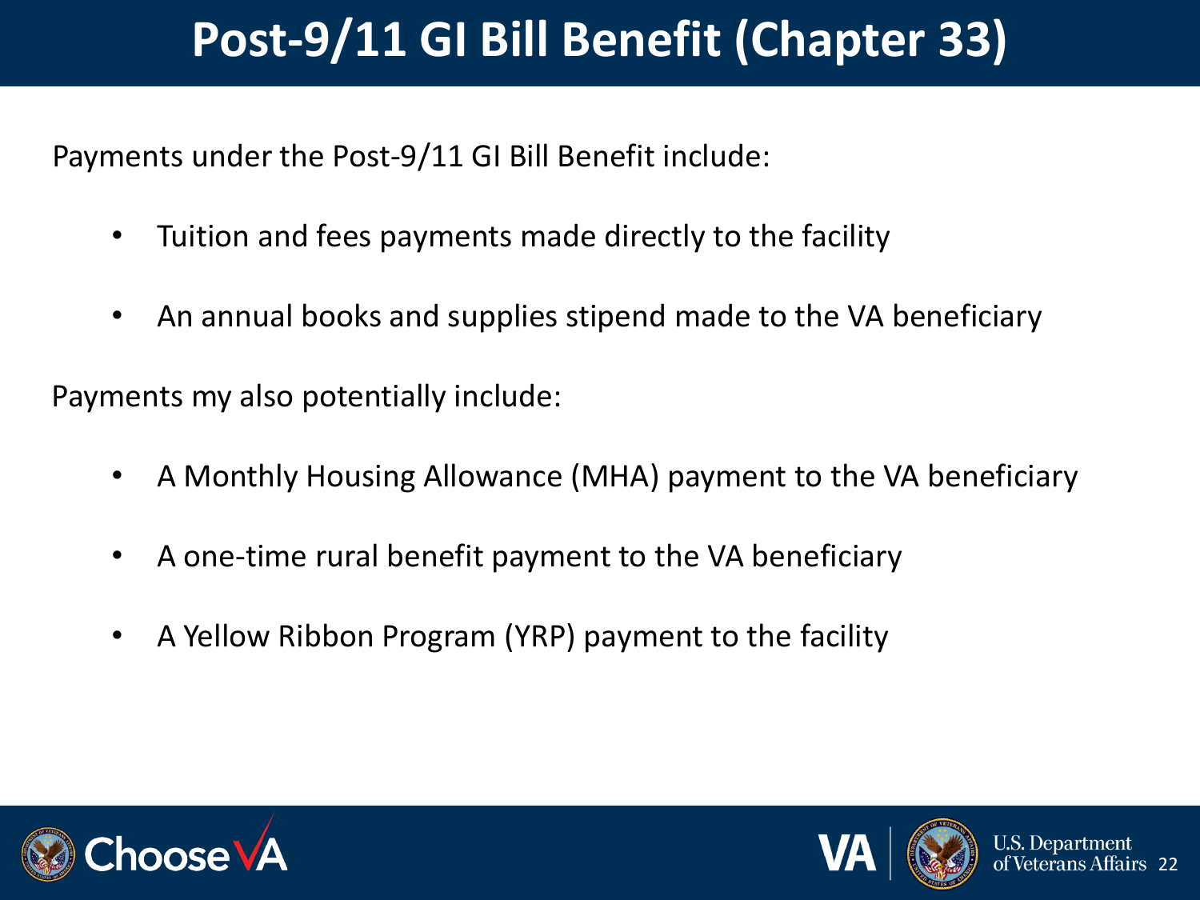# Post-9/11 GI Bill Benefit (Chapter 33)

Payments under the Post-9/11 GI Bill Benefit include:

- Tuition and fees payments made directly to the facility
- An annual books and supplies stipend made to the VA beneficiary

Payments my also potentially include:

- A Monthly Housing Allowance (MHA) payment to the VA beneficiary
- A one-time rural benefit payment to the VA beneficiary
- A Yellow Ribbon Program (YRP) payment to the facility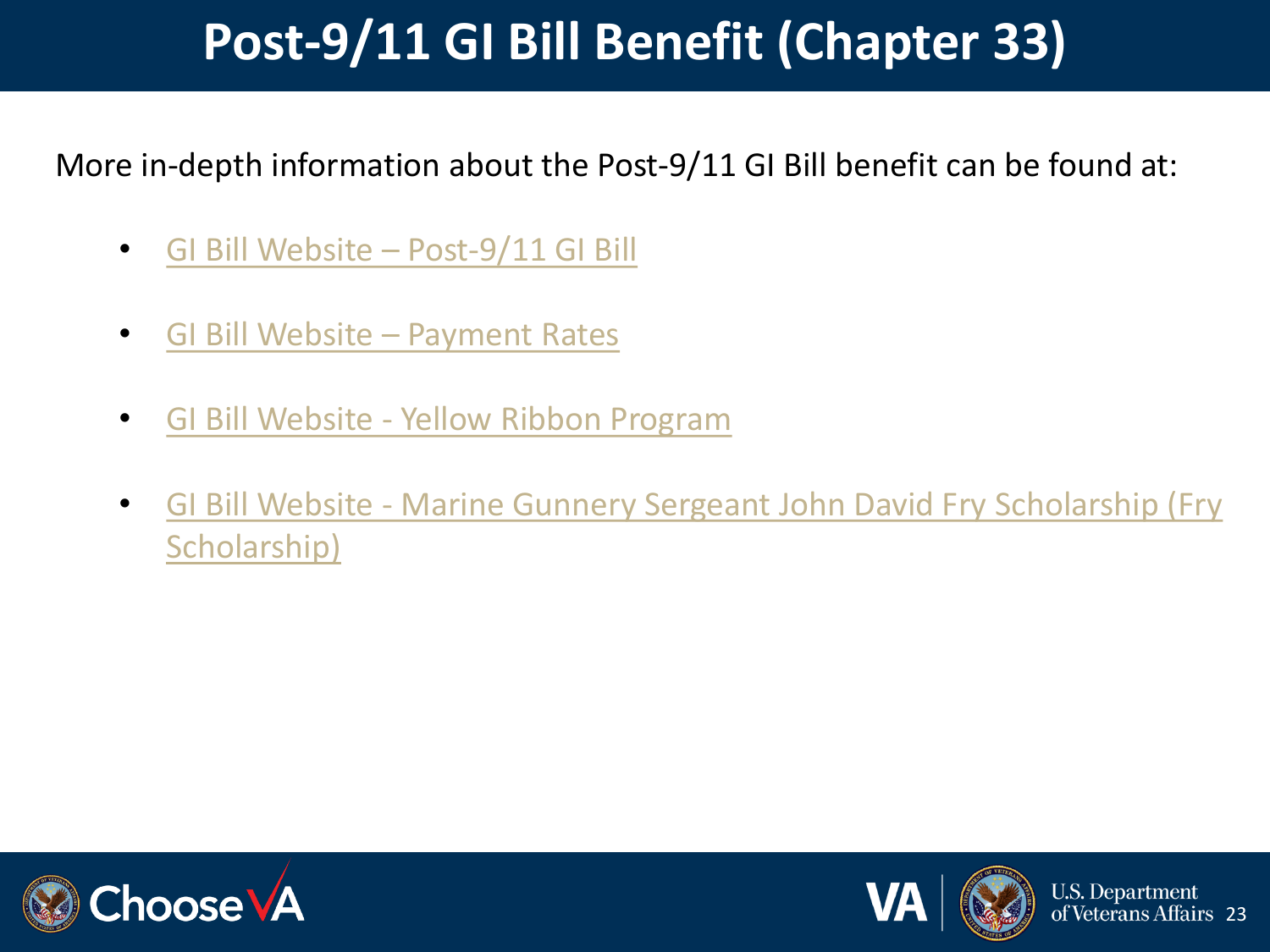# Post-9/11 GI Bill Benefit (Chapter 33)

More in-depth information about the Post-9/11 GI Bill benefit can be found at:

- GI Bill Website – Post-9/11 GI Bill
- GI Bill Website – Payment Rates
- GI Bill Website - Yellow Ribbon Program
- GI Bill Website - Marine Gunnery Sergeant John David Fry Scholarship (Fry Scholarship)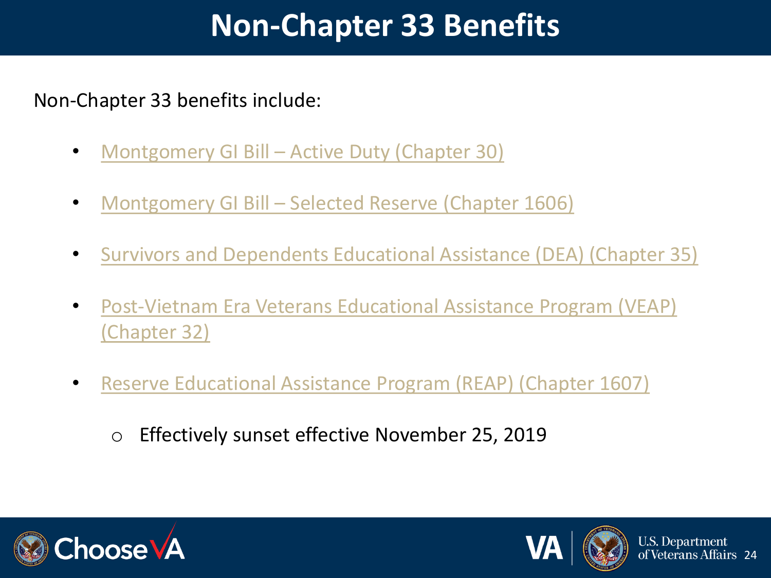# Non-Chapter 33 Benefits

Non-Chapter 33 benefits include:

- Montgomery GI Bill – Active Duty (Chapter 30)
- Montgomery GI Bill – Selected Reserve (Chapter 1606)
- Survivors and Dependents Educational Assistance (DEA) (Chapter 35)
- Post-Vietnam Era Veterans Educational Assistance Program (VEAP) (Chapter 32)
- Reserve Educational Assistance Program (REAP) (Chapter 1607)
  - Effectively sunset effective November 25, 2019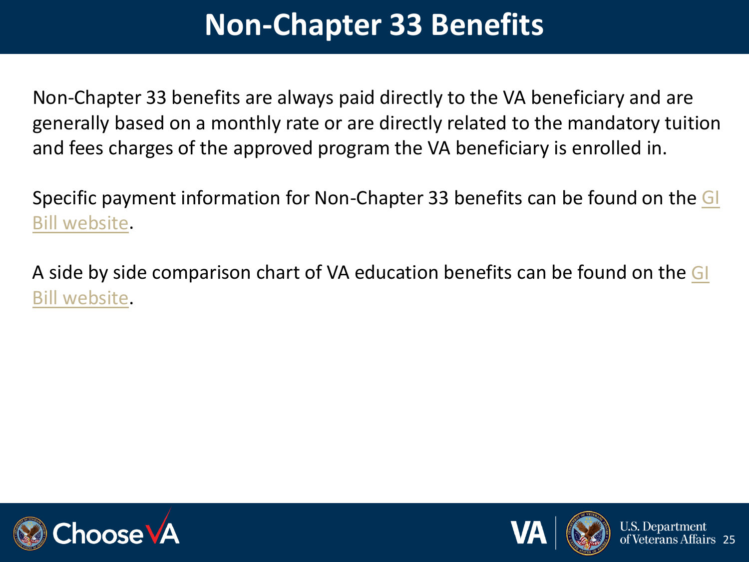# Non-Chapter 33 Benefits

Non-Chapter 33 benefits are always paid directly to the VA beneficiary and are generally based on a monthly rate or are directly related to the mandatory tuition and fees charges of the approved program the VA beneficiary is enrolled in.

Specific payment information for Non-Chapter 33 benefits can be found on the GI Bill website.

A side by side comparison chart of VA education benefits can be found on the GI Bill website.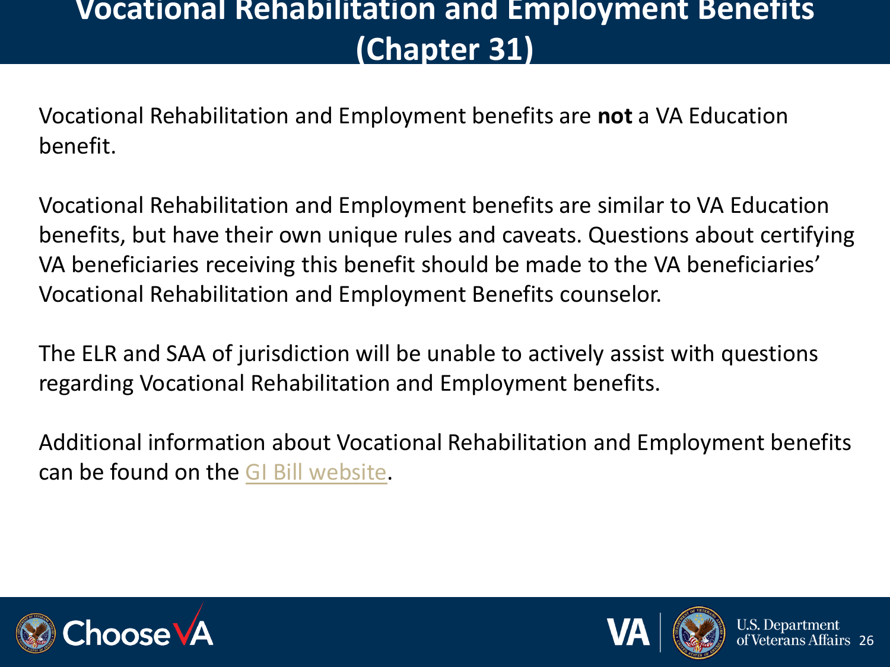# Vocational Rehabilitation and Employment Benefits (Chapter 31)

Vocational Rehabilitation and Employment benefits are **not** a VA Education benefit.

Vocational Rehabilitation and Employment benefits are similar to VA Education benefits, but have their own unique rules and caveats. Questions about certifying VA beneficiaries receiving this benefit should be made to the VA beneficiaries' Vocational Rehabilitation and Employment Benefits counselor.

The ELR and SAA of jurisdiction will be unable to actively assist with questions regarding Vocational Rehabilitation and Employment benefits.

Additional information about Vocational Rehabilitation and Employment benefits can be found on the GI Bill website.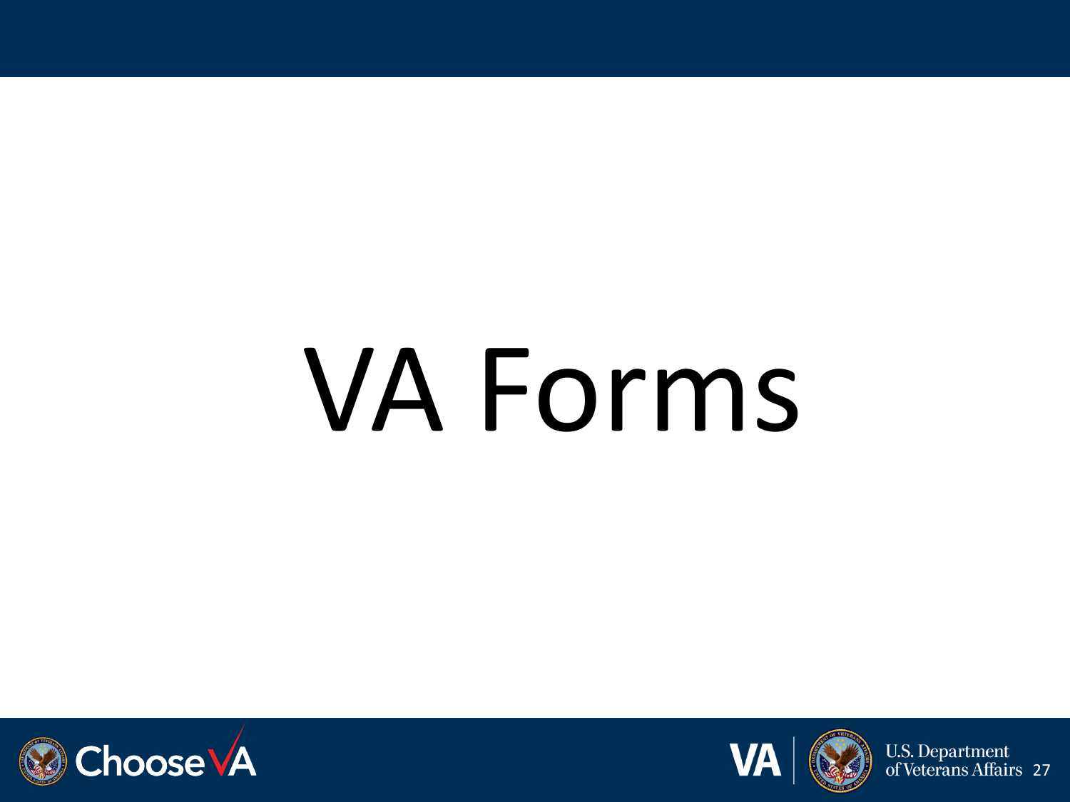# VA Forms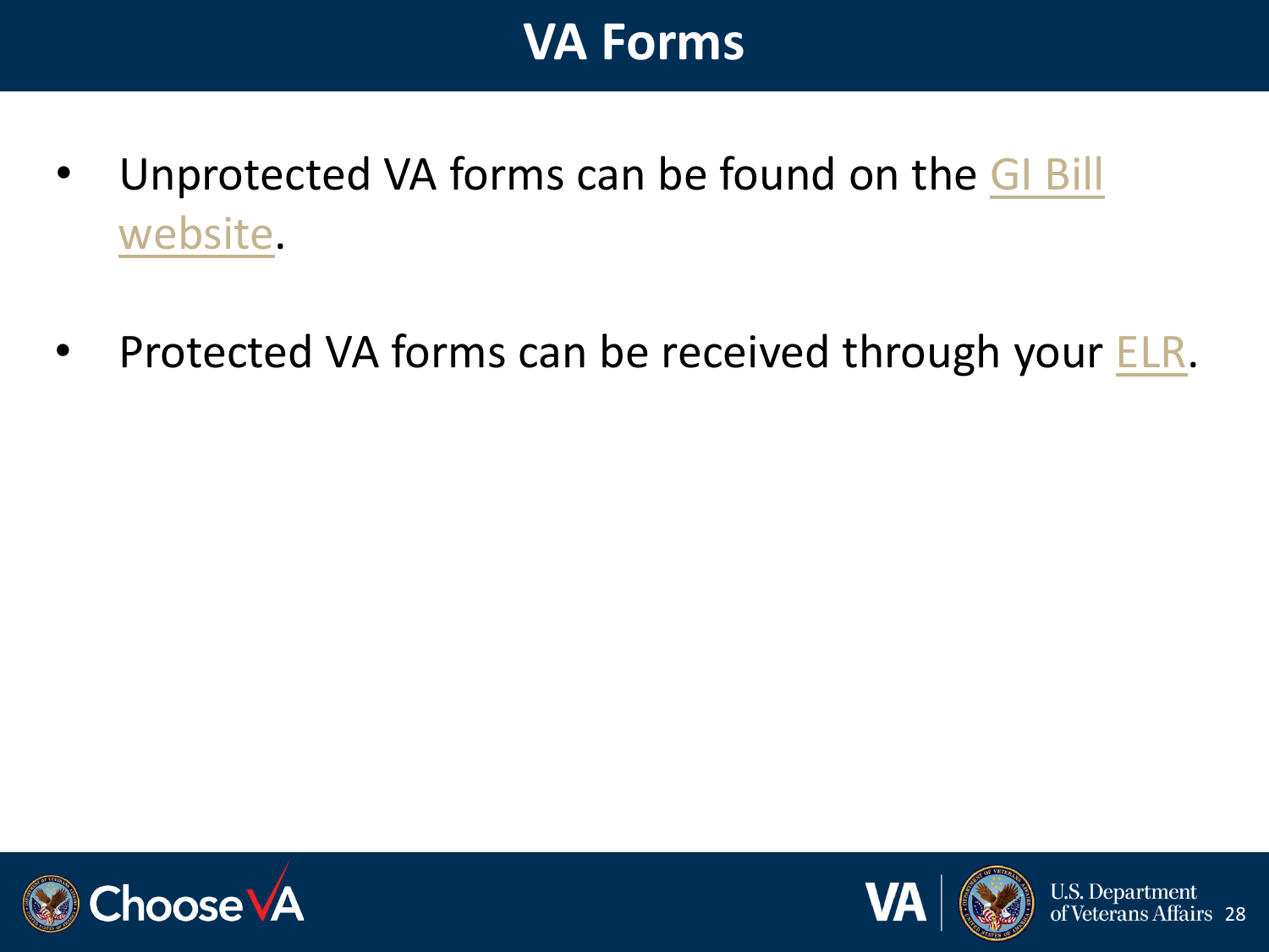# VA Forms

- Unprotected VA forms can be found on the GI Bill website.
- Protected VA forms can be received through your ELR.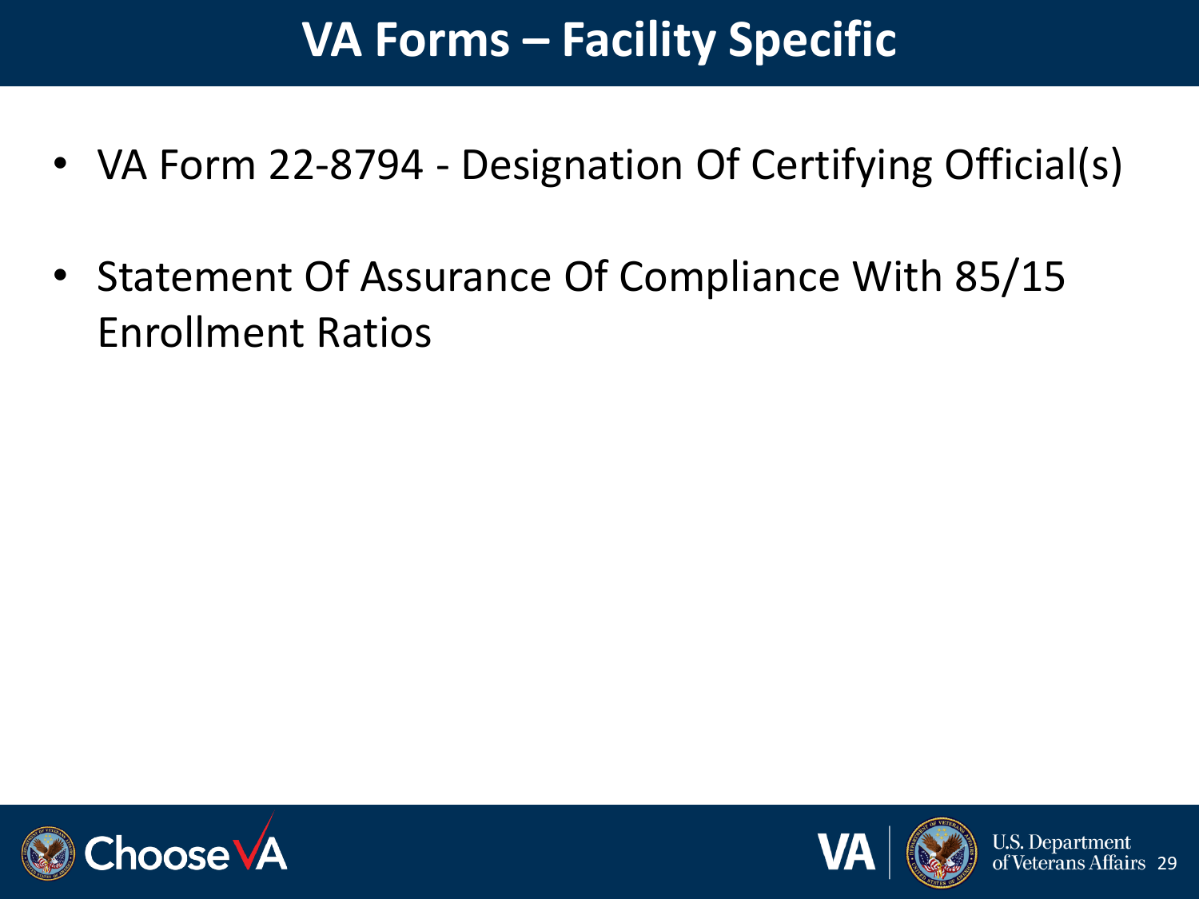# VA Forms – Facility Specific

- VA Form 22-8794 - Designation Of Certifying Official(s)
- Statement Of Assurance Of Compliance With 85/15 Enrollment Ratios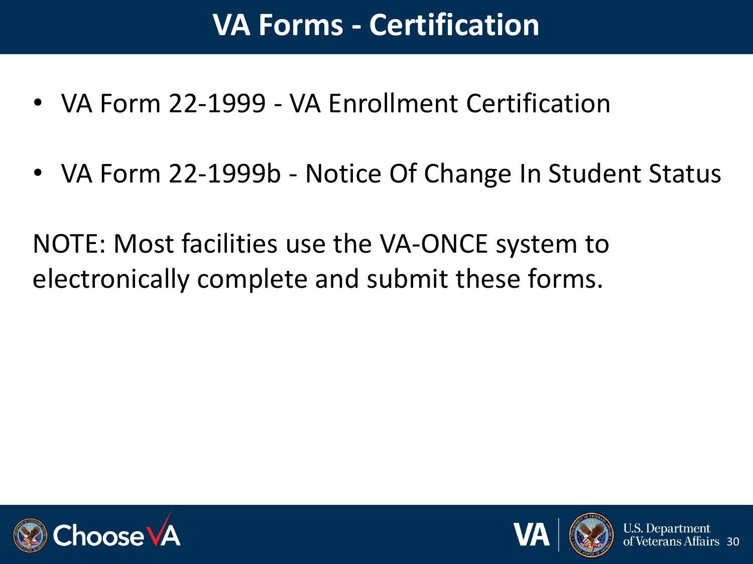# VA Forms - Certification

- VA Form 22-1999 - VA Enrollment Certification
- VA Form 22-1999b - Notice Of Change In Student Status

NOTE: Most facilities use the VA-ONCE system to electronically complete and submit these forms.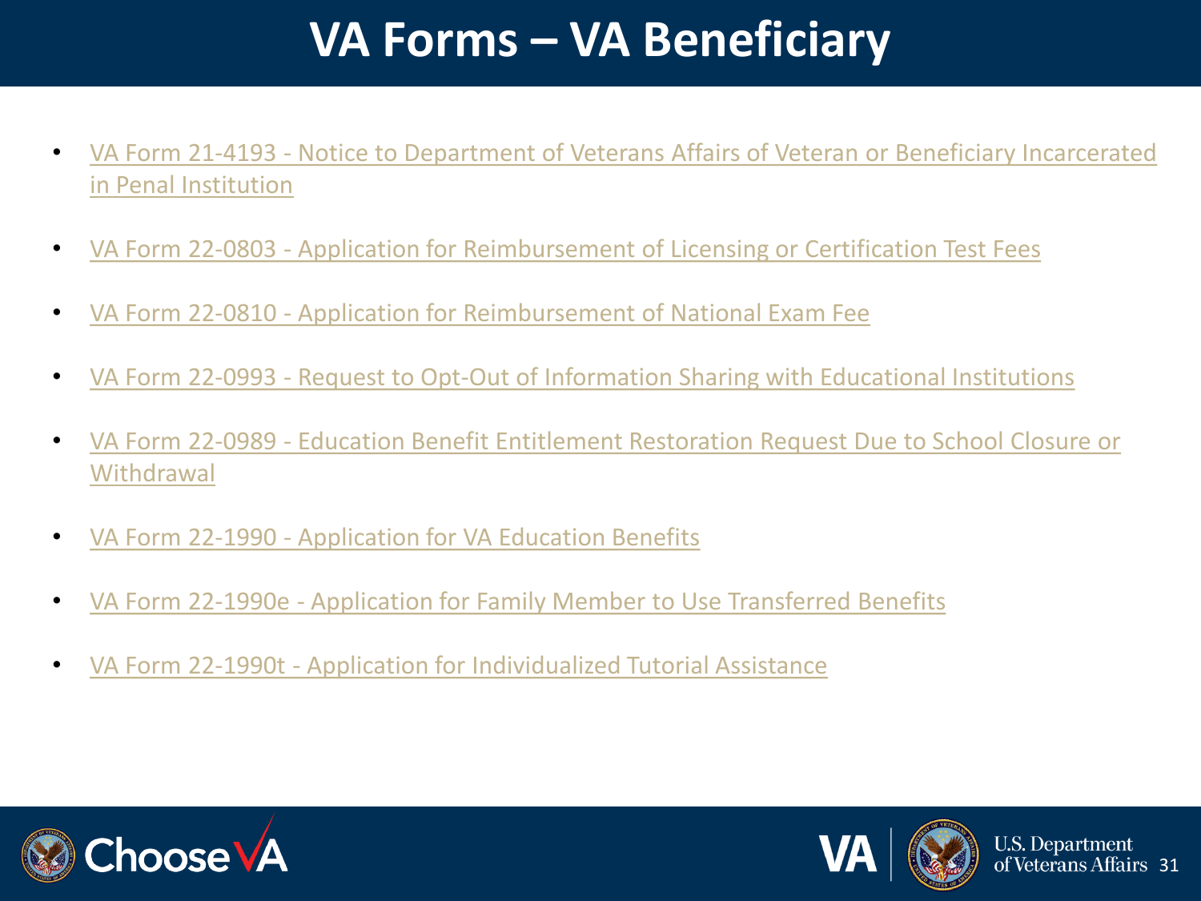# VA Forms – VA Beneficiary

- VA Form 21-4193 - Notice to Department of Veterans Affairs of Veteran or Beneficiary Incarcerated in Penal Institution
- VA Form 22-0803 - Application for Reimbursement of Licensing or Certification Test Fees
- VA Form 22-0810 - Application for Reimbursement of National Exam Fee
- VA Form 22-0993 - Request to Opt-Out of Information Sharing with Educational Institutions
- VA Form 22-0989 - Education Benefit Entitlement Restoration Request Due to School Closure or Withdrawal
- VA Form 22-1990 - Application for VA Education Benefits
- VA Form 22-1990e - Application for Family Member to Use Transferred Benefits
- VA Form 22-1990t - Application for Individualized Tutorial Assistance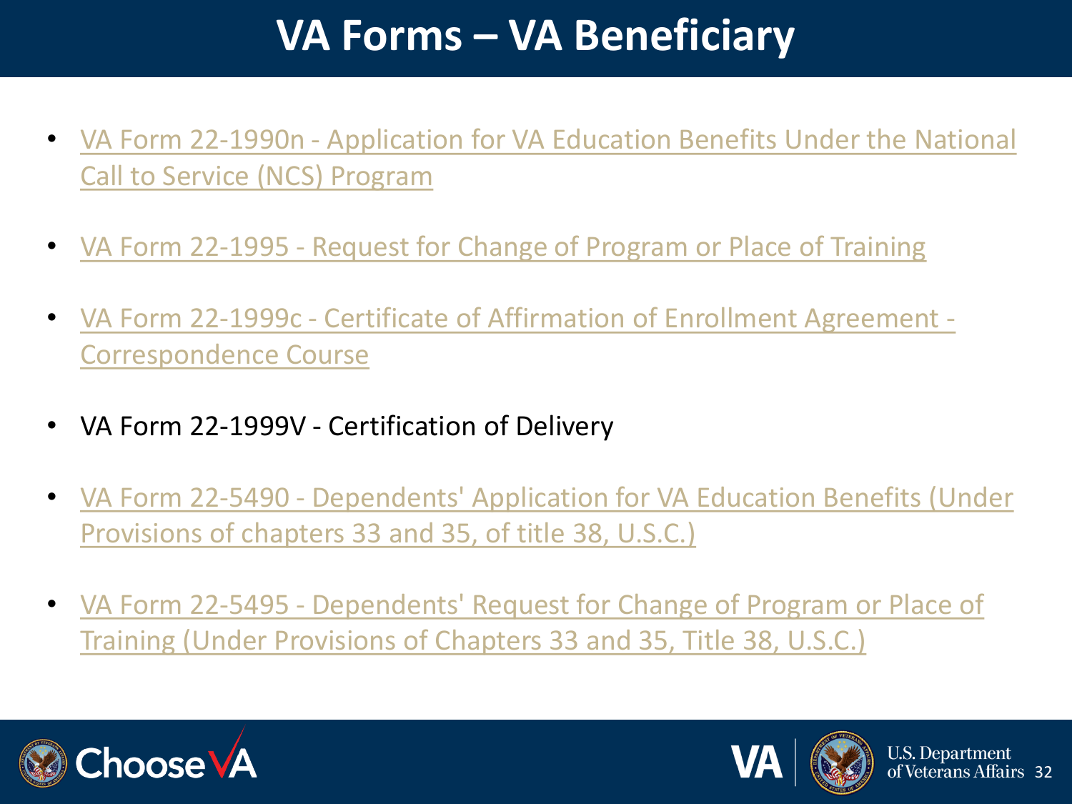# VA Forms – VA Beneficiary

- VA Form 22-1990n - Application for VA Education Benefits Under the National Call to Service (NCS) Program
- VA Form 22-1995 - Request for Change of Program or Place of Training
- VA Form 22-1999c - Certificate of Affirmation of Enrollment Agreement - Correspondence Course
- VA Form 22-1999V - Certification of Delivery
- VA Form 22-5490 - Dependents' Application for VA Education Benefits (Under Provisions of chapters 33 and 35, of title 38, U.S.C.)
- VA Form 22-5495 - Dependents' Request for Change of Program or Place of Training (Under Provisions of Chapters 33 and 35, Title 38, U.S.C.)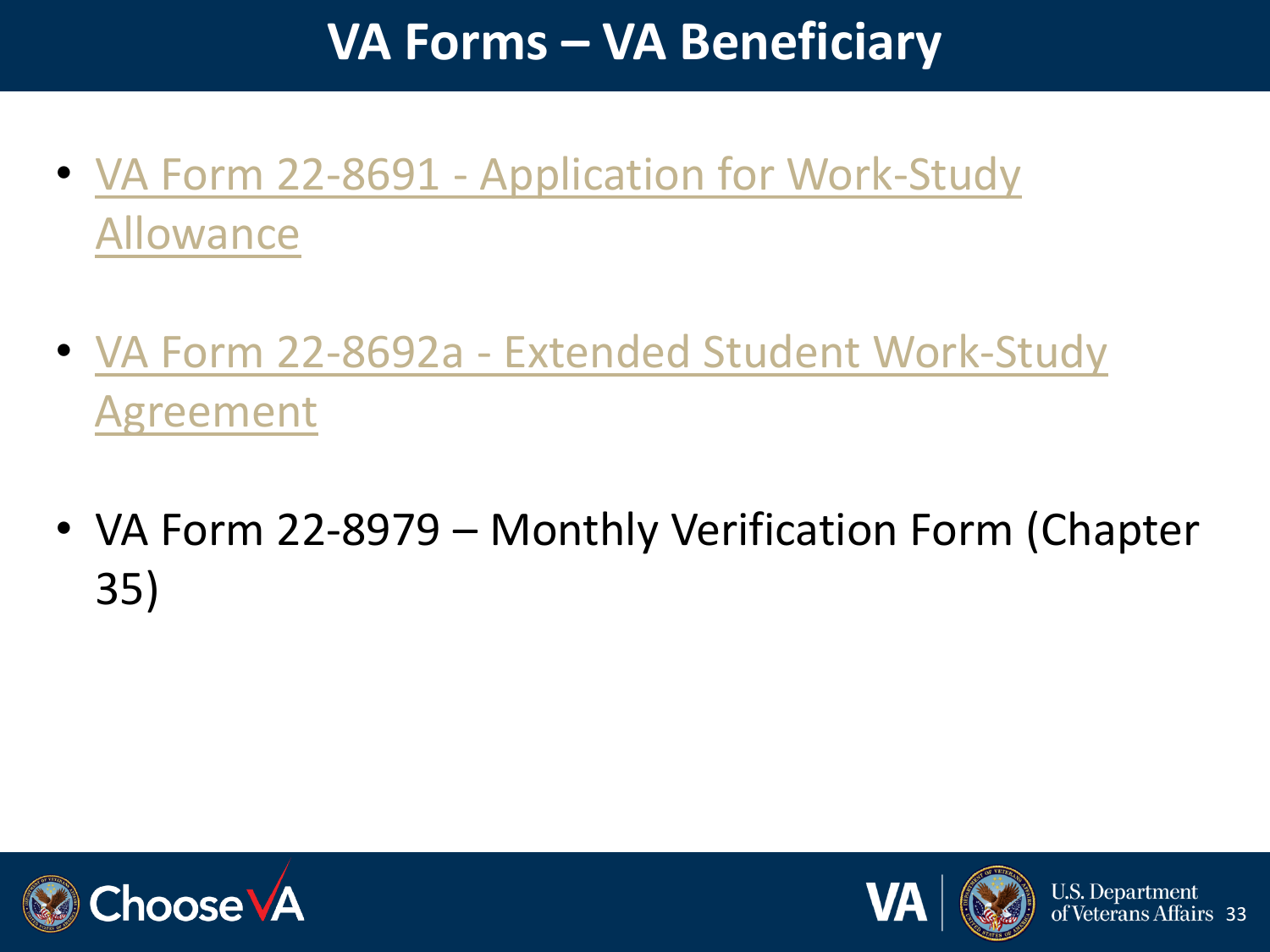# VA Forms – VA Beneficiary

- VA Form 22-8691 - Application for Work-Study Allowance
- VA Form 22-8692a - Extended Student Work-Study Agreement
- VA Form 22-8979 – Monthly Verification Form (Chapter 35)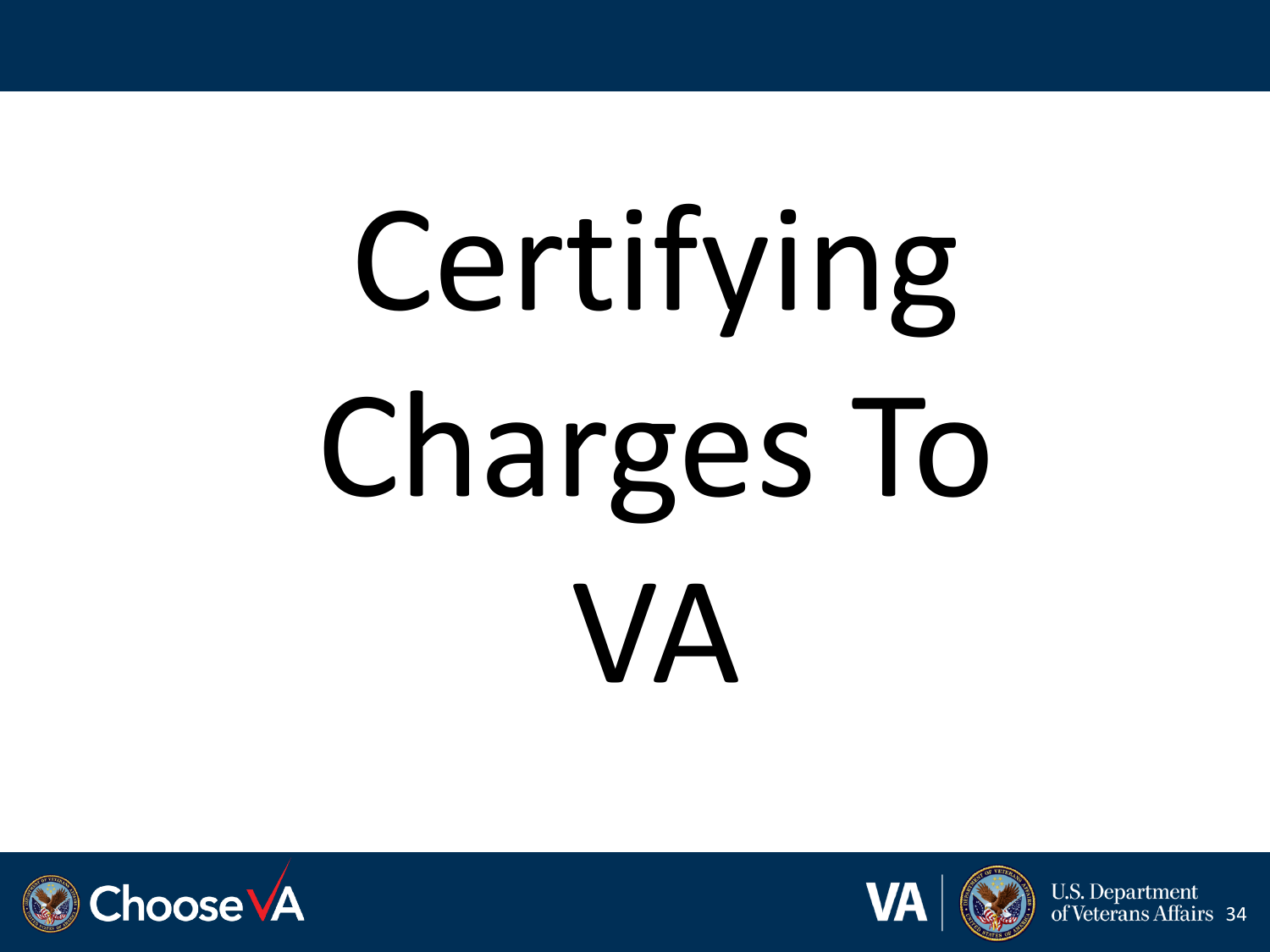# Certifying Charges To VA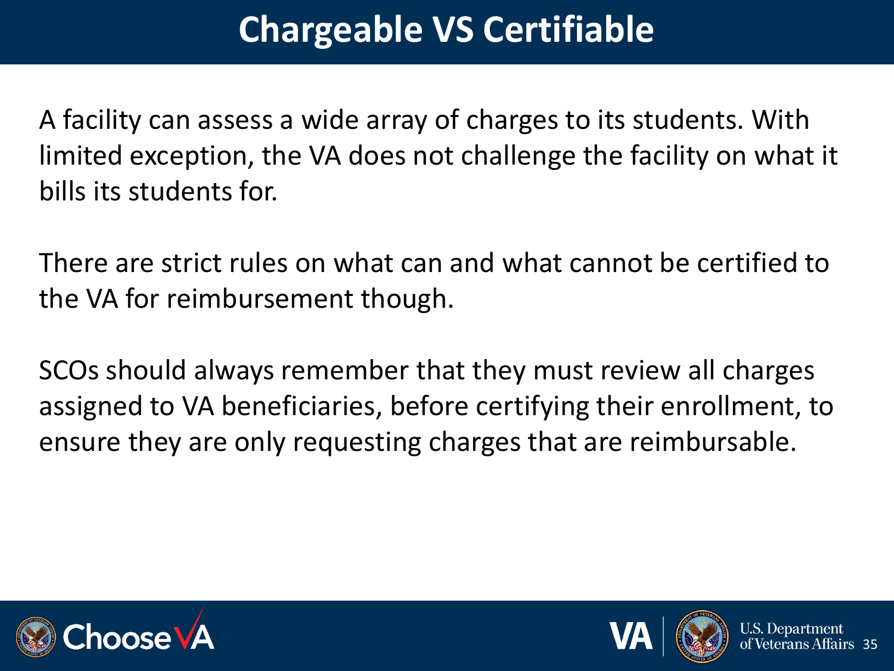# Chargeable VS Certifiable

A facility can assess a wide array of charges to its students. With limited exception, the VA does not challenge the facility on what it bills its students for.

There are strict rules on what can and what cannot be certified to the VA for reimbursement though.

SCOs should always remember that they must review all charges assigned to VA beneficiaries, before certifying their enrollment, to ensure they are only requesting charges that are reimbursable.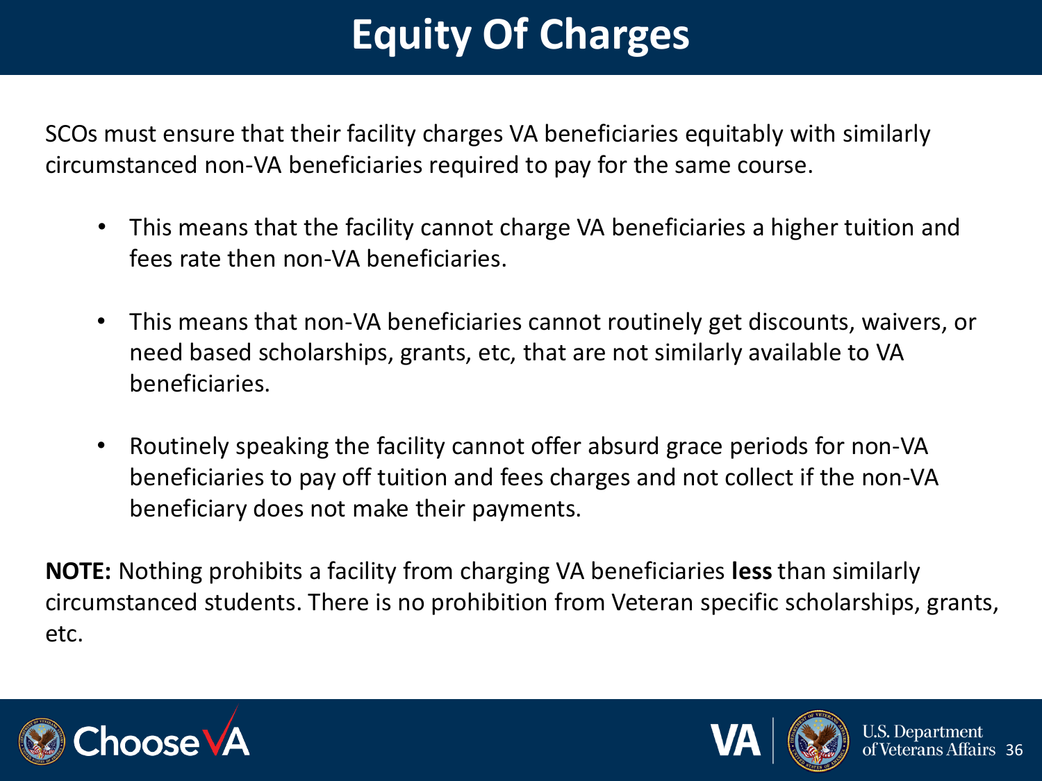# Equity Of Charges

SCOs must ensure that their facility charges VA beneficiaries equitably with similarly circumstanced non-VA beneficiaries required to pay for the same course.

- This means that the facility cannot charge VA beneficiaries a higher tuition and fees rate then non-VA beneficiaries.
- This means that non-VA beneficiaries cannot routinely get discounts, waivers, or need based scholarships, grants, etc, that are not similarly available to VA beneficiaries.
- Routinely speaking the facility cannot offer absurd grace periods for non-VA beneficiaries to pay off tuition and fees charges and not collect if the non-VA beneficiary does not make their payments.

**NOTE:** Nothing prohibits a facility from charging VA beneficiaries **less** than similarly circumstanced students. There is no prohibition from Veteran specific scholarships, grants, etc.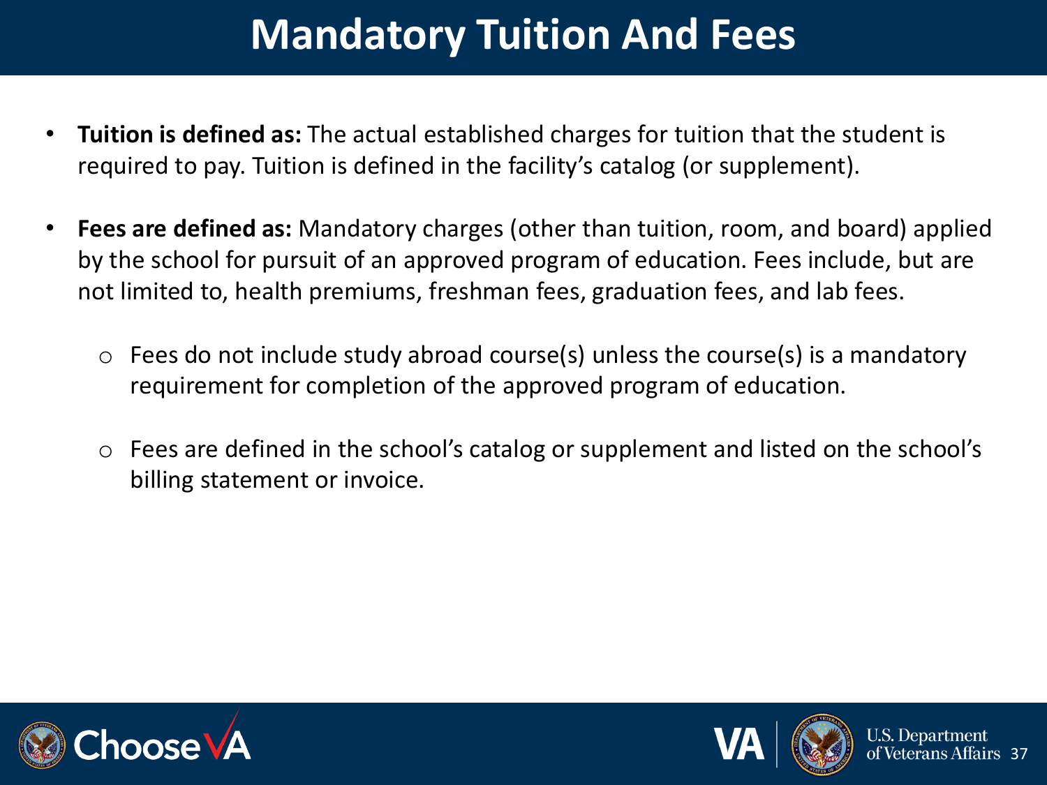# Mandatory Tuition And Fees

- **Tuition is defined as:** The actual established charges for tuition that the student is required to pay. Tuition is defined in the facility's catalog (or supplement).

- **Fees are defined as:** Mandatory charges (other than tuition, room, and board) applied by the school for pursuit of an approved program of education. Fees include, but are not limited to, health premiums, freshman fees, graduation fees, and lab fees.

  - Fees do not include study abroad course(s) unless the course(s) is a mandatory requirement for completion of the approved program of education.

  - Fees are defined in the school's catalog or supplement and listed on the school's billing statement or invoice.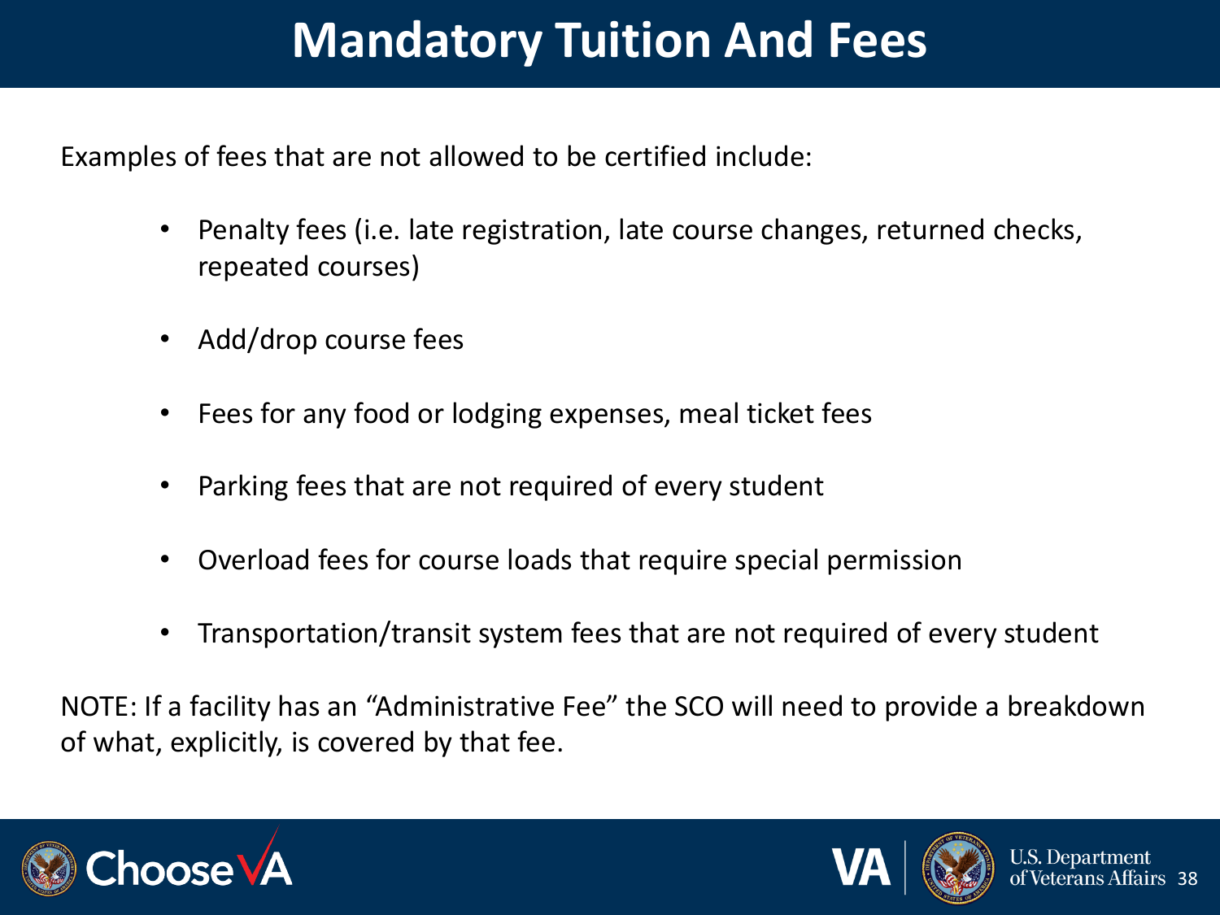# Mandatory Tuition And Fees

Examples of fees that are not allowed to be certified include:

- Penalty fees (i.e. late registration, late course changes, returned checks, repeated courses)
- Add/drop course fees
- Fees for any food or lodging expenses, meal ticket fees
- Parking fees that are not required of every student
- Overload fees for course loads that require special permission
- Transportation/transit system fees that are not required of every student

NOTE: If a facility has an "Administrative Fee" the SCO will need to provide a breakdown of what, explicitly, is covered by that fee.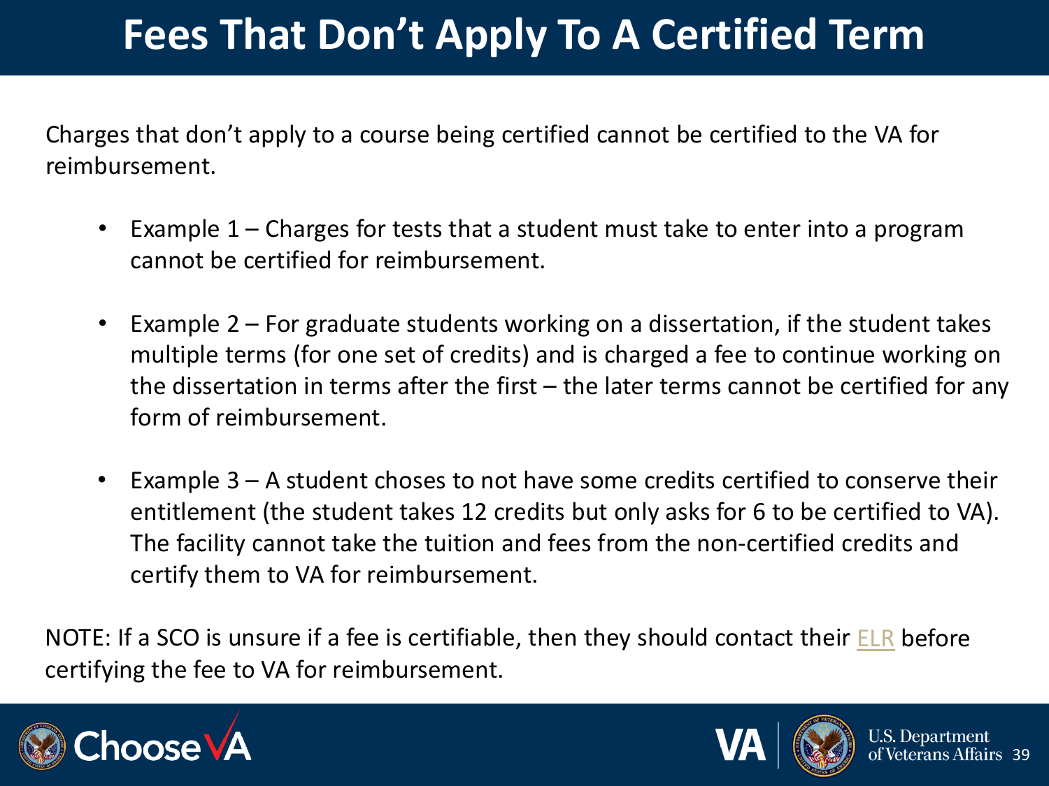# Fees That Don't Apply To A Certified Term

Charges that don't apply to a course being certified cannot be certified to the VA for reimbursement.

- Example 1 – Charges for tests that a student must take to enter into a program cannot be certified for reimbursement.
- Example 2 – For graduate students working on a dissertation, if the student takes multiple terms (for one set of credits) and is charged a fee to continue working on the dissertation in terms after the first – the later terms cannot be certified for any form of reimbursement.
- Example 3 – A student choses to not have some credits certified to conserve their entitlement (the student takes 12 credits but only asks for 6 to be certified to VA). The facility cannot take the tuition and fees from the non-certified credits and certify them to VA for reimbursement.

NOTE: If a SCO is unsure if a fee is certifiable, then they should contact their ELR before certifying the fee to VA for reimbursement.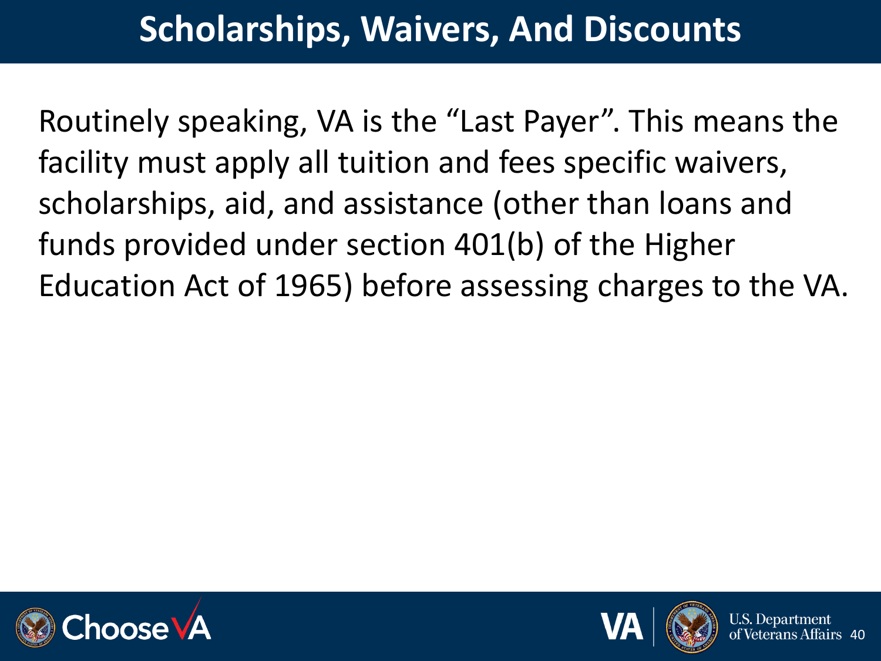# Scholarships, Waivers, And Discounts

Routinely speaking, VA is the "Last Payer". This means the facility must apply all tuition and fees specific waivers, scholarships, aid, and assistance (other than loans and funds provided under section 401(b) of the Higher Education Act of 1965) before assessing charges to the VA.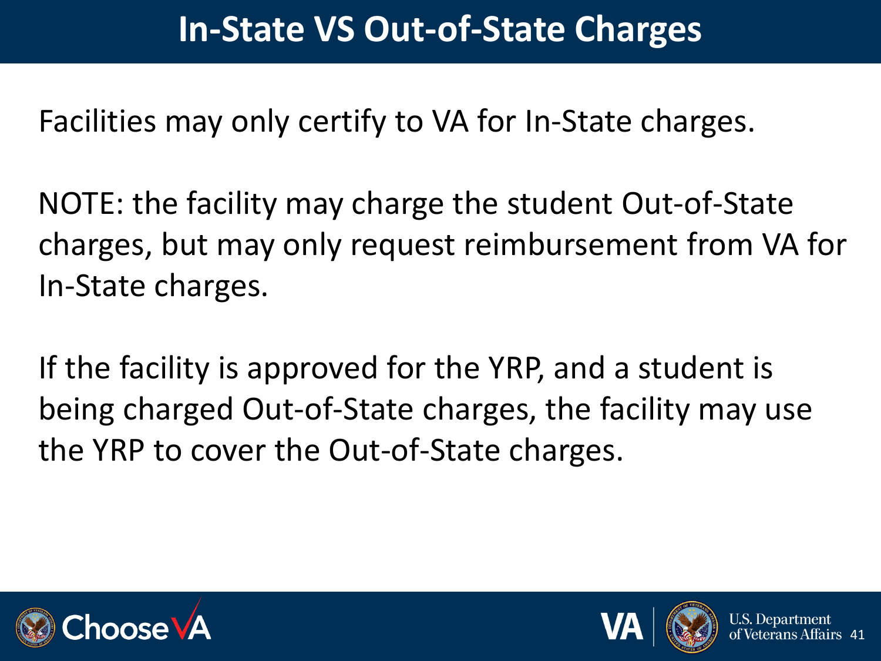# In-State VS Out-of-State Charges

Facilities may only certify to VA for In-State charges.

NOTE: the facility may charge the student Out-of-State charges, but may only request reimbursement from VA for In-State charges.

If the facility is approved for the YRP, and a student is being charged Out-of-State charges, the facility may use the YRP to cover the Out-of-State charges.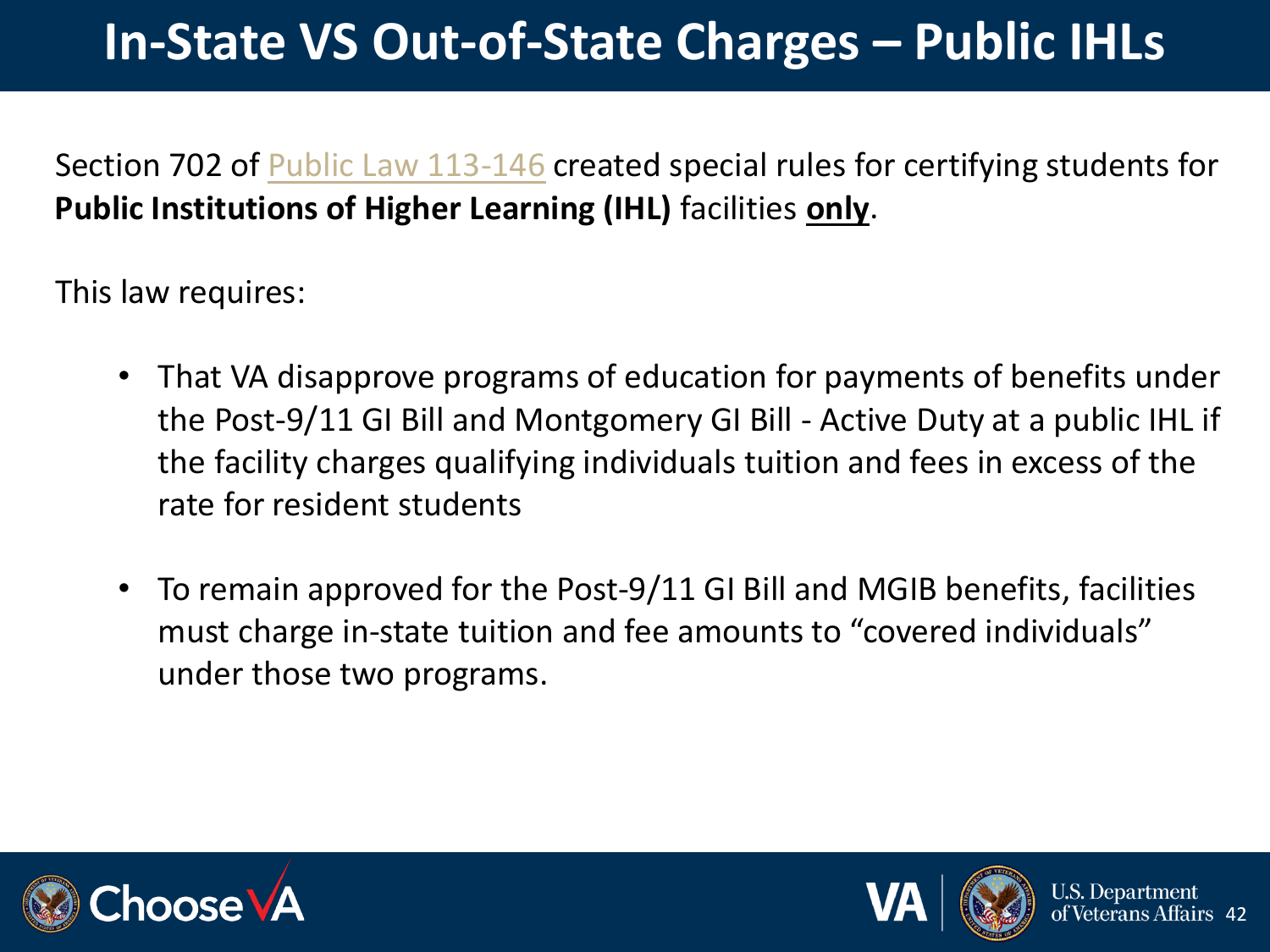# In-State VS Out-of-State Charges – Public IHLs

Section 702 of Public Law 113-146 created special rules for certifying students for **Public Institutions of Higher Learning (IHL)** facilities **only**.

This law requires:

- That VA disapprove programs of education for payments of benefits under the Post-9/11 GI Bill and Montgomery GI Bill - Active Duty at a public IHL if the facility charges qualifying individuals tuition and fees in excess of the rate for resident students

- To remain approved for the Post-9/11 GI Bill and MGIB benefits, facilities must charge in-state tuition and fee amounts to "covered individuals" under those two programs.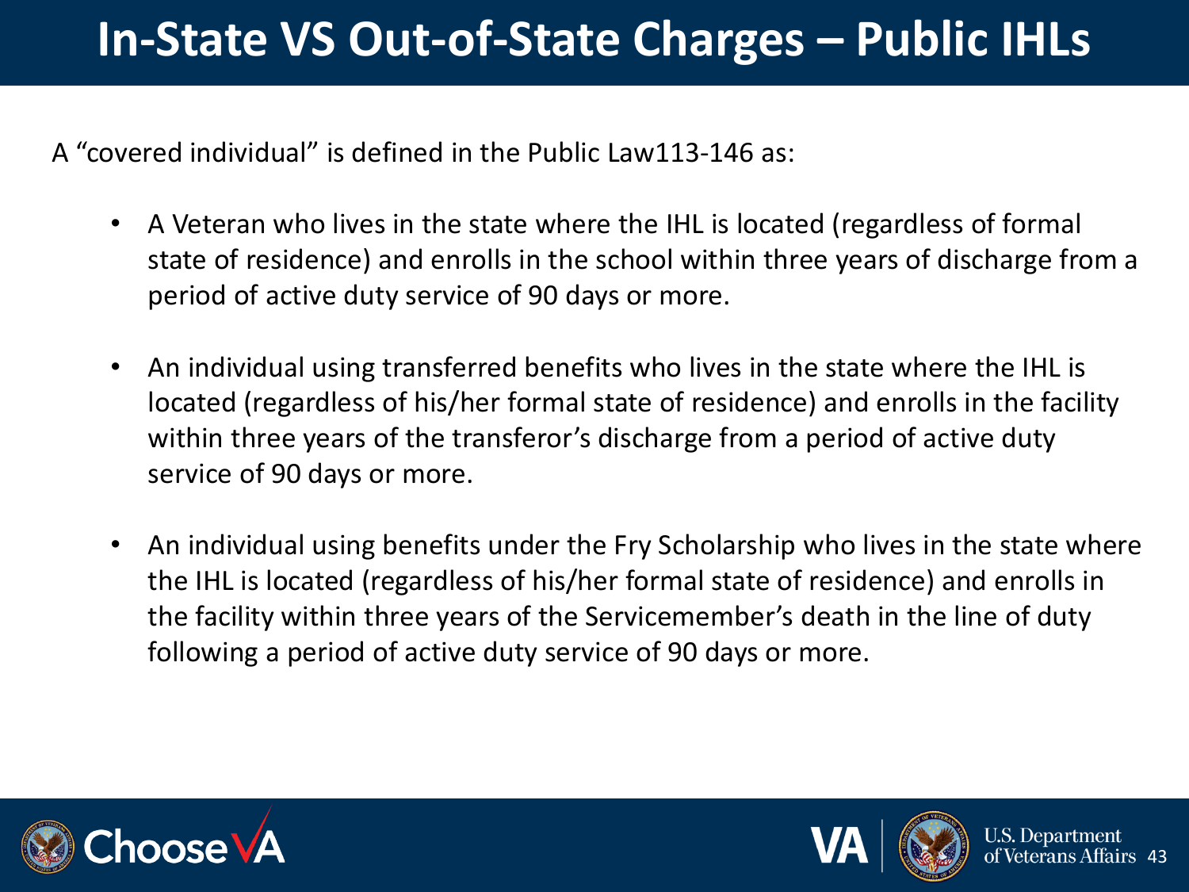# In-State VS Out-of-State Charges – Public IHLs

A "covered individual" is defined in the Public Law113-146 as:

- A Veteran who lives in the state where the IHL is located (regardless of formal state of residence) and enrolls in the school within three years of discharge from a period of active duty service of 90 days or more.

- An individual using transferred benefits who lives in the state where the IHL is located (regardless of his/her formal state of residence) and enrolls in the facility within three years of the transferor's discharge from a period of active duty service of 90 days or more.

- An individual using benefits under the Fry Scholarship who lives in the state where the IHL is located (regardless of his/her formal state of residence) and enrolls in the facility within three years of the Servicemember's death in the line of duty following a period of active duty service of 90 days or more.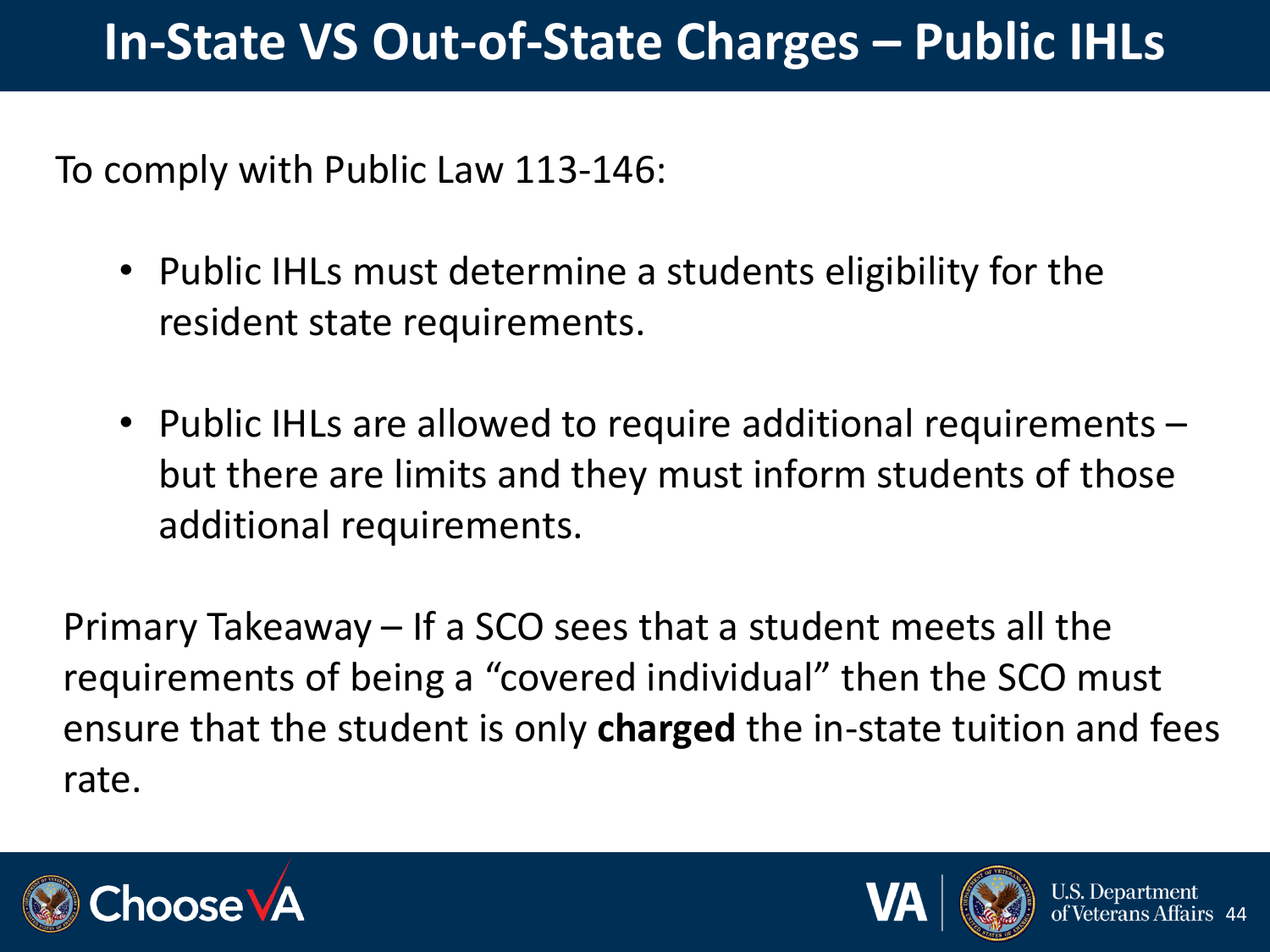# In-State VS Out-of-State Charges – Public IHLs

To comply with Public Law 113-146:

- Public IHLs must determine a students eligibility for the resident state requirements.
- Public IHLs are allowed to require additional requirements – but there are limits and they must inform students of those additional requirements.

Primary Takeaway – If a SCO sees that a student meets all the requirements of being a "covered individual" then the SCO must ensure that the student is only **charged** the in-state tuition and fees rate.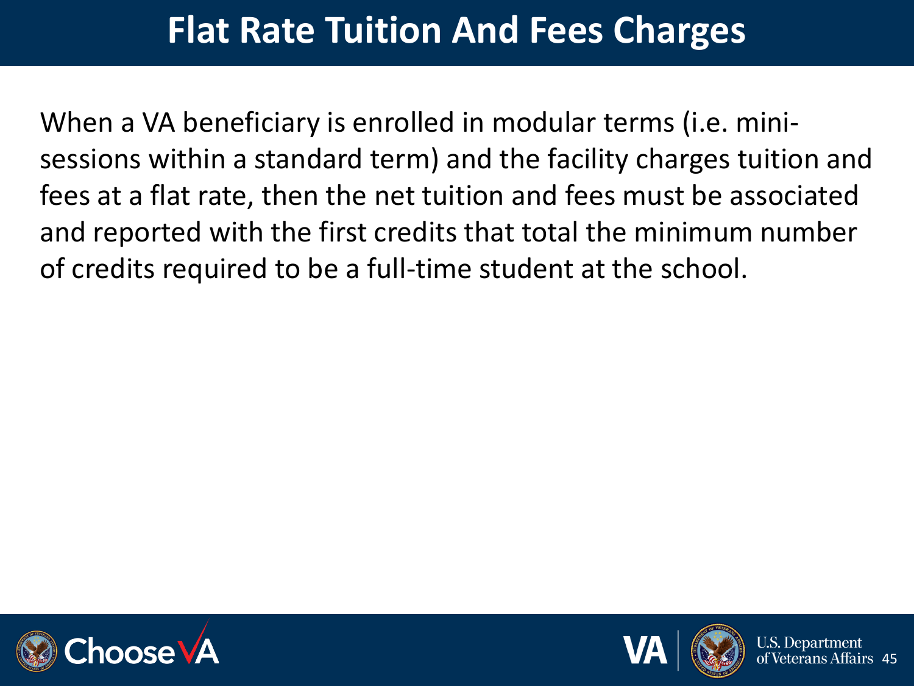# Flat Rate Tuition And Fees Charges

When a VA beneficiary is enrolled in modular terms (i.e. mini-sessions within a standard term) and the facility charges tuition and fees at a flat rate, then the net tuition and fees must be associated and reported with the first credits that total the minimum number of credits required to be a full-time student at the school.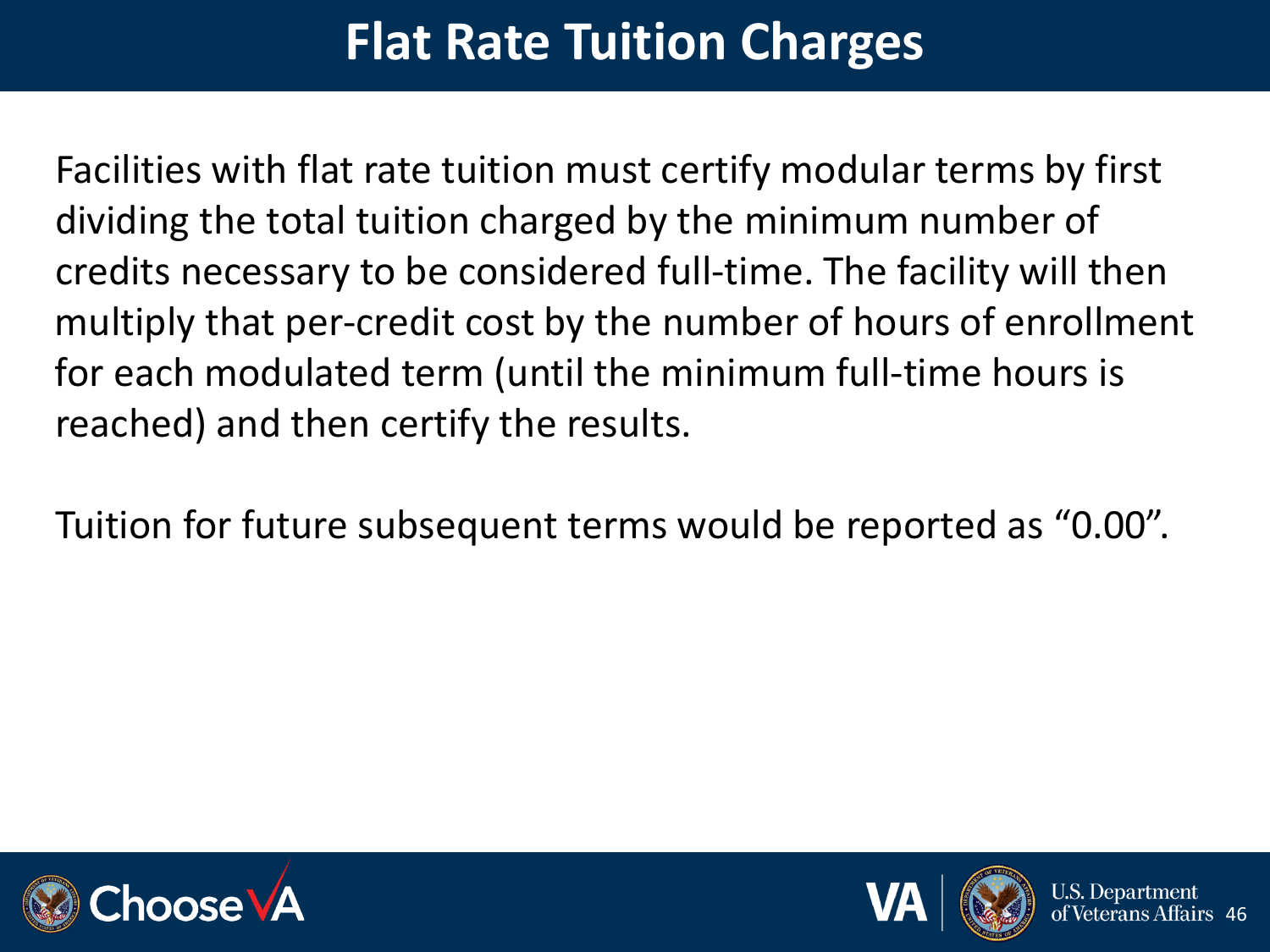# Flat Rate Tuition Charges

Facilities with flat rate tuition must certify modular terms by first dividing the total tuition charged by the minimum number of credits necessary to be considered full-time. The facility will then multiply that per-credit cost by the number of hours of enrollment for each modulated term (until the minimum full-time hours is reached) and then certify the results.

Tuition for future subsequent terms would be reported as “0.00”.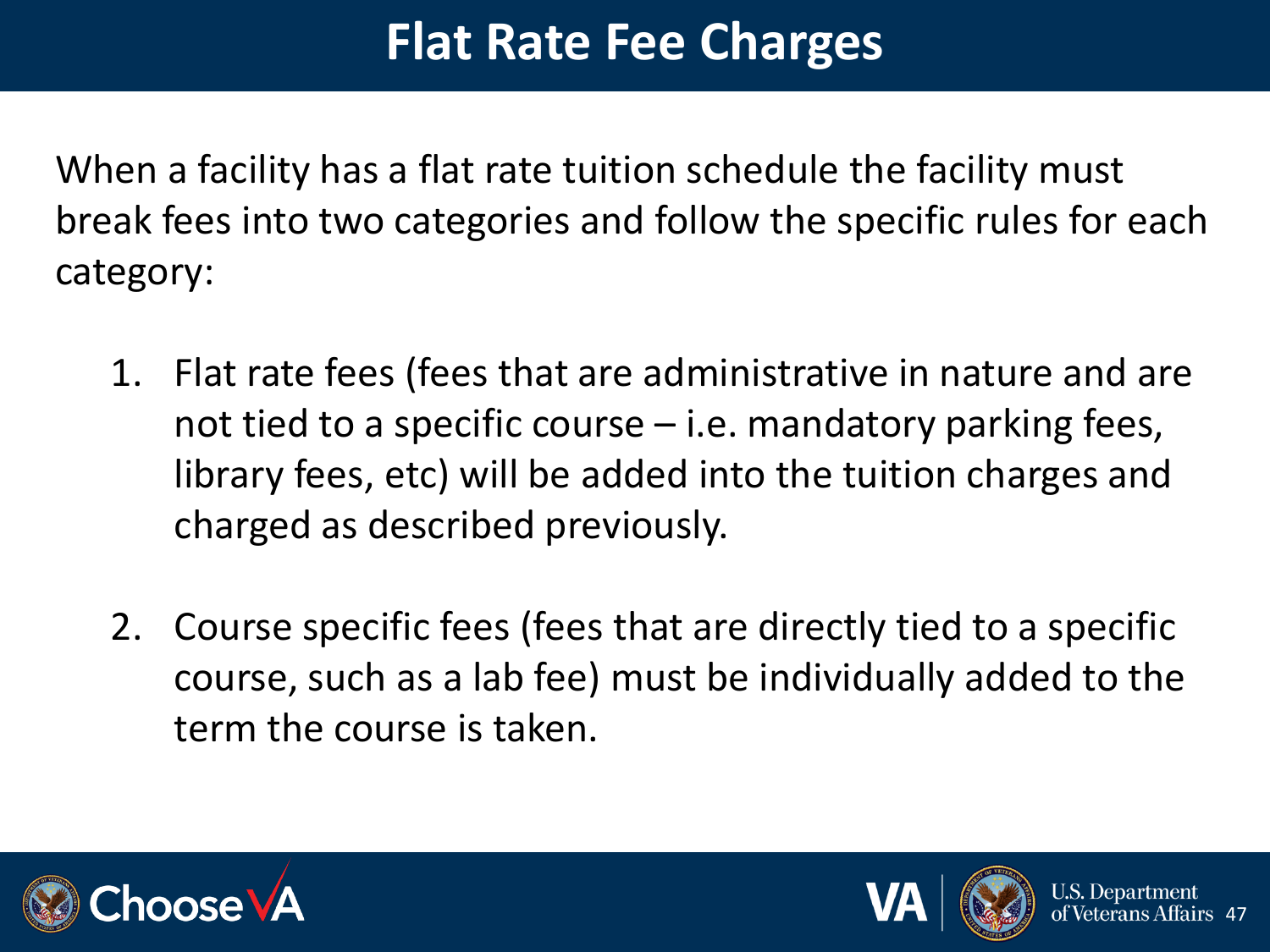# Flat Rate Fee Charges

When a facility has a flat rate tuition schedule the facility must break fees into two categories and follow the specific rules for each category:

1. Flat rate fees (fees that are administrative in nature and are not tied to a specific course – i.e. mandatory parking fees, library fees, etc) will be added into the tuition charges and charged as described previously.

2. Course specific fees (fees that are directly tied to a specific course, such as a lab fee) must be individually added to the term the course is taken.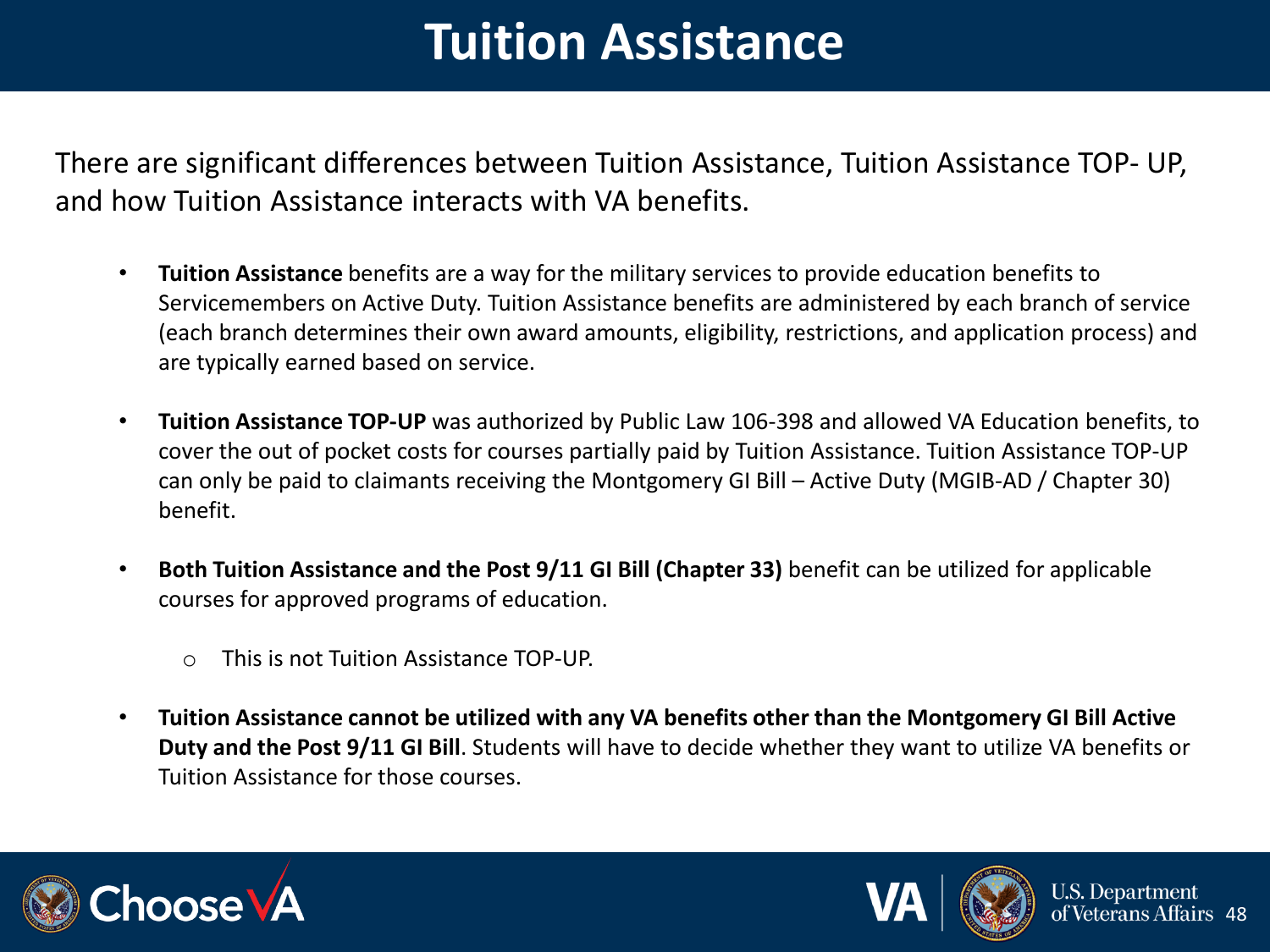# Tuition Assistance

There are significant differences between Tuition Assistance, Tuition Assistance TOP- UP, and how Tuition Assistance interacts with VA benefits.

- **Tuition Assistance** benefits are a way for the military services to provide education benefits to Servicemembers on Active Duty. Tuition Assistance benefits are administered by each branch of service (each branch determines their own award amounts, eligibility, restrictions, and application process) and are typically earned based on service.
- **Tuition Assistance TOP-UP** was authorized by Public Law 106-398 and allowed VA Education benefits, to cover the out of pocket costs for courses partially paid by Tuition Assistance. Tuition Assistance TOP-UP can only be paid to claimants receiving the Montgomery GI Bill – Active Duty (MGIB-AD / Chapter 30) benefit.
- **Both Tuition Assistance and the Post 9/11 GI Bill (Chapter 33)** benefit can be utilized for applicable courses for approved programs of education.
  - This is not Tuition Assistance TOP-UP.
- **Tuition Assistance cannot be utilized with any VA benefits other than the Montgomery GI Bill Active Duty and the Post 9/11 GI Bill**. Students will have to decide whether they want to utilize VA benefits or Tuition Assistance for those courses.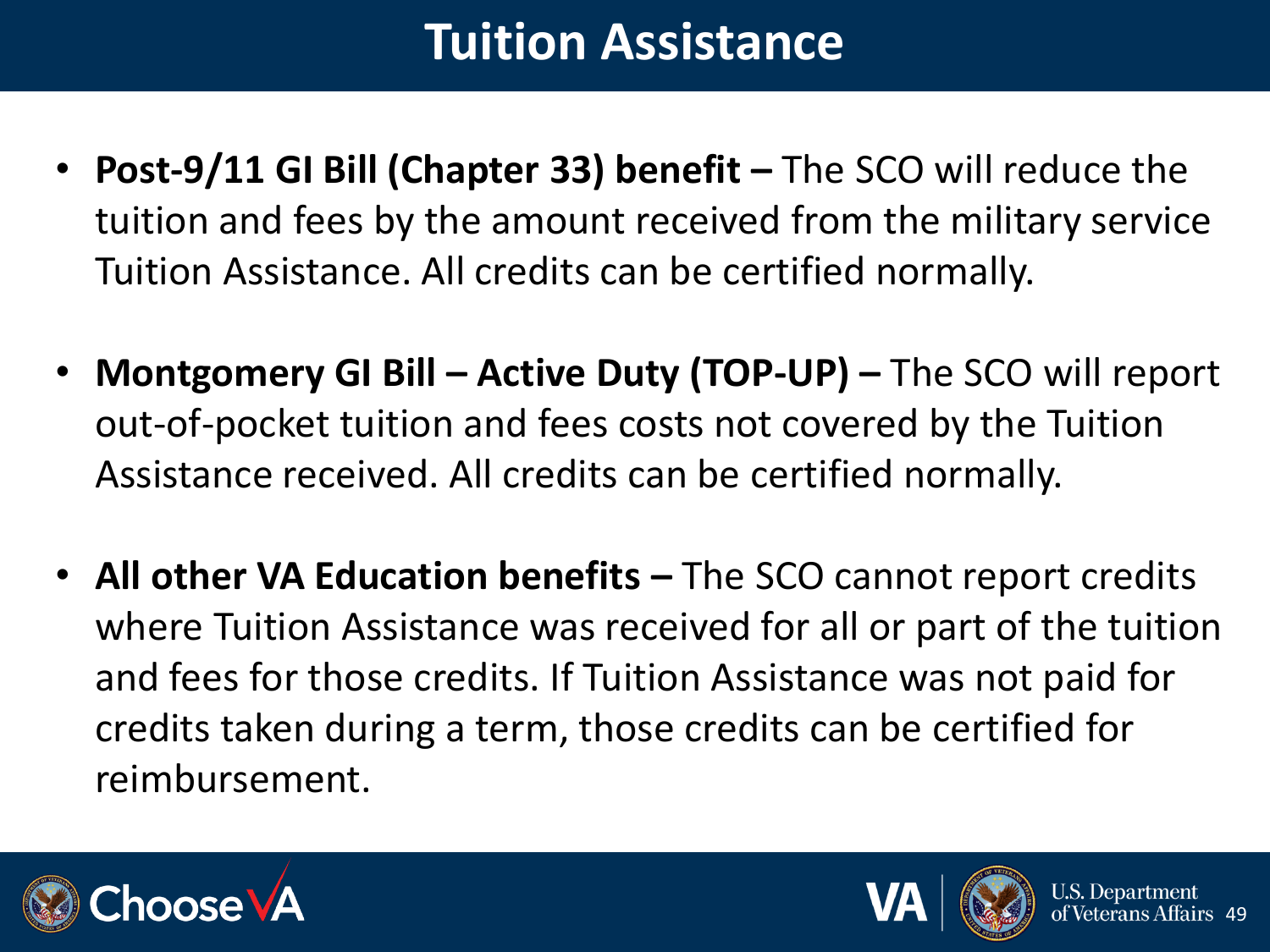# Tuition Assistance

- **Post-9/11 GI Bill (Chapter 33) benefit –** The SCO will reduce the tuition and fees by the amount received from the military service Tuition Assistance. All credits can be certified normally.

- **Montgomery GI Bill – Active Duty (TOP-UP) –** The SCO will report out-of-pocket tuition and fees costs not covered by the Tuition Assistance received. All credits can be certified normally.

- **All other VA Education benefits –** The SCO cannot report credits where Tuition Assistance was received for all or part of the tuition and fees for those credits. If Tuition Assistance was not paid for credits taken during a term, those credits can be certified for reimbursement.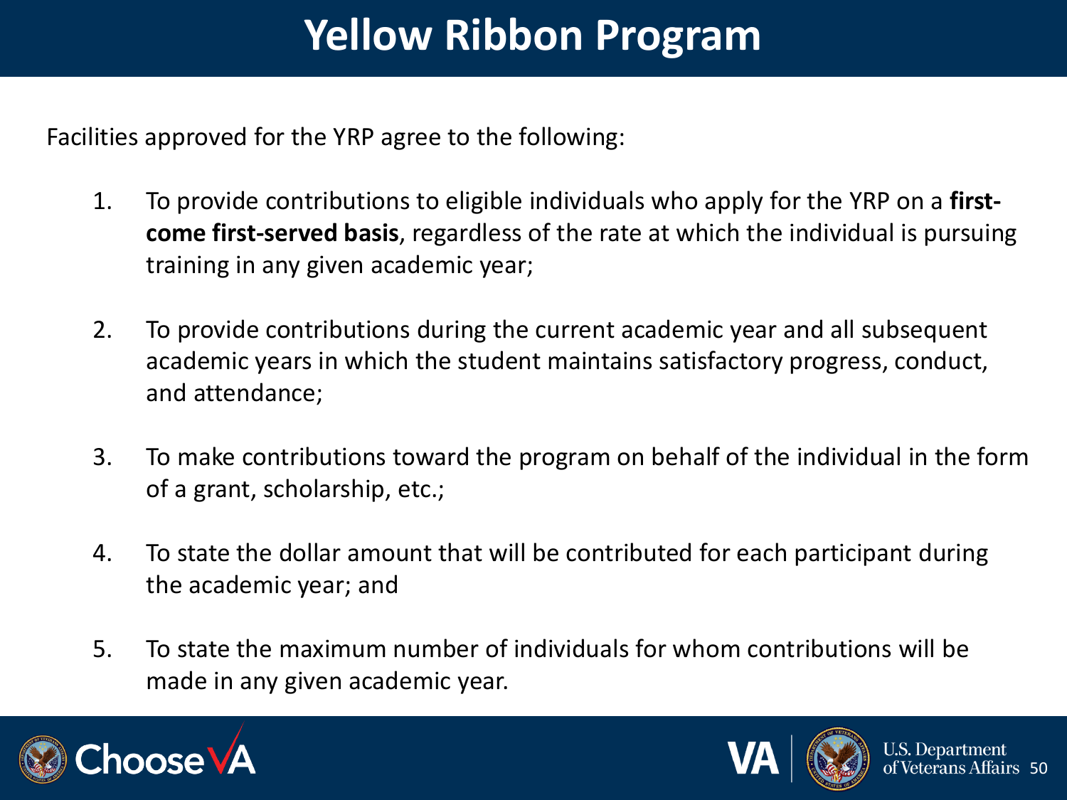# Yellow Ribbon Program

Facilities approved for the YRP agree to the following:

1. To provide contributions to eligible individuals who apply for the YRP on a **first-come first-served basis**, regardless of the rate at which the individual is pursuing training in any given academic year;

2. To provide contributions during the current academic year and all subsequent academic years in which the student maintains satisfactory progress, conduct, and attendance;

3. To make contributions toward the program on behalf of the individual in the form of a grant, scholarship, etc.;

4. To state the dollar amount that will be contributed for each participant during the academic year; and

5. To state the maximum number of individuals for whom contributions will be made in any given academic year.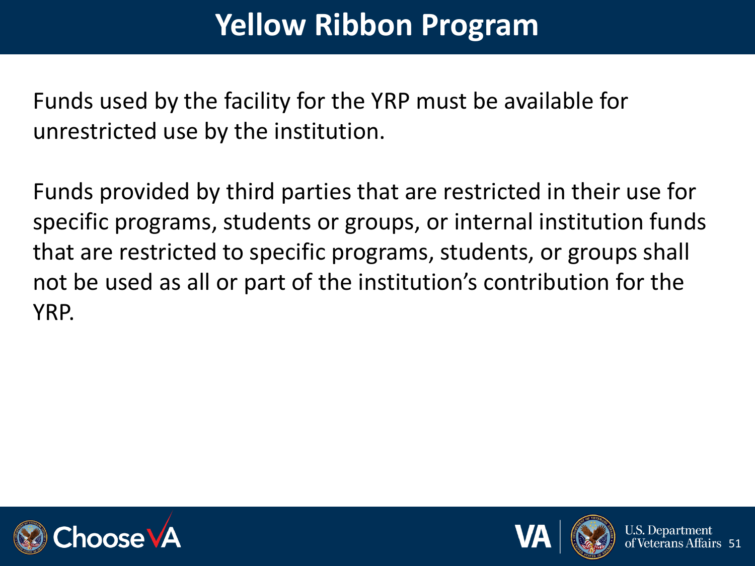# Yellow Ribbon Program

Funds used by the facility for the YRP must be available for unrestricted use by the institution.

Funds provided by third parties that are restricted in their use for specific programs, students or groups, or internal institution funds that are restricted to specific programs, students, or groups shall not be used as all or part of the institution's contribution for the YRP.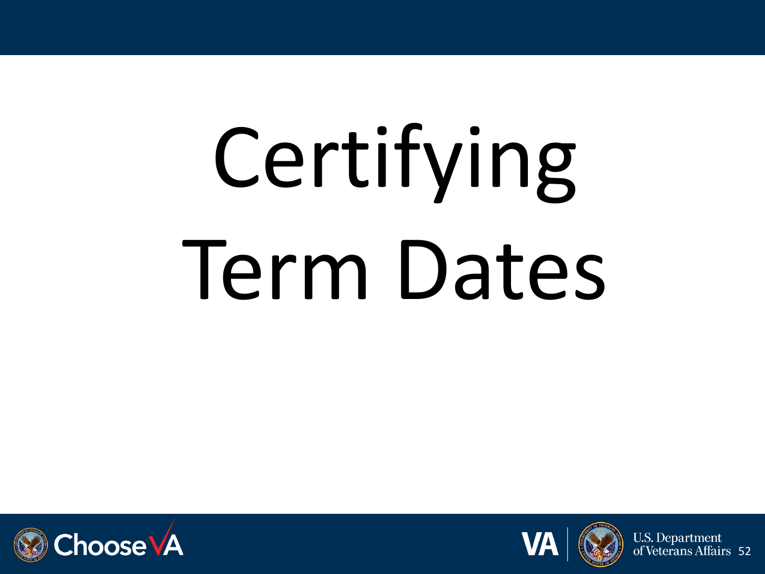# Certifying Term Dates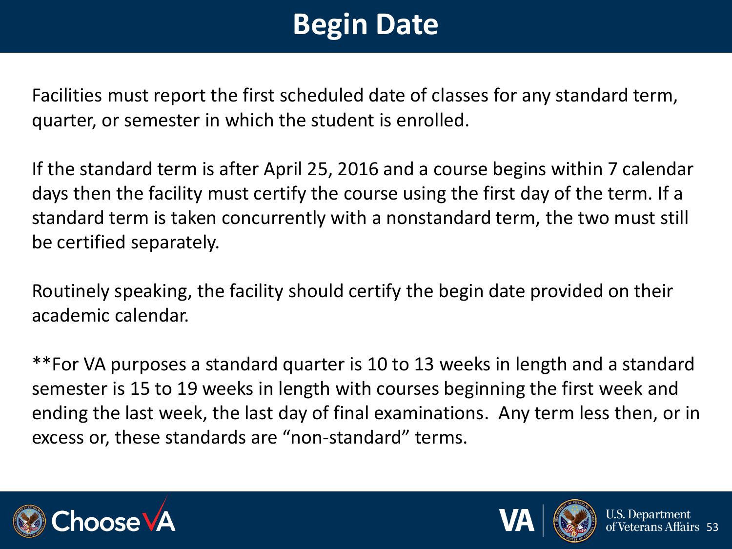# Begin Date

Facilities must report the first scheduled date of classes for any standard term, quarter, or semester in which the student is enrolled.

If the standard term is after April 25, 2016 and a course begins within 7 calendar days then the facility must certify the course using the first day of the term. If a standard term is taken concurrently with a nonstandard term, the two must still be certified separately.

Routinely speaking, the facility should certify the begin date provided on their academic calendar.

**For VA purposes a standard quarter is 10 to 13 weeks in length and a standard semester is 15 to 19 weeks in length with courses beginning the first week and ending the last week, the last day of final examinations.  Any term less then, or in excess or, these standards are "non-standard" terms.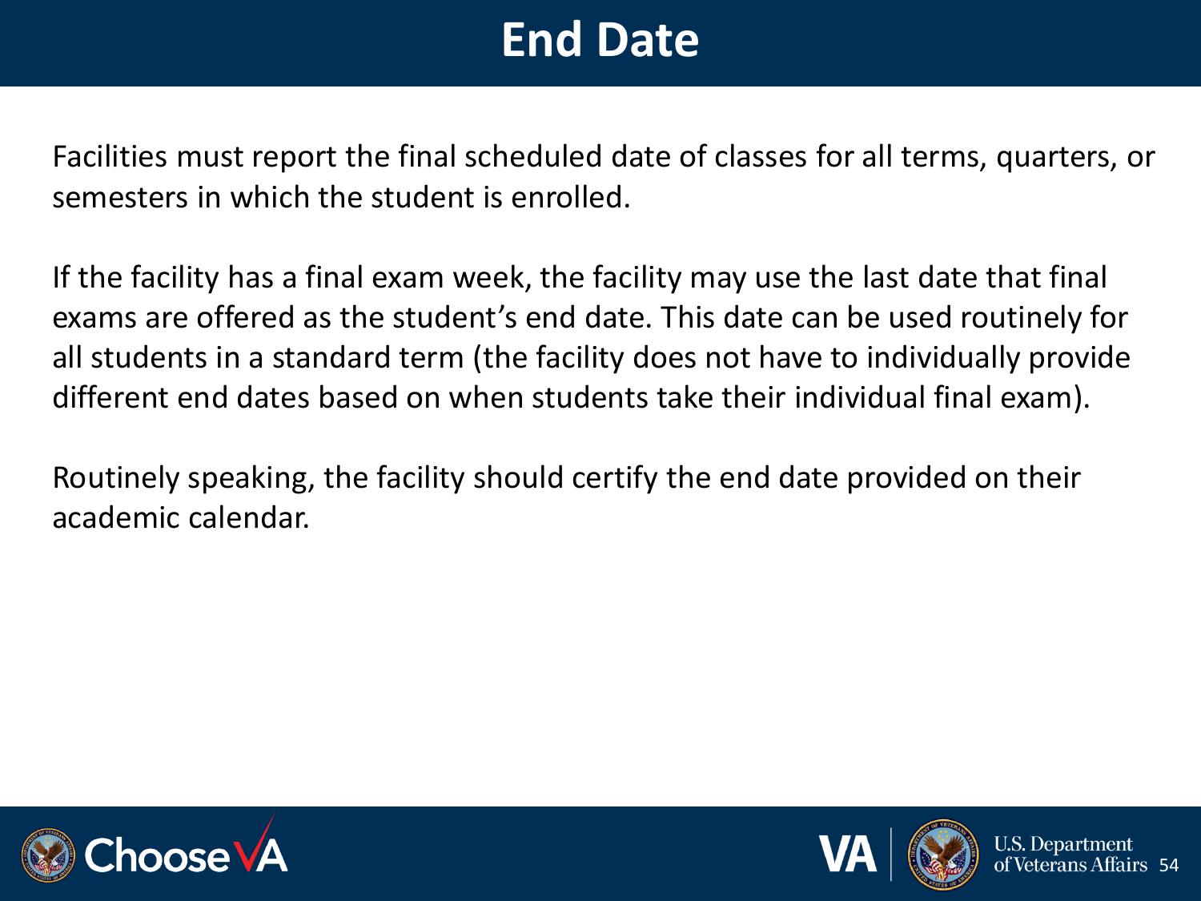# End Date

Facilities must report the final scheduled date of classes for all terms, quarters, or semesters in which the student is enrolled.

If the facility has a final exam week, the facility may use the last date that final exams are offered as the student's end date. This date can be used routinely for all students in a standard term (the facility does not have to individually provide different end dates based on when students take their individual final exam).

Routinely speaking, the facility should certify the end date provided on their academic calendar.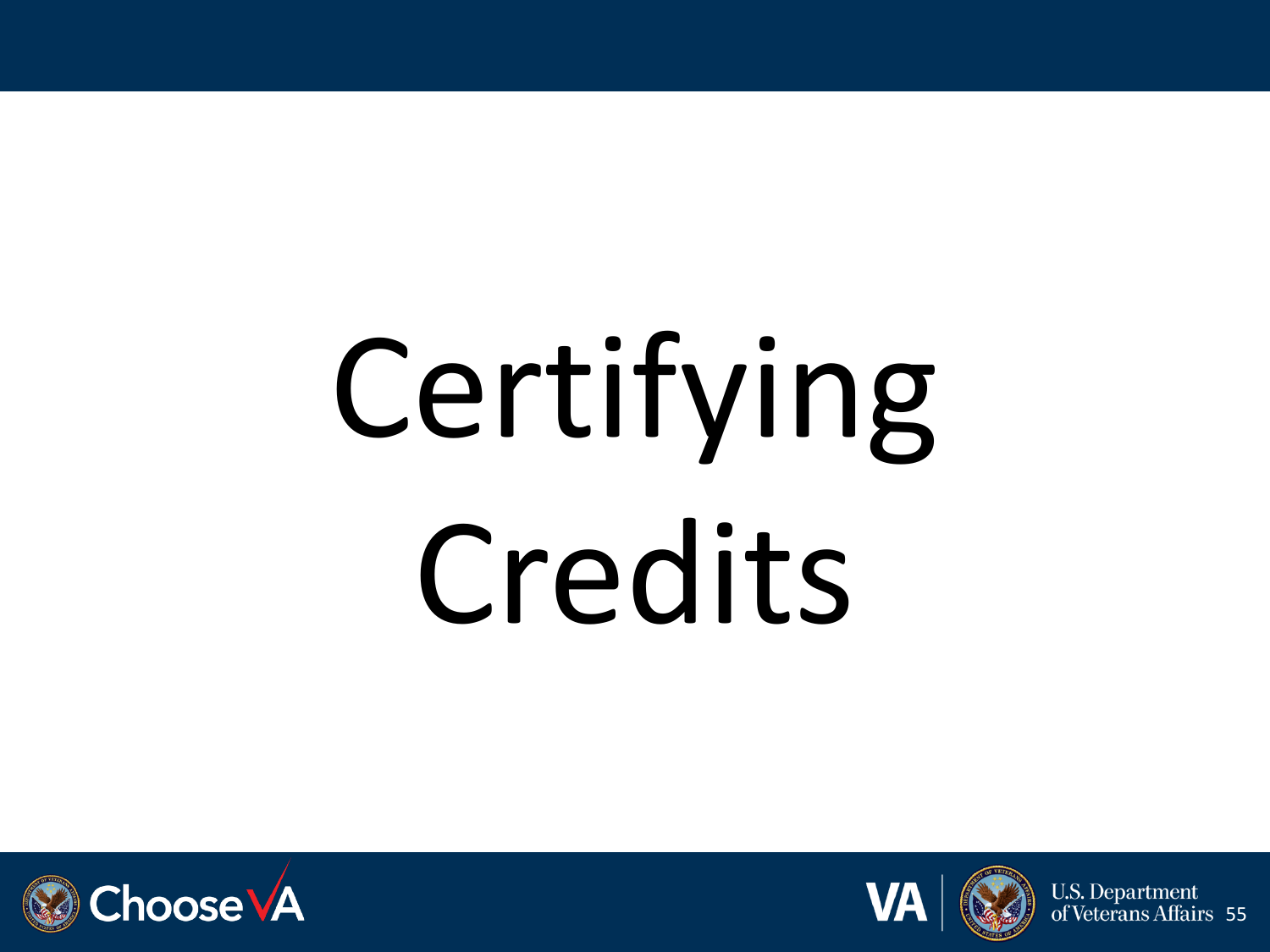# Certifying Credits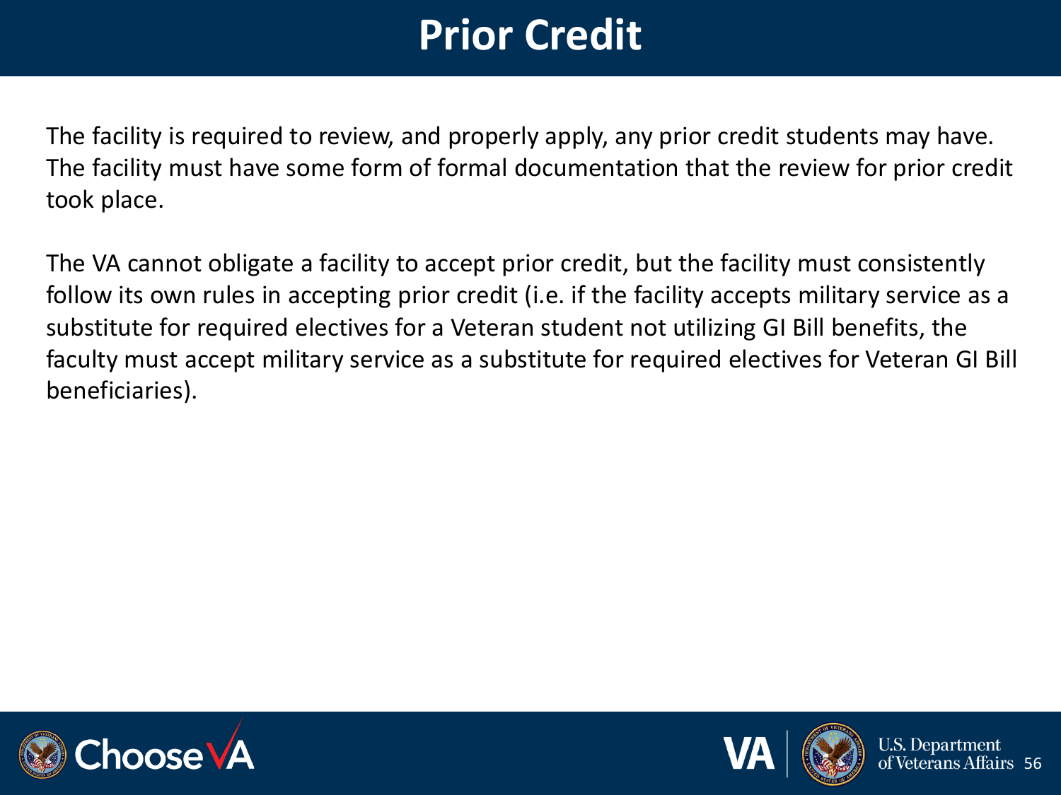# Prior Credit

The facility is required to review, and properly apply, any prior credit students may have. The facility must have some form of formal documentation that the review for prior credit took place.

The VA cannot obligate a facility to accept prior credit, but the facility must consistently follow its own rules in accepting prior credit (i.e. if the facility accepts military service as a substitute for required electives for a Veteran student not utilizing GI Bill benefits, the faculty must accept military service as a substitute for required electives for Veteran GI Bill beneficiaries).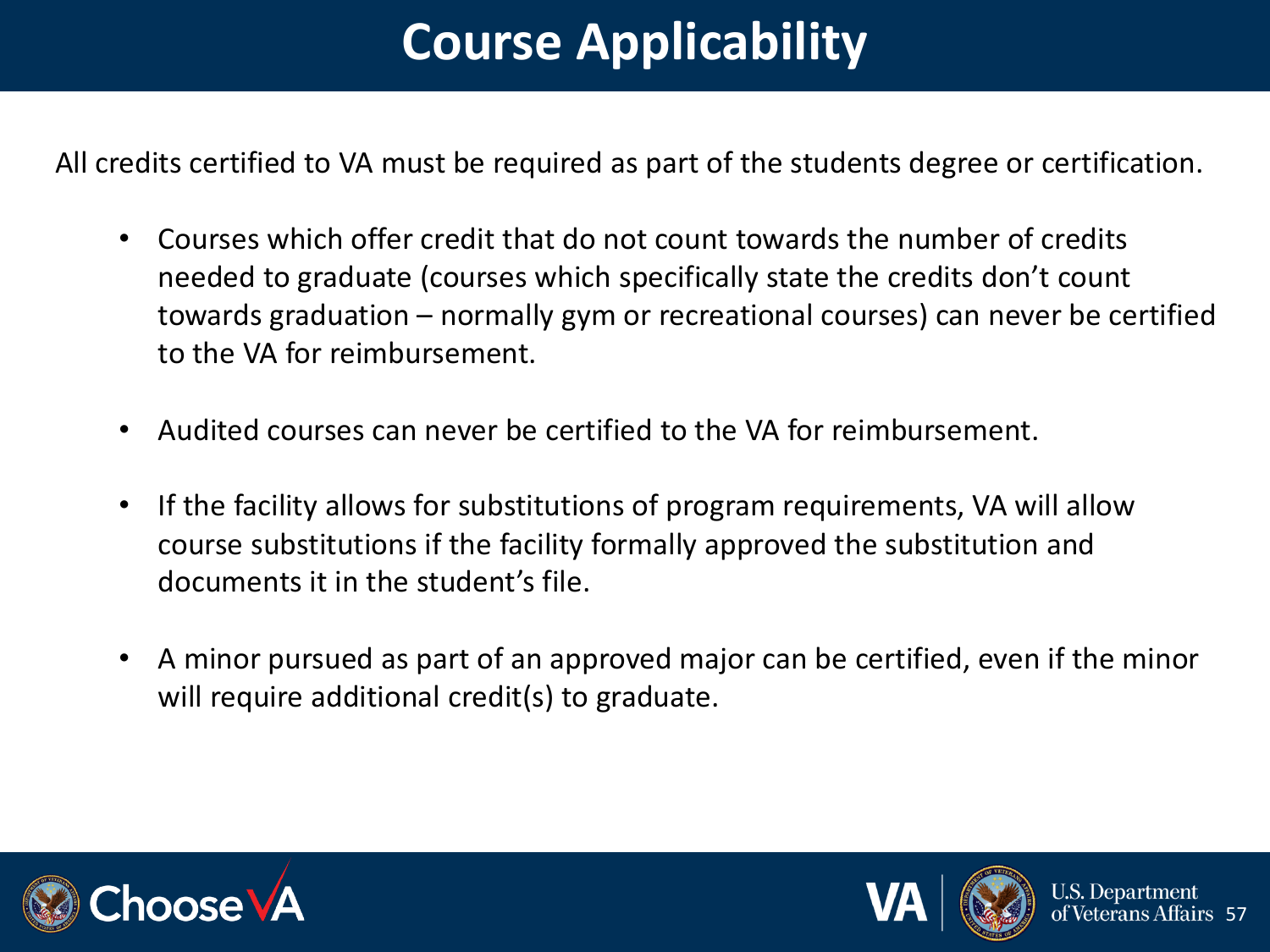# Course Applicability

All credits certified to VA must be required as part of the students degree or certification.

- Courses which offer credit that do not count towards the number of credits needed to graduate (courses which specifically state the credits don't count towards graduation – normally gym or recreational courses) can never be certified to the VA for reimbursement.

- Audited courses can never be certified to the VA for reimbursement.

- If the facility allows for substitutions of program requirements, VA will allow course substitutions if the facility formally approved the substitution and documents it in the student's file.

- A minor pursued as part of an approved major can be certified, even if the minor will require additional credit(s) to graduate.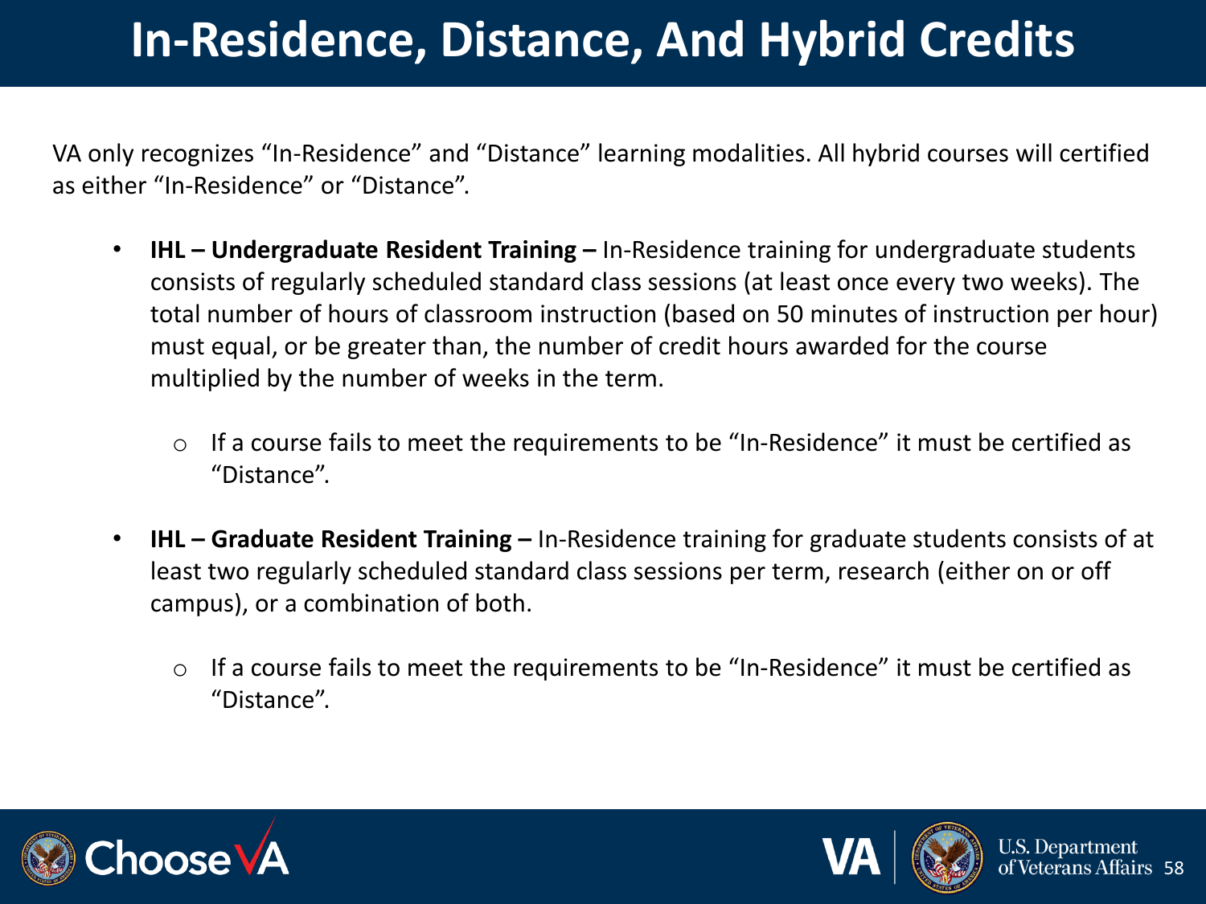# In-Residence, Distance, And Hybrid Credits

VA only recognizes "In-Residence" and "Distance" learning modalities. All hybrid courses will certified as either "In-Residence" or "Distance".

- **IHL – Undergraduate Resident Training –** In-Residence training for undergraduate students consists of regularly scheduled standard class sessions (at least once every two weeks). The total number of hours of classroom instruction (based on 50 minutes of instruction per hour) must equal, or be greater than, the number of credit hours awarded for the course multiplied by the number of weeks in the term.
    - If a course fails to meet the requirements to be "In-Residence" it must be certified as "Distance".
- **IHL – Graduate Resident Training –** In-Residence training for graduate students consists of at least two regularly scheduled standard class sessions per term, research (either on or off campus), or a combination of both.
    - If a course fails to meet the requirements to be "In-Residence" it must be certified as "Distance".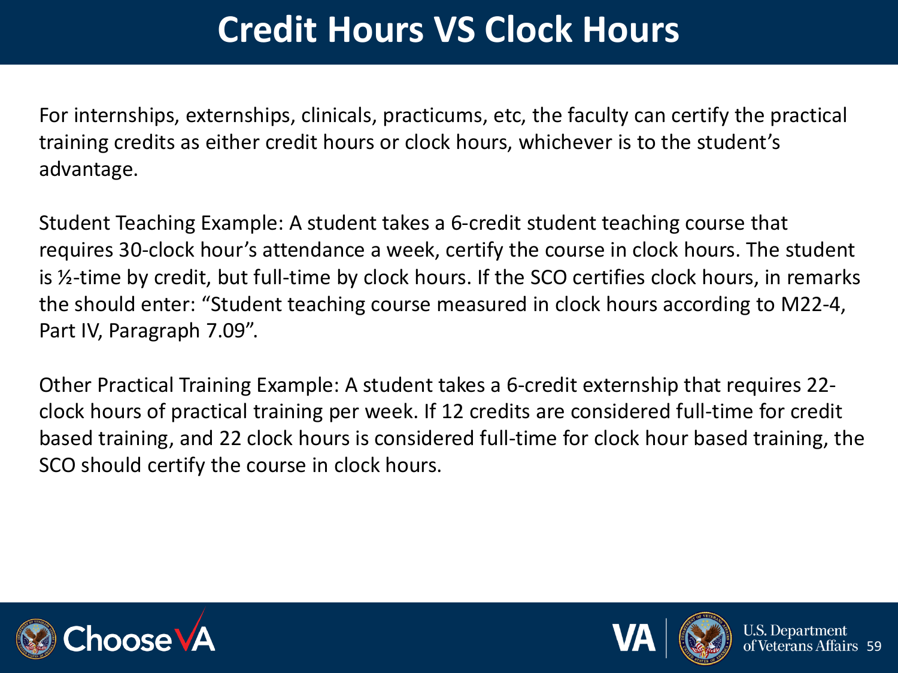# Credit Hours VS Clock Hours

For internships, externships, clinicals, practicums, etc, the faculty can certify the practical training credits as either credit hours or clock hours, whichever is to the student's advantage.

Student Teaching Example: A student takes a 6-credit student teaching course that requires 30-clock hour's attendance a week, certify the course in clock hours. The student is ½-time by credit, but full-time by clock hours. If the SCO certifies clock hours, in remarks the should enter: "Student teaching course measured in clock hours according to M22-4, Part IV, Paragraph 7.09".

Other Practical Training Example: A student takes a 6-credit externship that requires 22-clock hours of practical training per week. If 12 credits are considered full-time for credit based training, and 22 clock hours is considered full-time for clock hour based training, the SCO should certify the course in clock hours.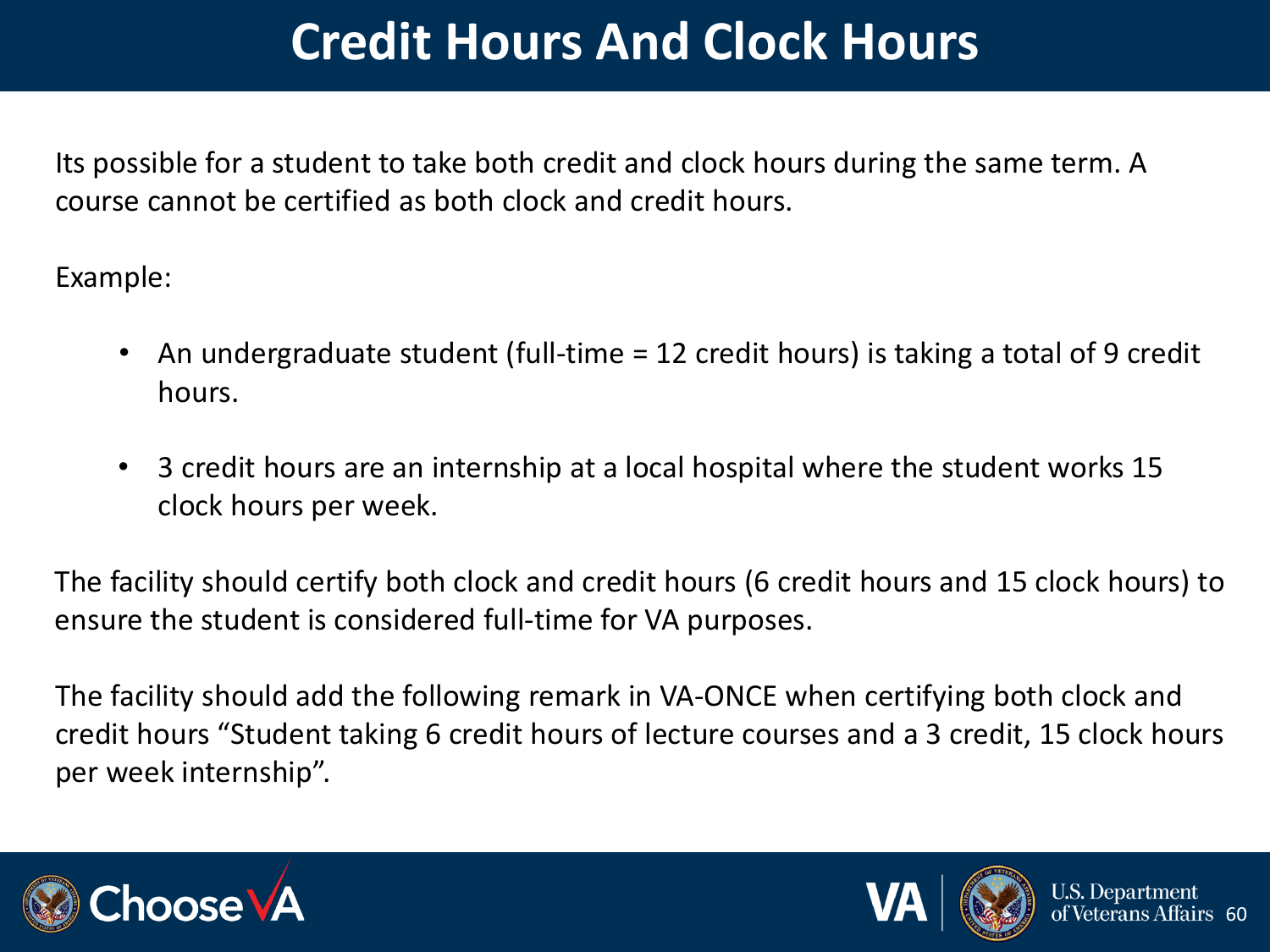# Credit Hours And Clock Hours

Its possible for a student to take both credit and clock hours during the same term. A course cannot be certified as both clock and credit hours.

Example:

- An undergraduate student (full-time = 12 credit hours) is taking a total of 9 credit hours.
- 3 credit hours are an internship at a local hospital where the student works 15 clock hours per week.

The facility should certify both clock and credit hours (6 credit hours and 15 clock hours) to ensure the student is considered full-time for VA purposes.

The facility should add the following remark in VA-ONCE when certifying both clock and credit hours "Student taking 6 credit hours of lecture courses and a 3 credit, 15 clock hours per week internship".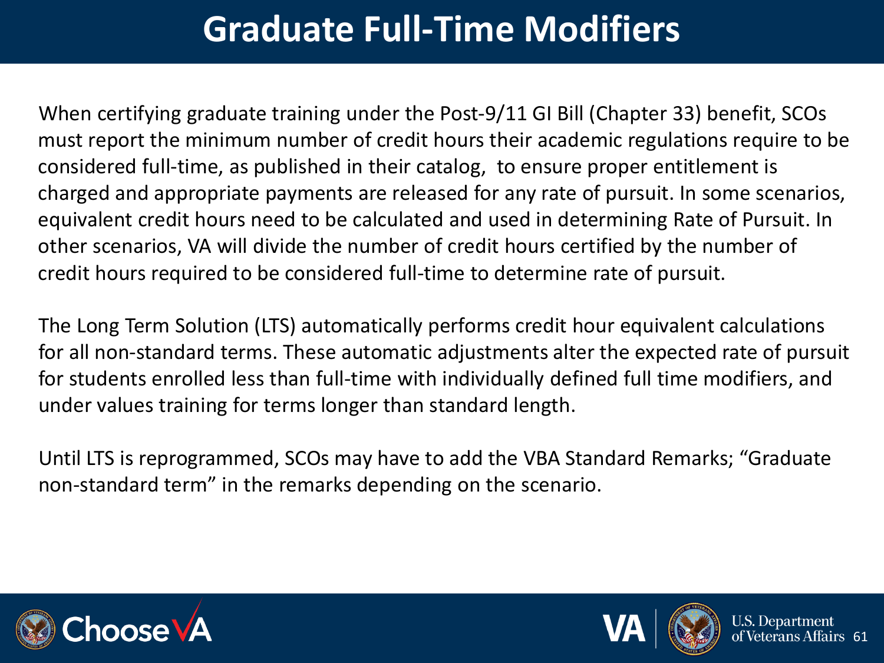# Graduate Full-Time Modifiers

When certifying graduate training under the Post-9/11 GI Bill (Chapter 33) benefit, SCOs must report the minimum number of credit hours their academic regulations require to be considered full-time, as published in their catalog,  to ensure proper entitlement is charged and appropriate payments are released for any rate of pursuit. In some scenarios, equivalent credit hours need to be calculated and used in determining Rate of Pursuit. In other scenarios, VA will divide the number of credit hours certified by the number of credit hours required to be considered full-time to determine rate of pursuit.

The Long Term Solution (LTS) automatically performs credit hour equivalent calculations for all non-standard terms. These automatic adjustments alter the expected rate of pursuit for students enrolled less than full-time with individually defined full time modifiers, and under values training for terms longer than standard length.

Until LTS is reprogrammed, SCOs may have to add the VBA Standard Remarks; "Graduate non-standard term" in the remarks depending on the scenario.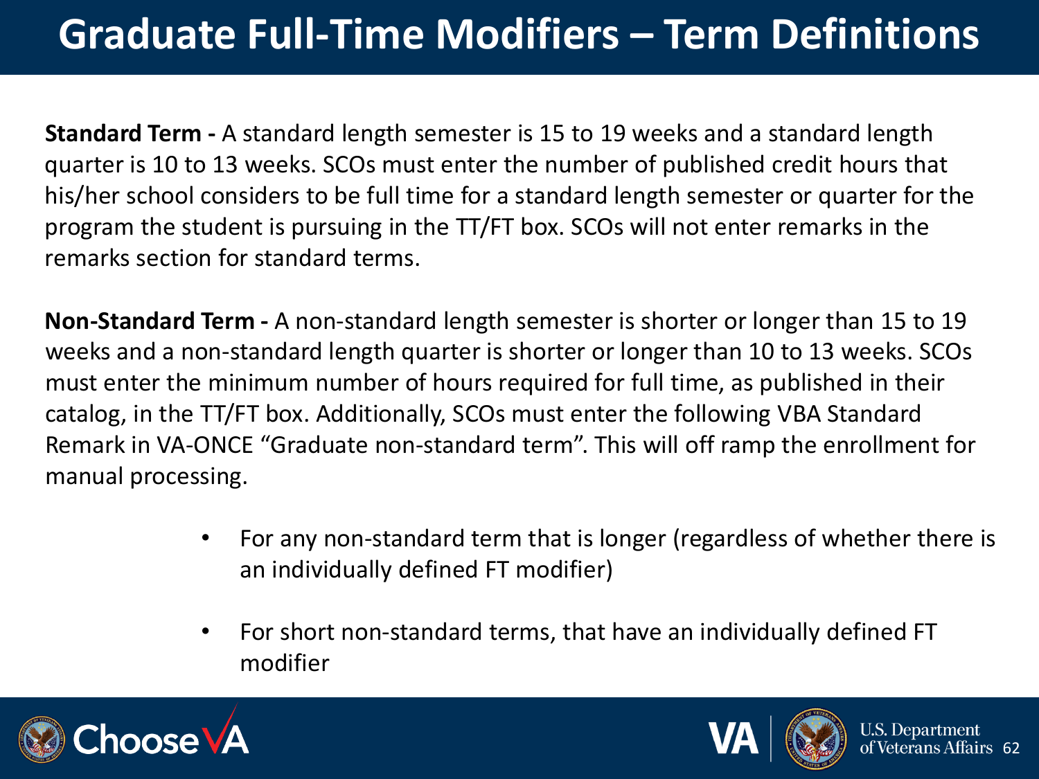# Graduate Full-Time Modifiers – Term Definitions

**Standard Term -** A standard length semester is 15 to 19 weeks and a standard length quarter is 10 to 13 weeks. SCOs must enter the number of published credit hours that his/her school considers to be full time for a standard length semester or quarter for the program the student is pursuing in the TT/FT box. SCOs will not enter remarks in the remarks section for standard terms.

**Non-Standard Term -** A non-standard length semester is shorter or longer than 15 to 19 weeks and a non-standard length quarter is shorter or longer than 10 to 13 weeks. SCOs must enter the minimum number of hours required for full time, as published in their catalog, in the TT/FT box. Additionally, SCOs must enter the following VBA Standard Remark in VA-ONCE "Graduate non-standard term". This will off ramp the enrollment for manual processing.

- For any non-standard term that is longer (regardless of whether there is an individually defined FT modifier)
- For short non-standard terms, that have an individually defined FT modifier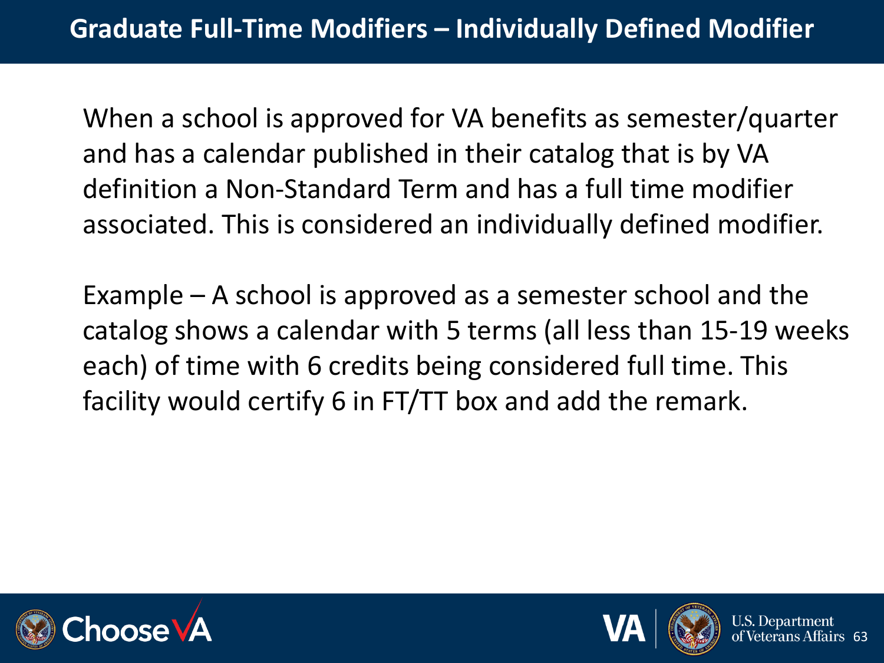# Graduate Full-Time Modifiers – Individually Defined Modifier

When a school is approved for VA benefits as semester/quarter and has a calendar published in their catalog that is by VA definition a Non-Standard Term and has a full time modifier associated. This is considered an individually defined modifier.

Example – A school is approved as a semester school and the catalog shows a calendar with 5 terms (all less than 15-19 weeks each) of time with 6 credits being considered full time. This facility would certify 6 in FT/TT box and add the remark.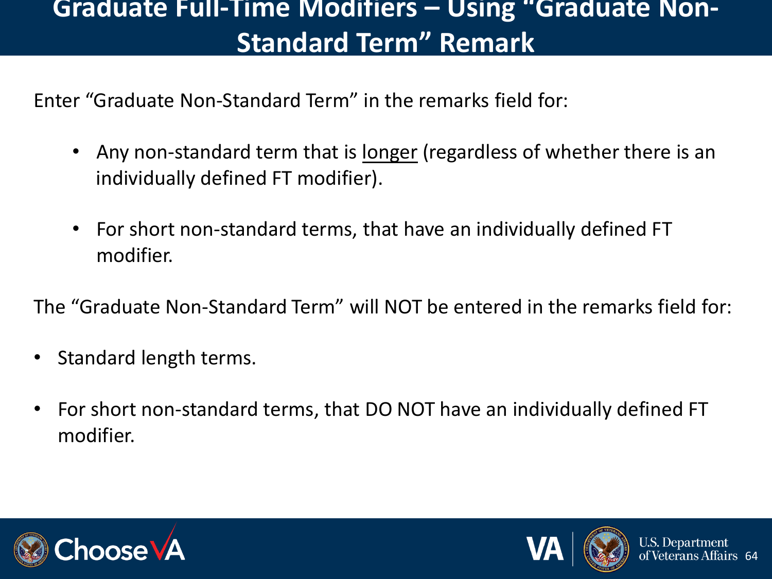# Graduate Full-Time Modifiers – Using "Graduate Non-Standard Term" Remark

Enter "Graduate Non-Standard Term" in the remarks field for:

- Any non-standard term that is <u>longer</u> (regardless of whether there is an individually defined FT modifier).

- For short non-standard terms, that have an individually defined FT modifier.

The "Graduate Non-Standard Term" will NOT be entered in the remarks field for:

- Standard length terms.

- For short non-standard terms, that DO NOT have an individually defined FT modifier.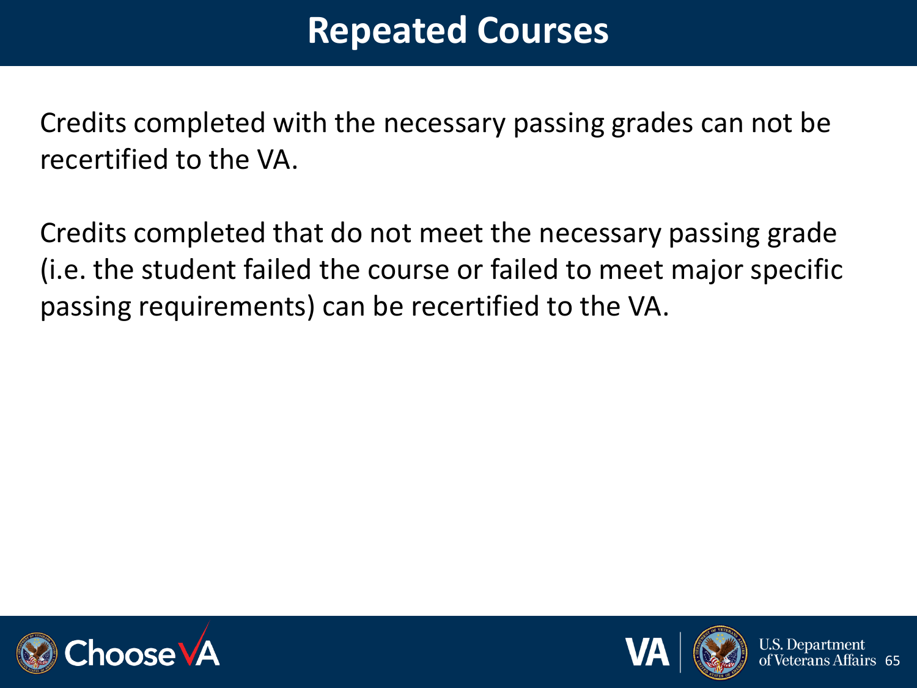# Repeated Courses

Credits completed with the necessary passing grades can not be recertified to the VA.

Credits completed that do not meet the necessary passing grade (i.e. the student failed the course or failed to meet major specific passing requirements) can be recertified to the VA.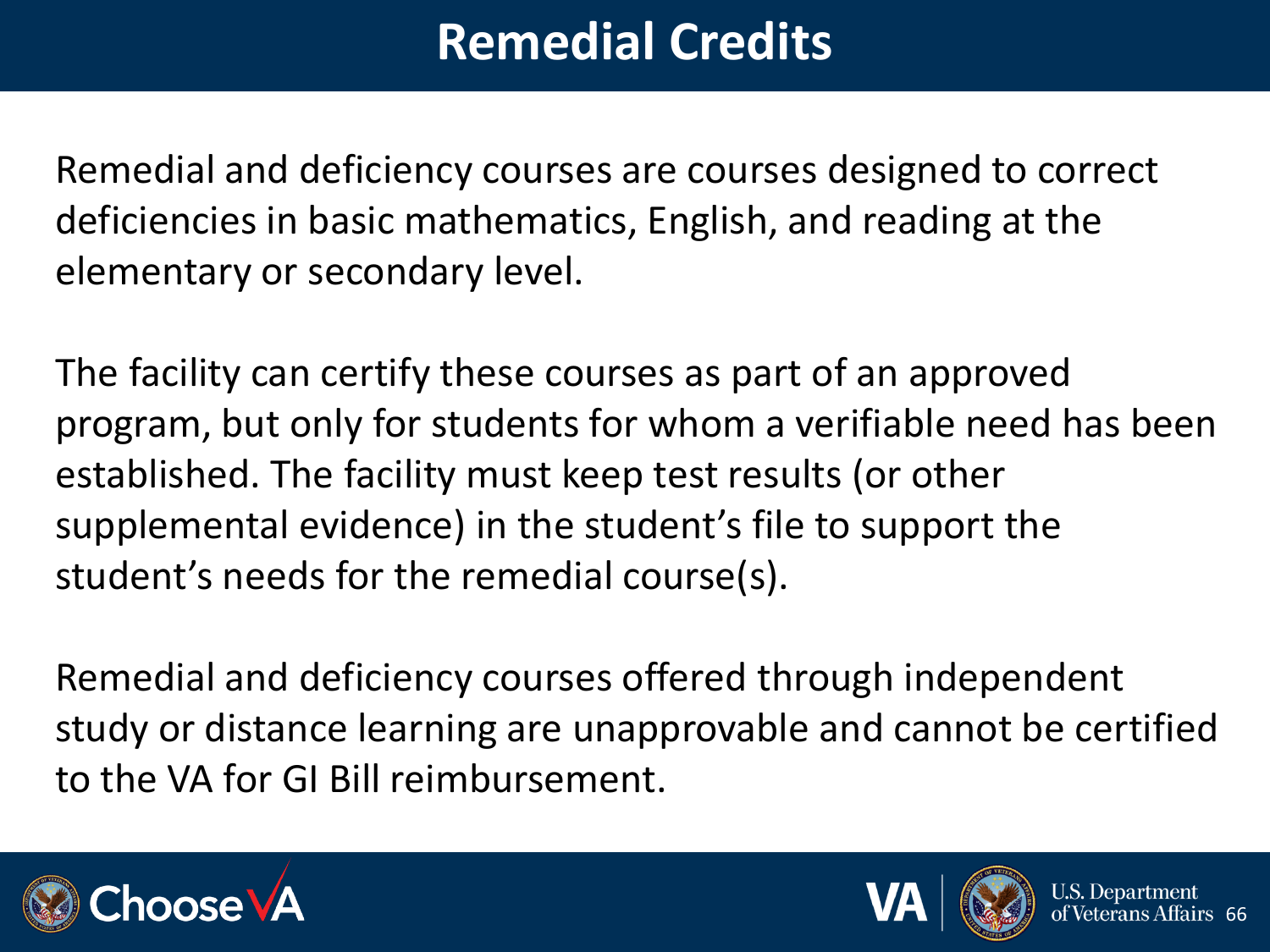# Remedial Credits

Remedial and deficiency courses are courses designed to correct deficiencies in basic mathematics, English, and reading at the elementary or secondary level.

The facility can certify these courses as part of an approved program, but only for students for whom a verifiable need has been established. The facility must keep test results (or other supplemental evidence) in the student's file to support the student's needs for the remedial course(s).

Remedial and deficiency courses offered through independent study or distance learning are unapprovable and cannot be certified to the VA for GI Bill reimbursement.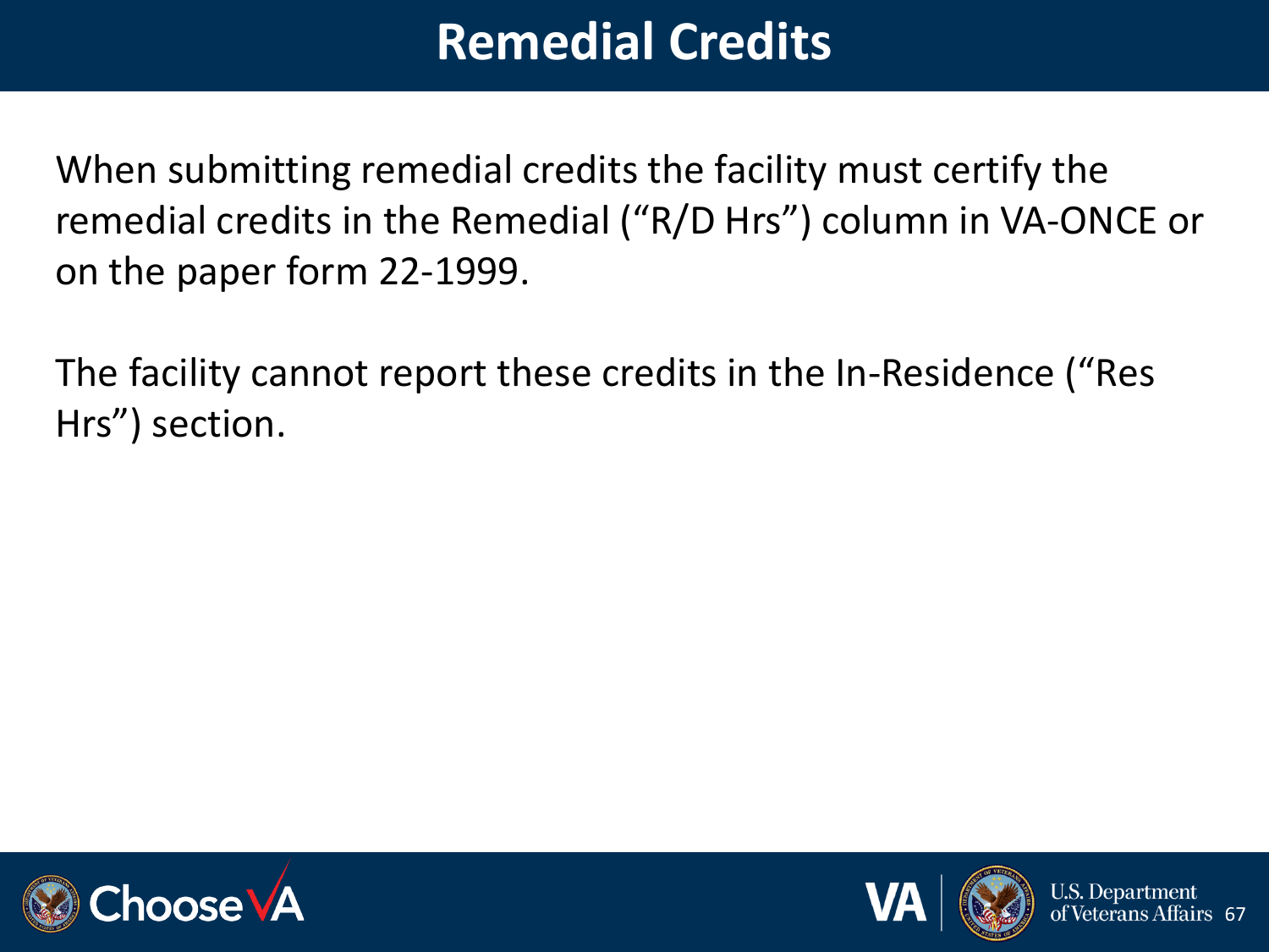# Remedial Credits

When submitting remedial credits the facility must certify the remedial credits in the Remedial (“R/D Hrs”) column in VA-ONCE or on the paper form 22-1999.

The facility cannot report these credits in the In-Residence (“Res Hrs”) section.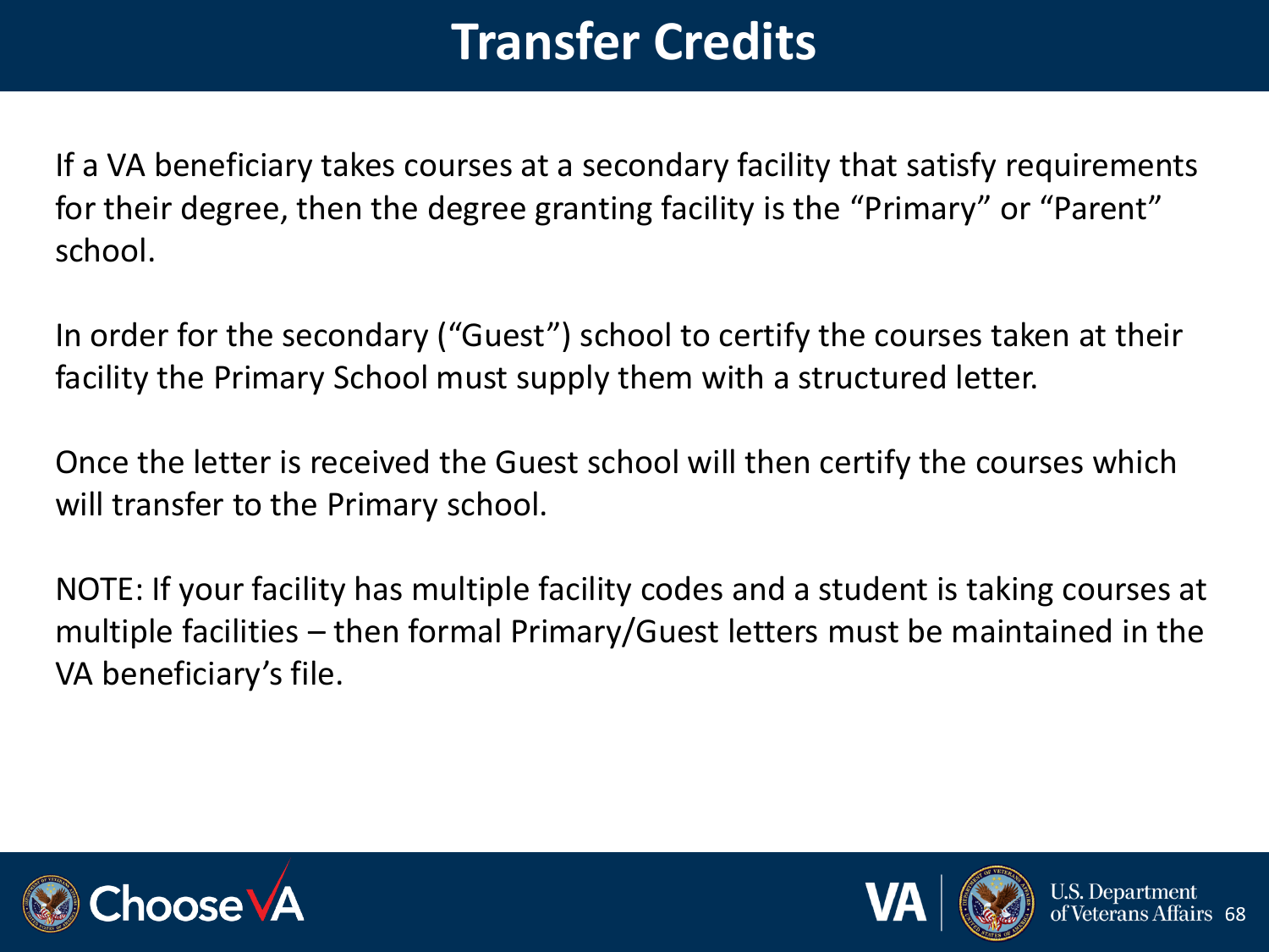# Transfer Credits

If a VA beneficiary takes courses at a secondary facility that satisfy requirements for their degree, then the degree granting facility is the "Primary" or "Parent" school.

In order for the secondary ("Guest") school to certify the courses taken at their facility the Primary School must supply them with a structured letter.

Once the letter is received the Guest school will then certify the courses which will transfer to the Primary school.

NOTE: If your facility has multiple facility codes and a student is taking courses at multiple facilities – then formal Primary/Guest letters must be maintained in the VA beneficiary's file.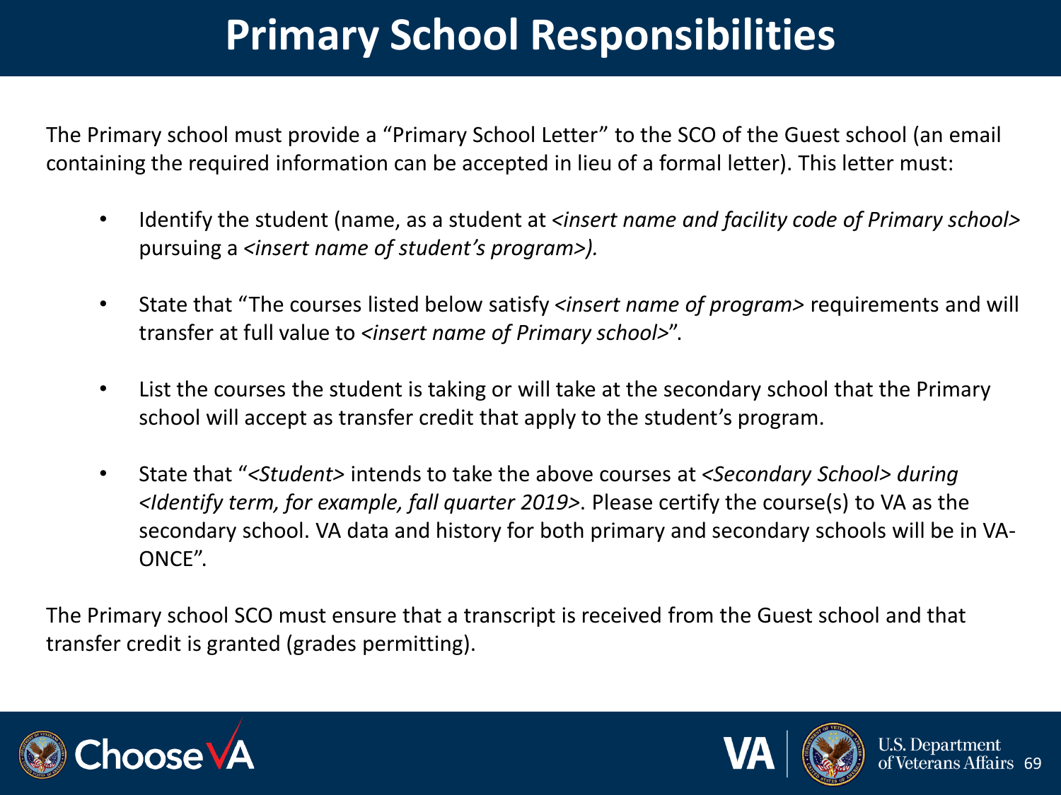# Primary School Responsibilities

The Primary school must provide a "Primary School Letter" to the SCO of the Guest school (an email containing the required information can be accepted in lieu of a formal letter). This letter must:

- Identify the student (name, as a student at *<insert name and facility code of Primary school>* pursuing a *<insert name of student's program>).*
- State that "The courses listed below satisfy *<insert name of program>* requirements and will transfer at full value to *<insert name of Primary school>*".
- List the courses the student is taking or will take at the secondary school that the Primary school will accept as transfer credit that apply to the student's program.
- State that "*<Student>* intends to take the above courses at *<Secondary School> during <Identify term, for example, fall quarter 2019>*. Please certify the course(s) to VA as the secondary school. VA data and history for both primary and secondary schools will be in VA-ONCE".

The Primary school SCO must ensure that a transcript is received from the Guest school and that transfer credit is granted (grades permitting).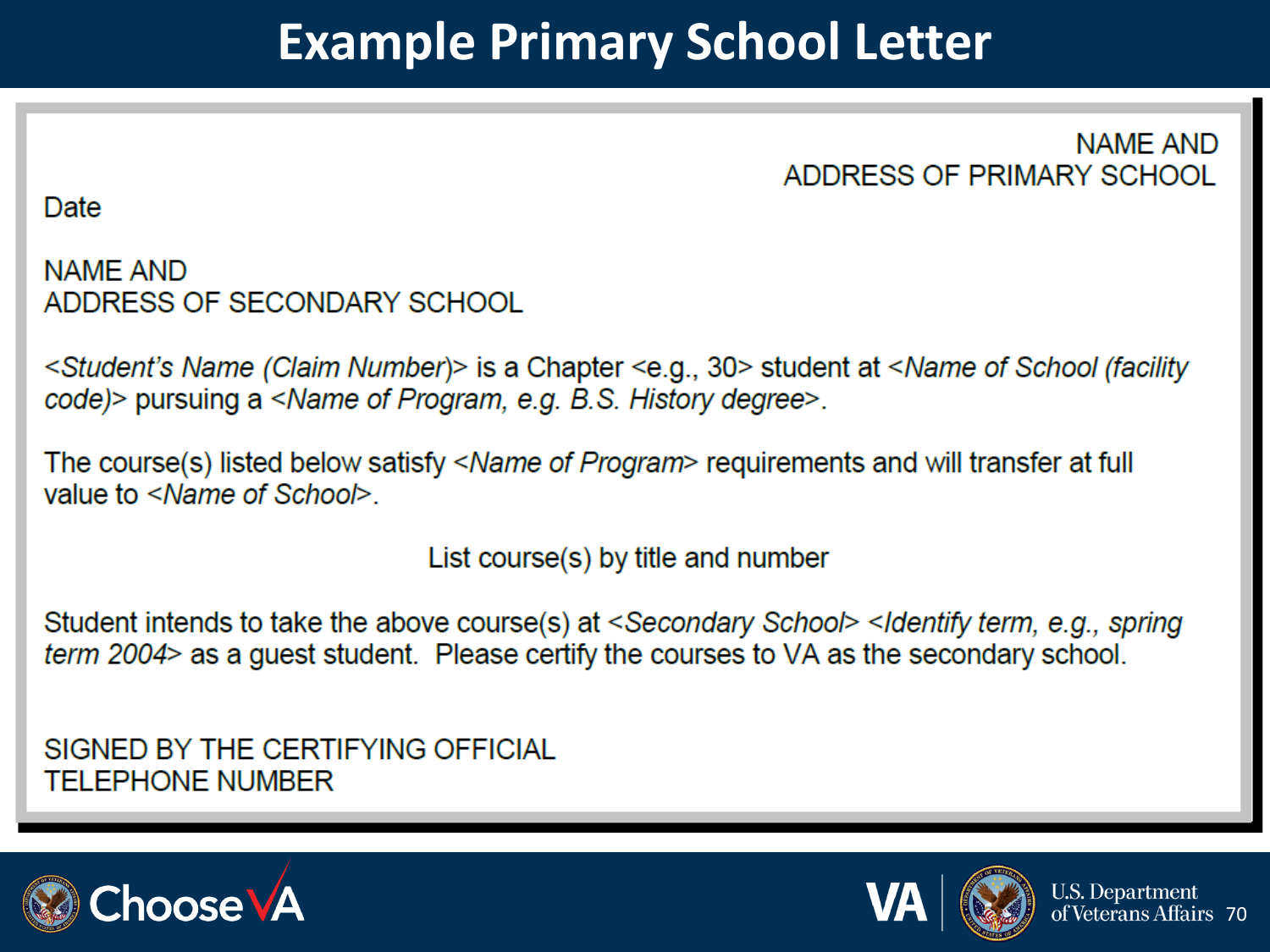# Example Primary School Letter

NAME AND
ADDRESS OF PRIMARY SCHOOL

Date

NAME AND
ADDRESS OF SECONDARY SCHOOL

<*Student's Name (Claim Number)*> is a Chapter <e.g., 30> student at <*Name of School (facility code)*> pursuing a <*Name of Program, e.g. B.S. History degree*>.

The course(s) listed below satisfy <*Name of Program*> requirements and will transfer at full value to <*Name of School*>.

List course(s) by title and number

Student intends to take the above course(s) at <*Secondary School*> <*Identify term, e.g., spring term 2004*> as a guest student. Please certify the courses to VA as the secondary school.

SIGNED BY THE CERTIFYING OFFICIAL
TELEPHONE NUMBER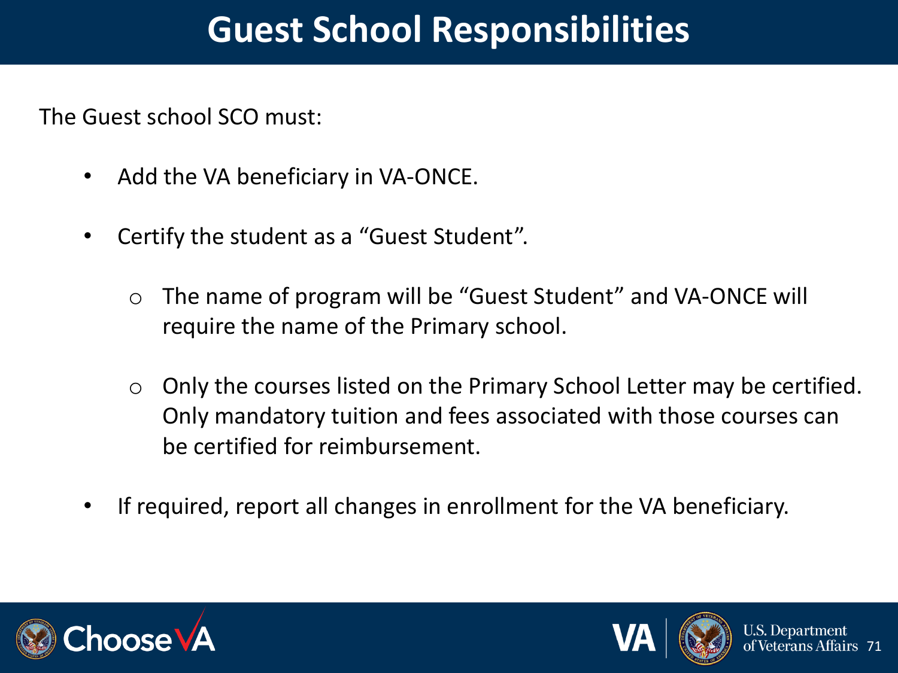# Guest School Responsibilities

The Guest school SCO must:

- Add the VA beneficiary in VA-ONCE.
- Certify the student as a "Guest Student".
  - The name of program will be "Guest Student" and VA-ONCE will require the name of the Primary school.
  - Only the courses listed on the Primary School Letter may be certified. Only mandatory tuition and fees associated with those courses can be certified for reimbursement.
- If required, report all changes in enrollment for the VA beneficiary.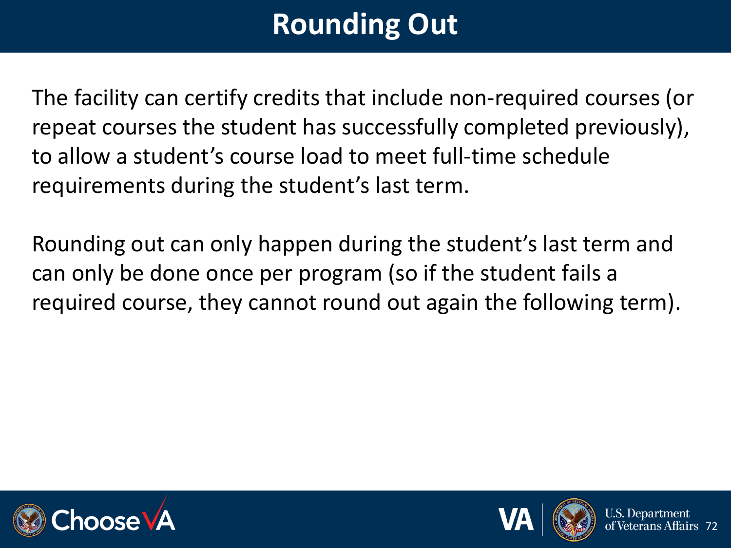# Rounding Out

The facility can certify credits that include non-required courses (or repeat courses the student has successfully completed previously), to allow a student's course load to meet full-time schedule requirements during the student's last term.

Rounding out can only happen during the student's last term and can only be done once per program (so if the student fails a required course, they cannot round out again the following term).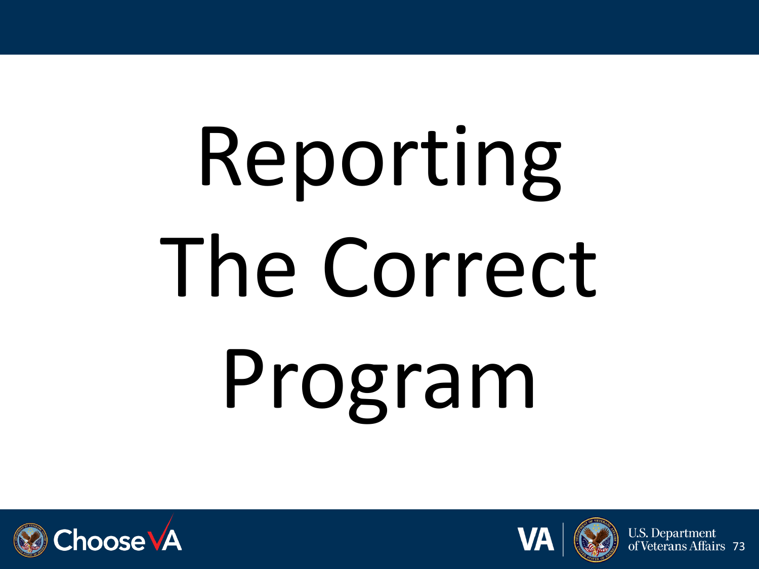# Reporting The Correct Program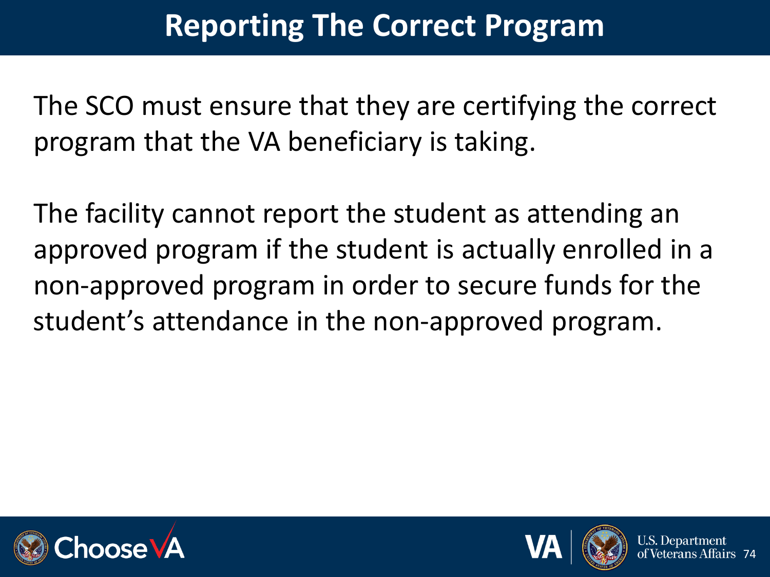# Reporting The Correct Program

The SCO must ensure that they are certifying the correct program that the VA beneficiary is taking.

The facility cannot report the student as attending an approved program if the student is actually enrolled in a non-approved program in order to secure funds for the student's attendance in the non-approved program.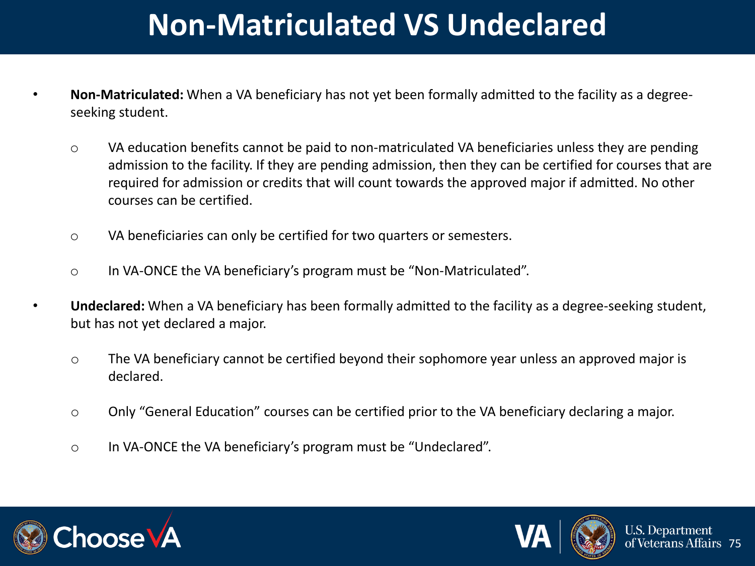# Non-Matriculated VS Undeclared

- **Non-Matriculated:** When a VA beneficiary has not yet been formally admitted to the facility as a degree-seeking student.
  - VA education benefits cannot be paid to non-matriculated VA beneficiaries unless they are pending admission to the facility. If they are pending admission, then they can be certified for courses that are required for admission or credits that will count towards the approved major if admitted. No other courses can be certified.
  - VA beneficiaries can only be certified for two quarters or semesters.
  - In VA-ONCE the VA beneficiary's program must be "Non-Matriculated".
- **Undeclared:** When a VA beneficiary has been formally admitted to the facility as a degree-seeking student, but has not yet declared a major.
  - The VA beneficiary cannot be certified beyond their sophomore year unless an approved major is declared.
  - Only "General Education" courses can be certified prior to the VA beneficiary declaring a major.
  - In VA-ONCE the VA beneficiary's program must be "Undeclared".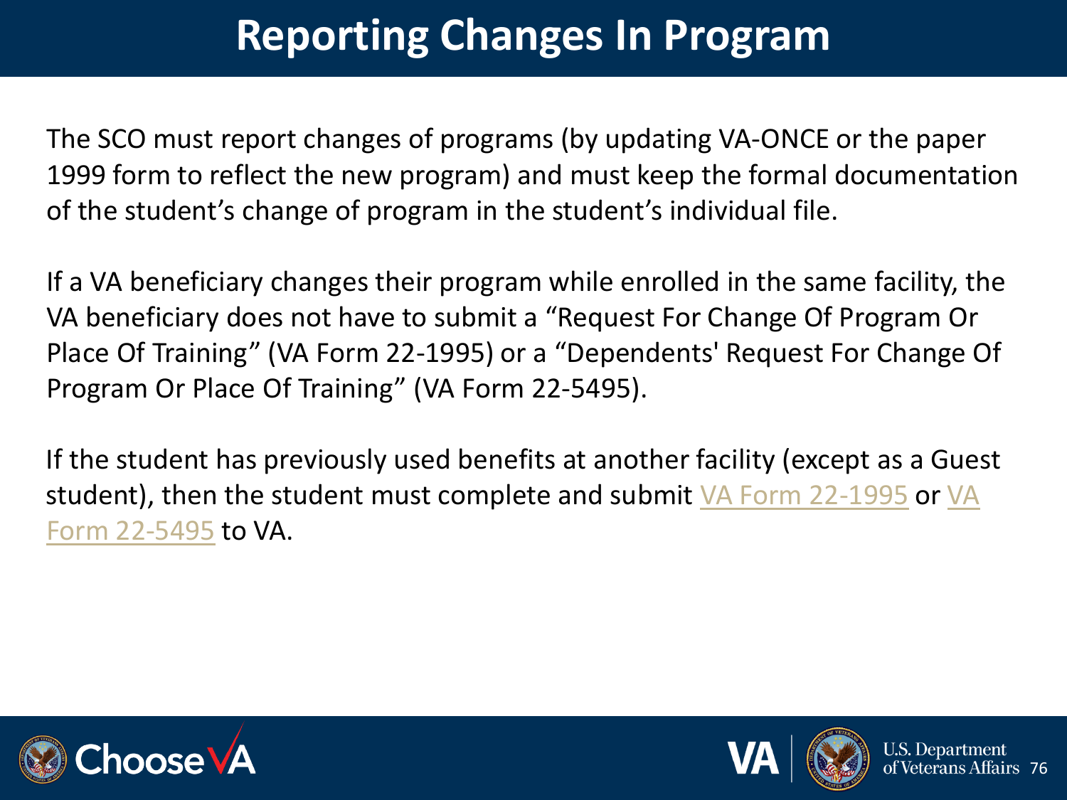# Reporting Changes In Program

The SCO must report changes of programs (by updating VA-ONCE or the paper 1999 form to reflect the new program) and must keep the formal documentation of the student's change of program in the student's individual file.

If a VA beneficiary changes their program while enrolled in the same facility, the VA beneficiary does not have to submit a "Request For Change Of Program Or Place Of Training" (VA Form 22-1995) or a "Dependents' Request For Change Of Program Or Place Of Training" (VA Form 22-5495).

If the student has previously used benefits at another facility (except as a Guest student), then the student must complete and submit VA Form 22-1995 or VA Form 22-5495 to VA.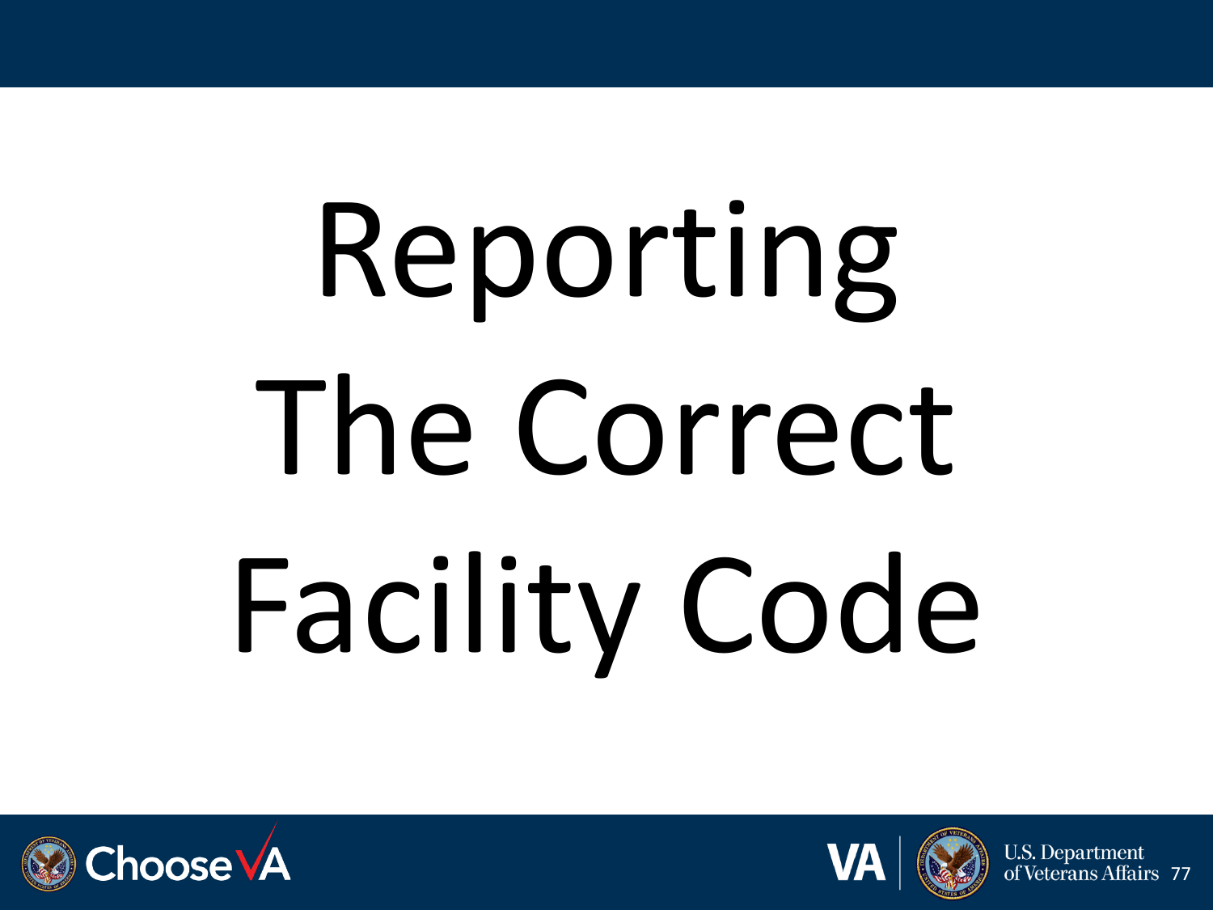# Reporting The Correct Facility Code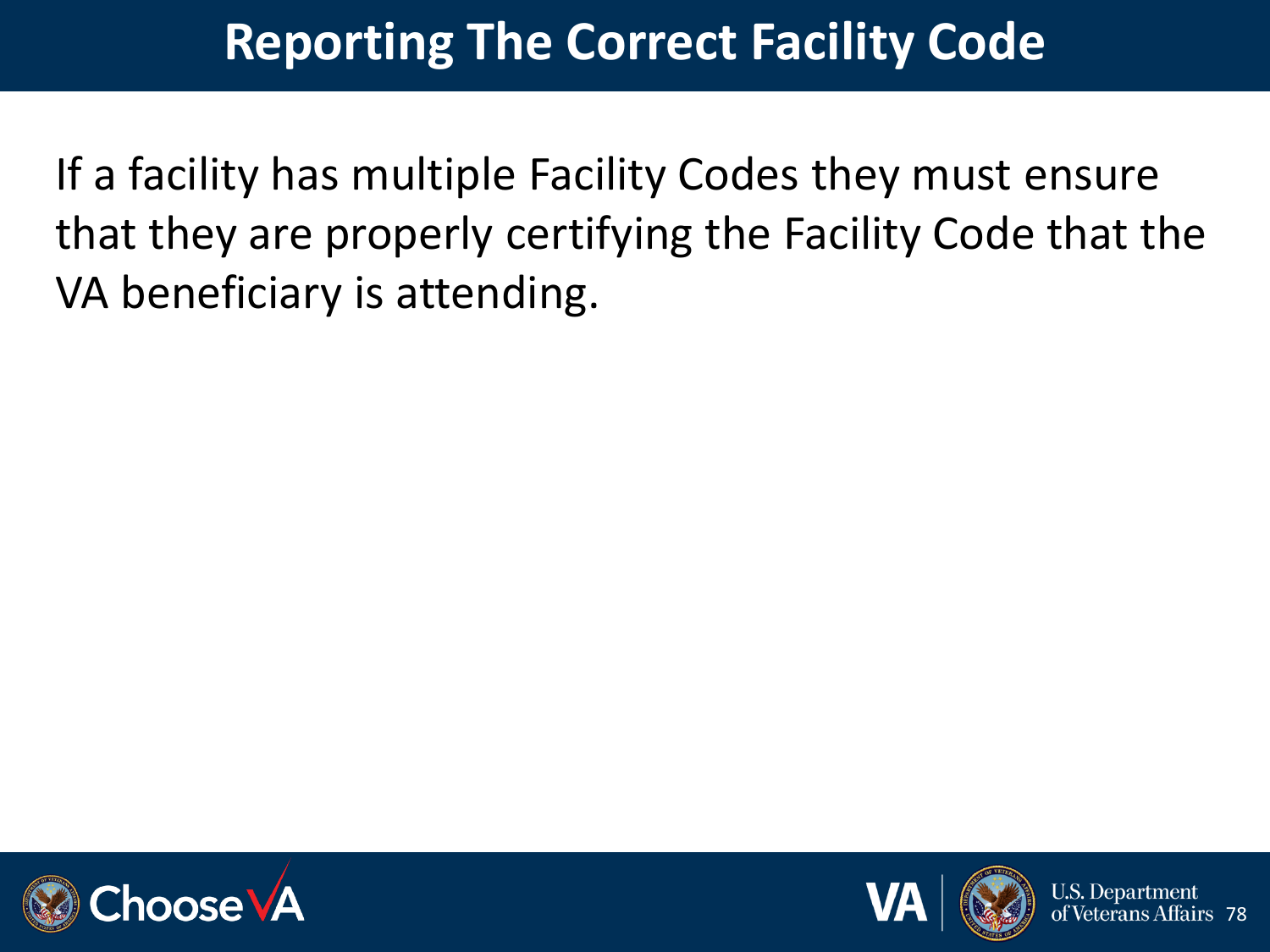# Reporting The Correct Facility Code

If a facility has multiple Facility Codes they must ensure that they are properly certifying the Facility Code that the VA beneficiary is attending.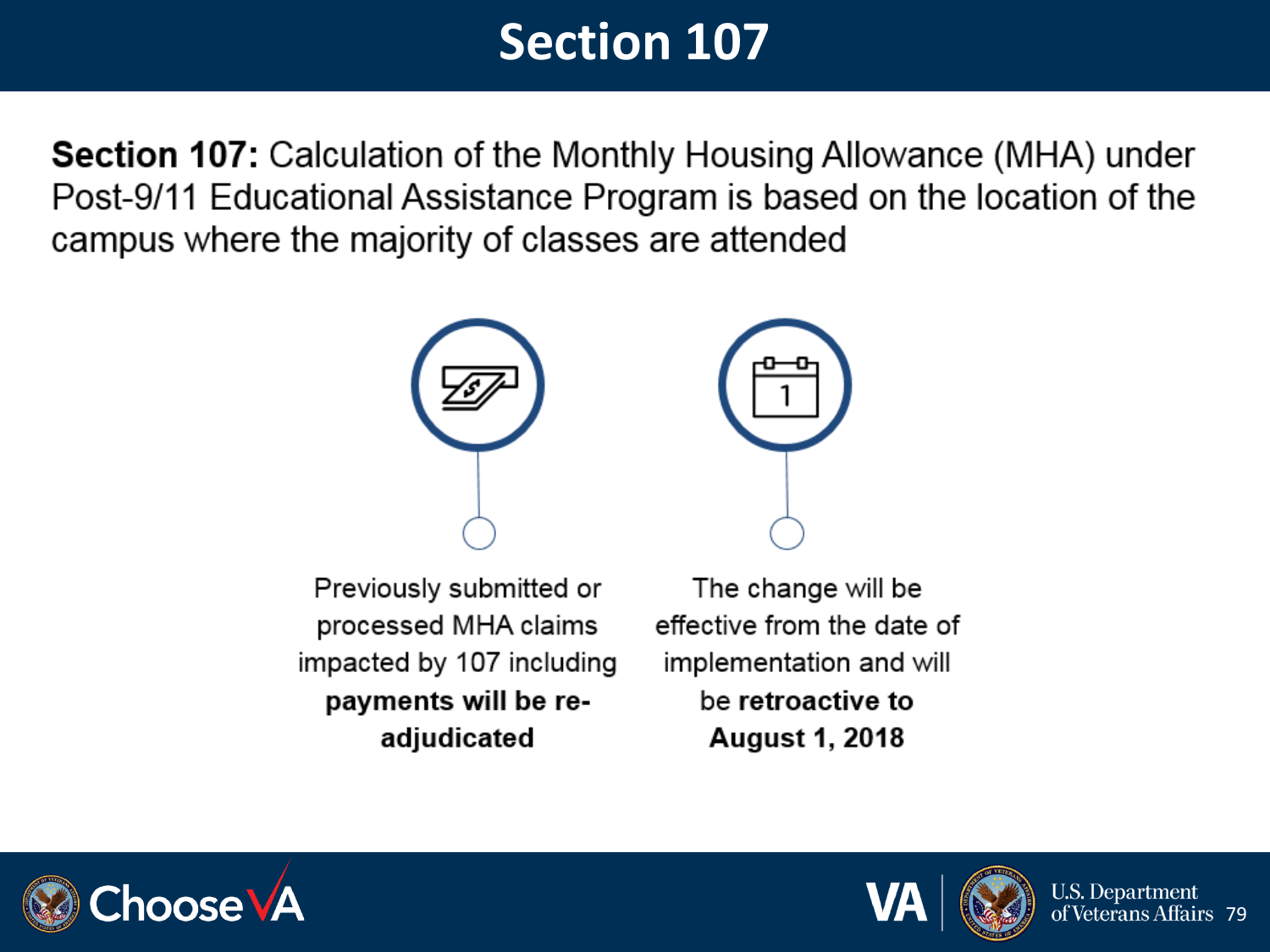# Section 107

**Section 107:** Calculation of the Monthly Housing Allowance (MHA) under Post-9/11 Educational Assistance Program is based on the location of the campus where the majority of classes are attended

- Previously submitted or processed MHA claims impacted by 107 including **payments will be re-adjudicated**
- The change will be effective from the date of implementation and will be **retroactive to August 1, 2018**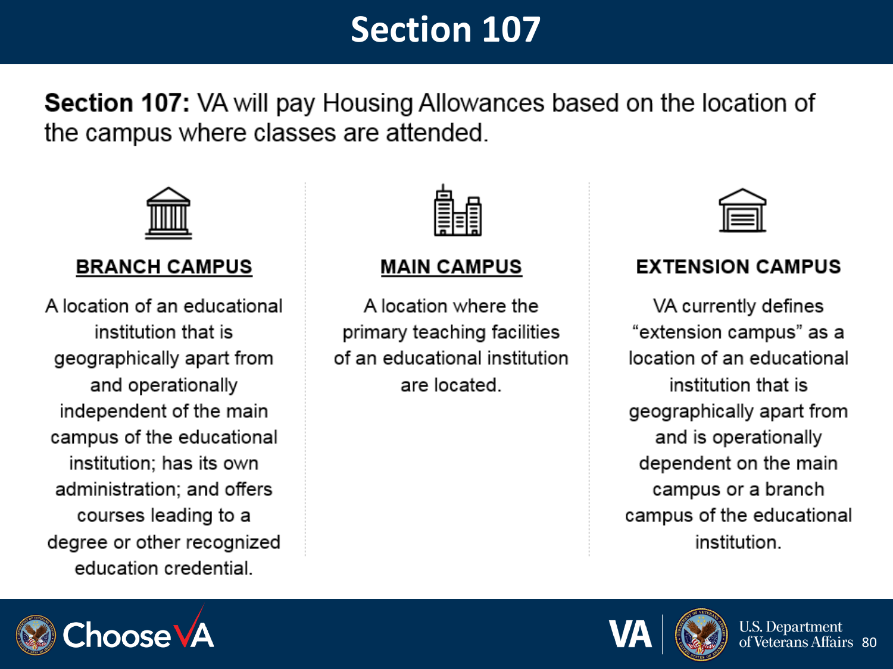# Section 107

**Section 107:** VA will pay Housing Allowances based on the location of the campus where classes are attended.

### BRANCH CAMPUS

A location of an educational institution that is geographically apart from and operationally independent of the main campus of the educational institution; has its own administration; and offers courses leading to a degree or other recognized education credential.

### MAIN CAMPUS

A location where the primary teaching facilities of an educational institution are located.

### EXTENSION CAMPUS

VA currently defines "extension campus" as a location of an educational institution that is geographically apart from and is operationally dependent on the main campus or a branch campus of the educational institution.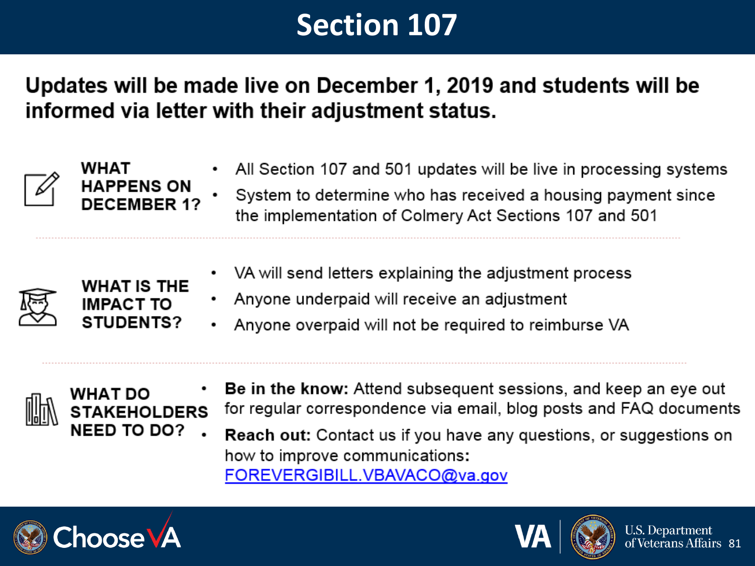# Section 107

**Updates will be made live on December 1, 2019 and students will be informed via letter with their adjustment status.**

### WHAT HAPPENS ON DECEMBER 1?

- All Section 107 and 501 updates will be live in processing systems
- System to determine who has received a housing payment since the implementation of Colmery Act Sections 107 and 501

### WHAT IS THE IMPACT TO STUDENTS?

- VA will send letters explaining the adjustment process
- Anyone underpaid will receive an adjustment
- Anyone overpaid will not be required to reimburse VA

### WHAT DO STAKEHOLDERS NEED TO DO?

- **Be in the know:** Attend subsequent sessions, and keep an eye out for regular correspondence via email, blog posts and FAQ documents
- **Reach out:** Contact us if you have any questions, or suggestions on how to improve communications: FOREVERGIBILL.VBAVACO@va.gov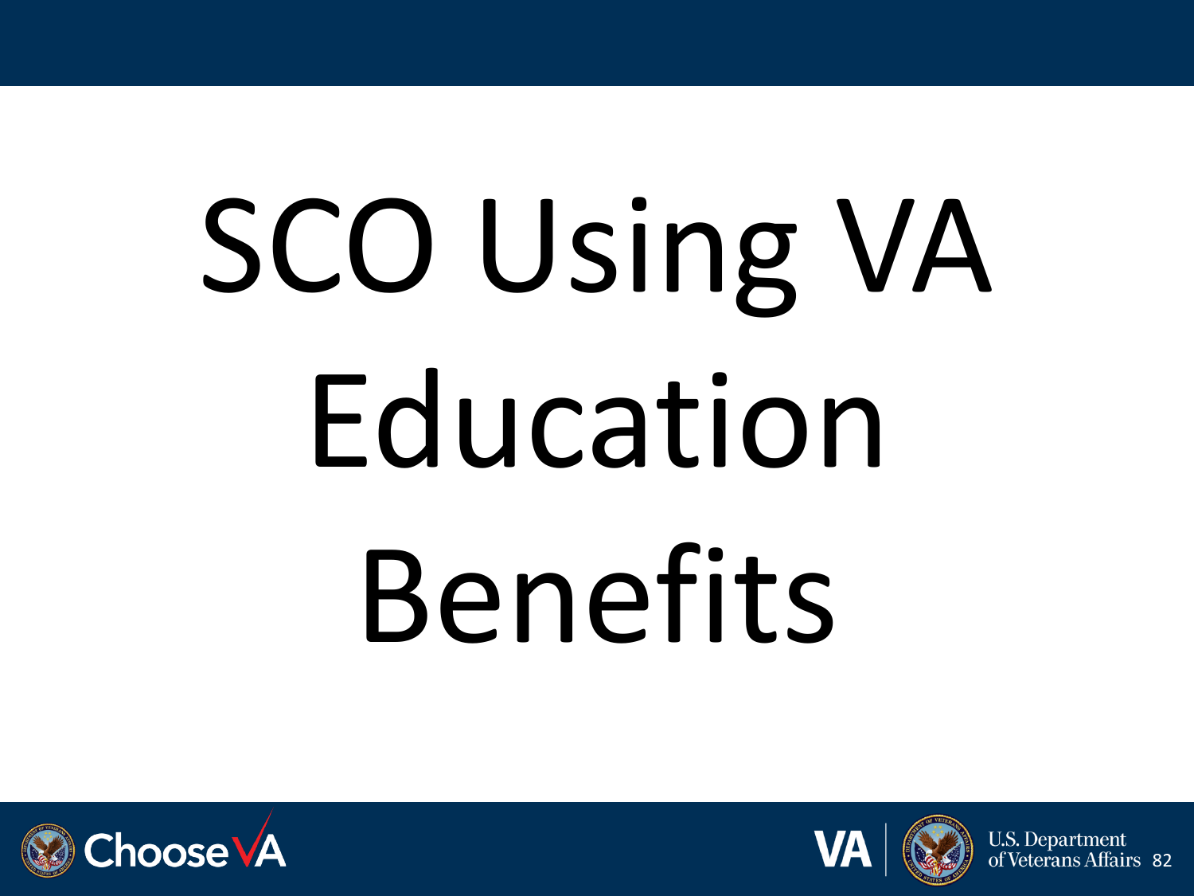# SCO Using VA Education Benefits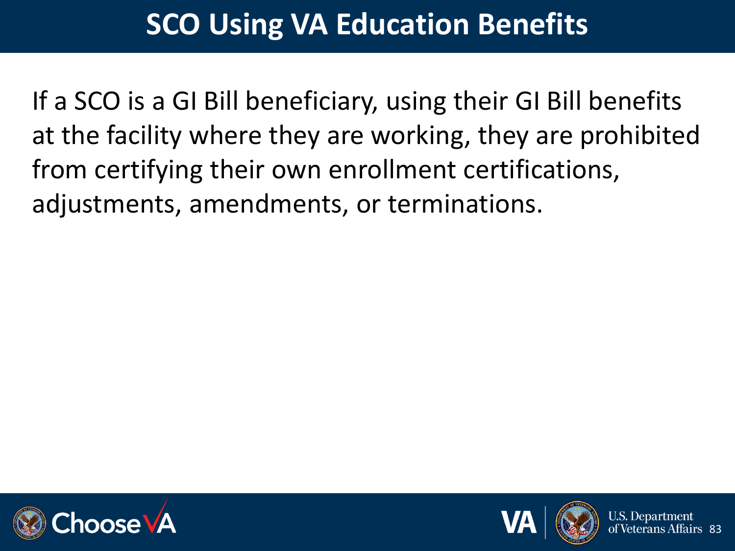# SCO Using VA Education Benefits

If a SCO is a GI Bill beneficiary, using their GI Bill benefits at the facility where they are working, they are prohibited from certifying their own enrollment certifications, adjustments, amendments, or terminations.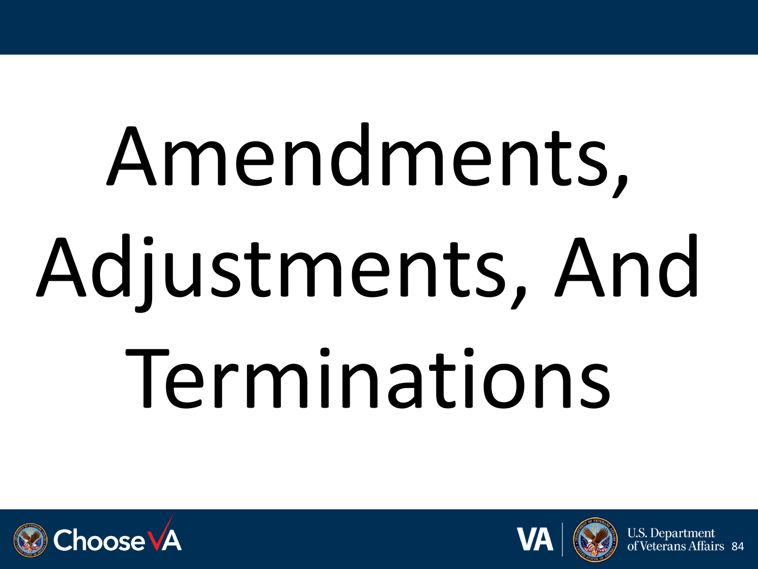# Amendments, Adjustments, And Terminations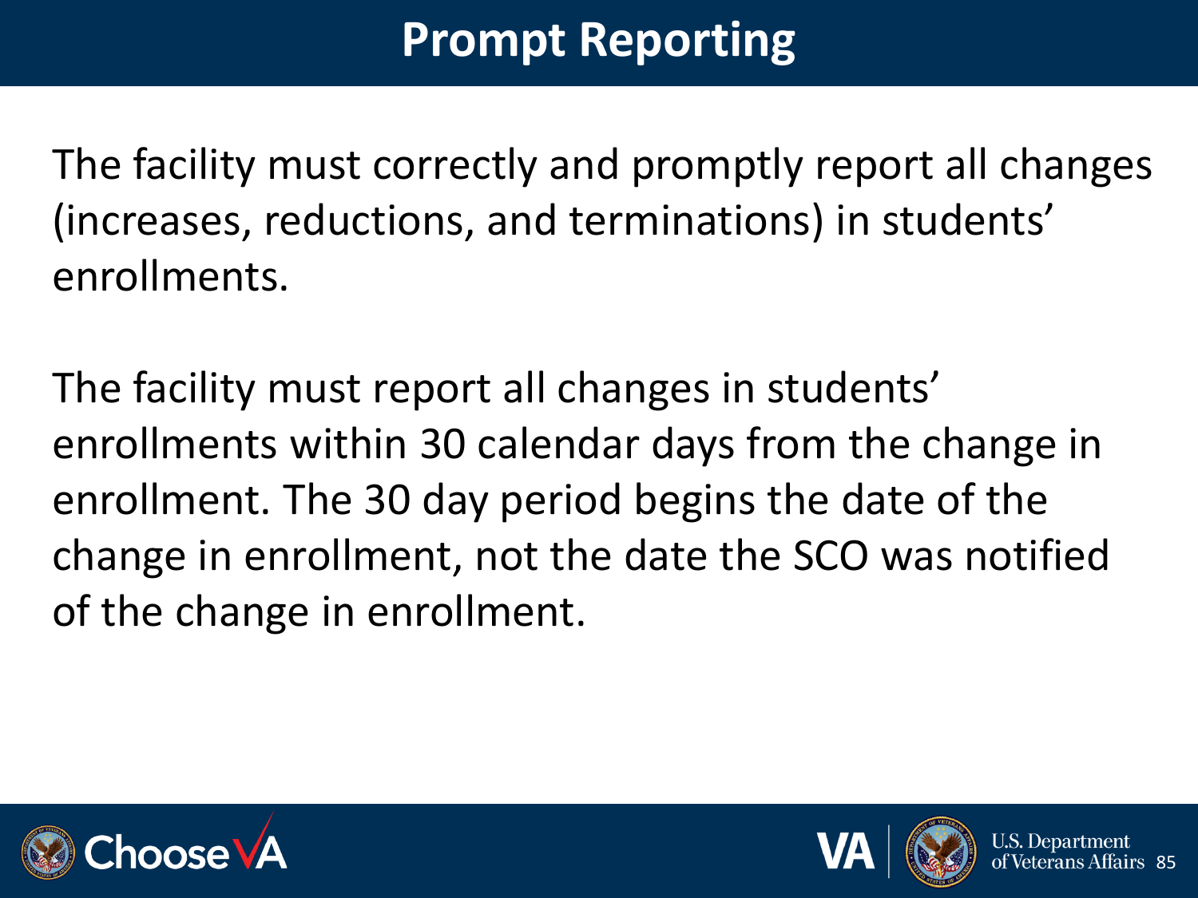# Prompt Reporting

The facility must correctly and promptly report all changes (increases, reductions, and terminations) in students' enrollments.

The facility must report all changes in students' enrollments within 30 calendar days from the change in enrollment. The 30 day period begins the date of the change in enrollment, not the date the SCO was notified of the change in enrollment.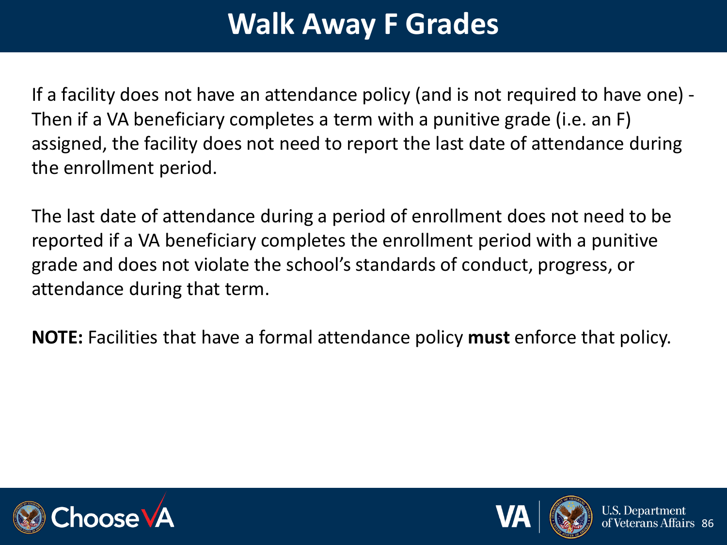# Walk Away F Grades

If a facility does not have an attendance policy (and is not required to have one) - Then if a VA beneficiary completes a term with a punitive grade (i.e. an F) assigned, the facility does not need to report the last date of attendance during the enrollment period.

The last date of attendance during a period of enrollment does not need to be reported if a VA beneficiary completes the enrollment period with a punitive grade and does not violate the school's standards of conduct, progress, or attendance during that term.

**NOTE:** Facilities that have a formal attendance policy **must** enforce that policy.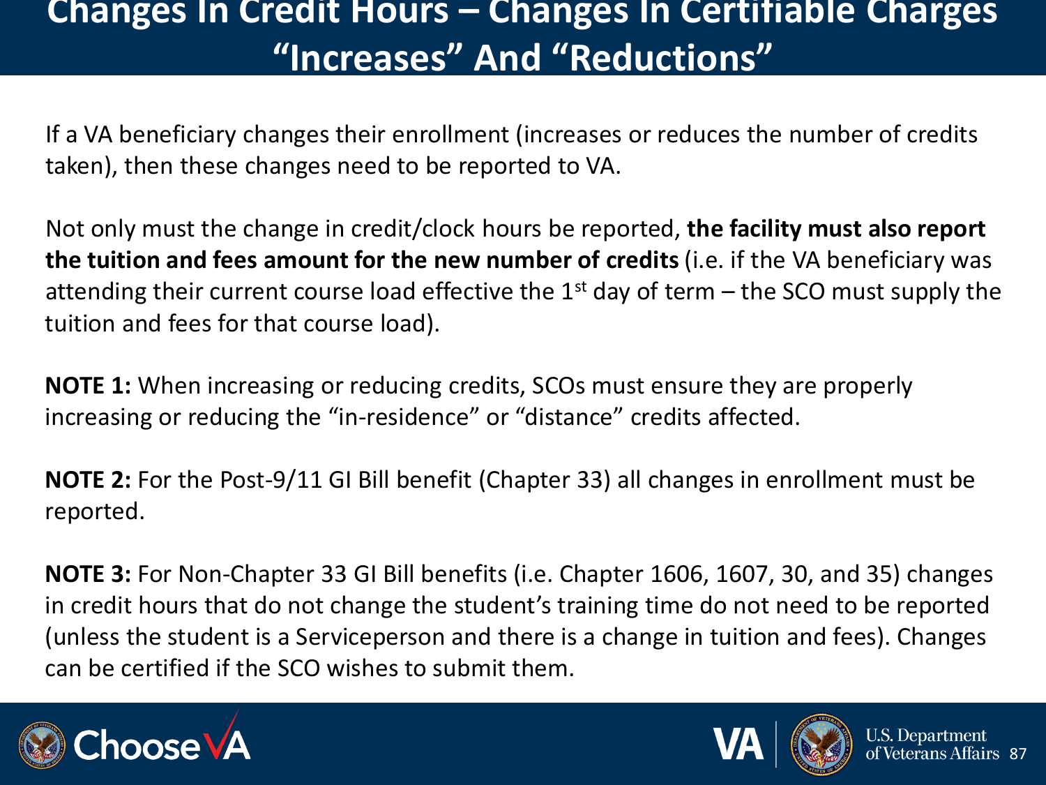# Changes In Credit Hours – Changes In Certifiable Charges "Increases" And "Reductions"

If a VA beneficiary changes their enrollment (increases or reduces the number of credits taken), then these changes need to be reported to VA.

Not only must the change in credit/clock hours be reported, **the facility must also report the tuition and fees amount for the new number of credits** (i.e. if the VA beneficiary was attending their current course load effective the 1st day of term – the SCO must supply the tuition and fees for that course load).

**NOTE 1:** When increasing or reducing credits, SCOs must ensure they are properly increasing or reducing the "in-residence" or "distance" credits affected.

**NOTE 2:** For the Post-9/11 GI Bill benefit (Chapter 33) all changes in enrollment must be reported.

**NOTE 3:** For Non-Chapter 33 GI Bill benefits (i.e. Chapter 1606, 1607, 30, and 35) changes in credit hours that do not change the student's training time do not need to be reported (unless the student is a Serviceperson and there is a change in tuition and fees). Changes can be certified if the SCO wishes to submit them.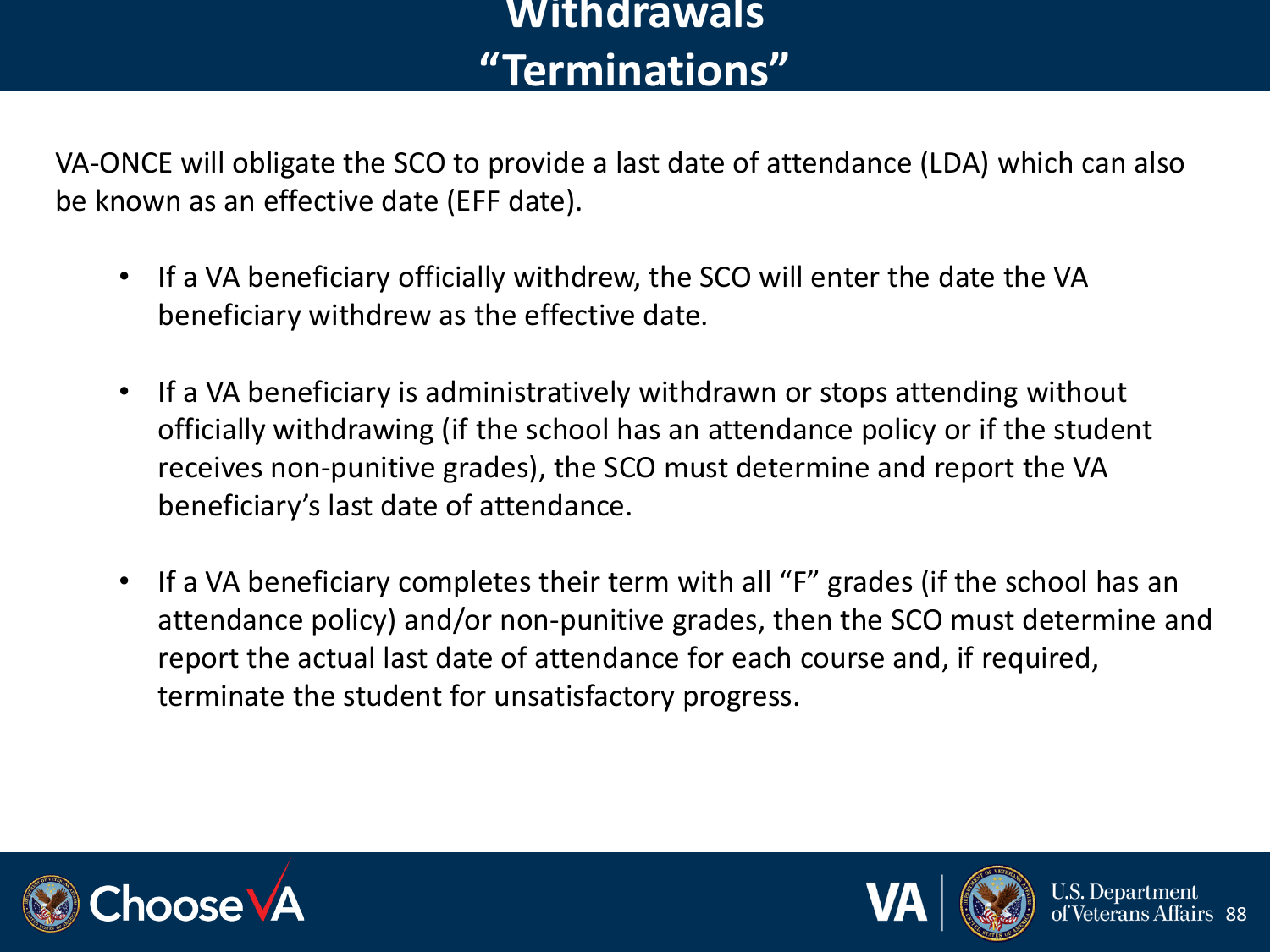# Withdrawals
# "Terminations"

VA-ONCE will obligate the SCO to provide a last date of attendance (LDA) which can also be known as an effective date (EFF date).

- If a VA beneficiary officially withdrew, the SCO will enter the date the VA beneficiary withdrew as the effective date.
- If a VA beneficiary is administratively withdrawn or stops attending without officially withdrawing (if the school has an attendance policy or if the student receives non-punitive grades), the SCO must determine and report the VA beneficiary's last date of attendance.
- If a VA beneficiary completes their term with all "F" grades (if the school has an attendance policy) and/or non-punitive grades, then the SCO must determine and report the actual last date of attendance for each course and, if required, terminate the student for unsatisfactory progress.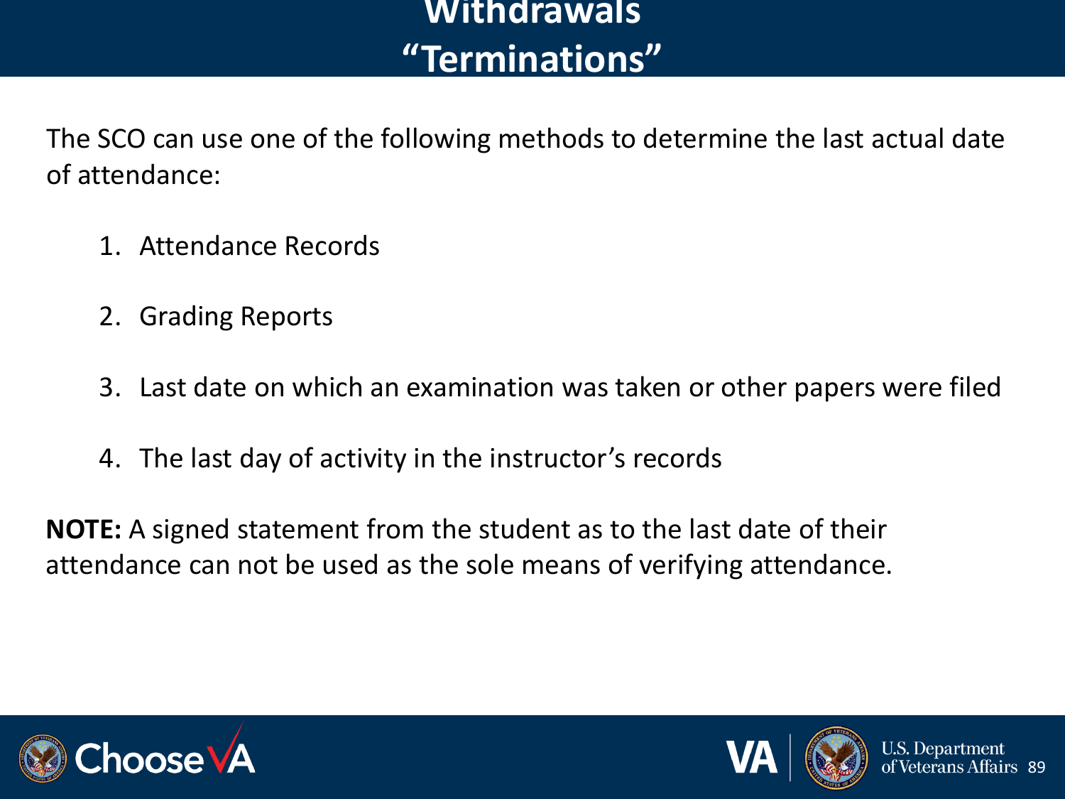# Withdrawals "Terminations"

The SCO can use one of the following methods to determine the last actual date of attendance:

1. Attendance Records

2. Grading Reports

3. Last date on which an examination was taken or other papers were filed

4. The last day of activity in the instructor's records

**NOTE:** A signed statement from the student as to the last date of their attendance can not be used as the sole means of verifying attendance.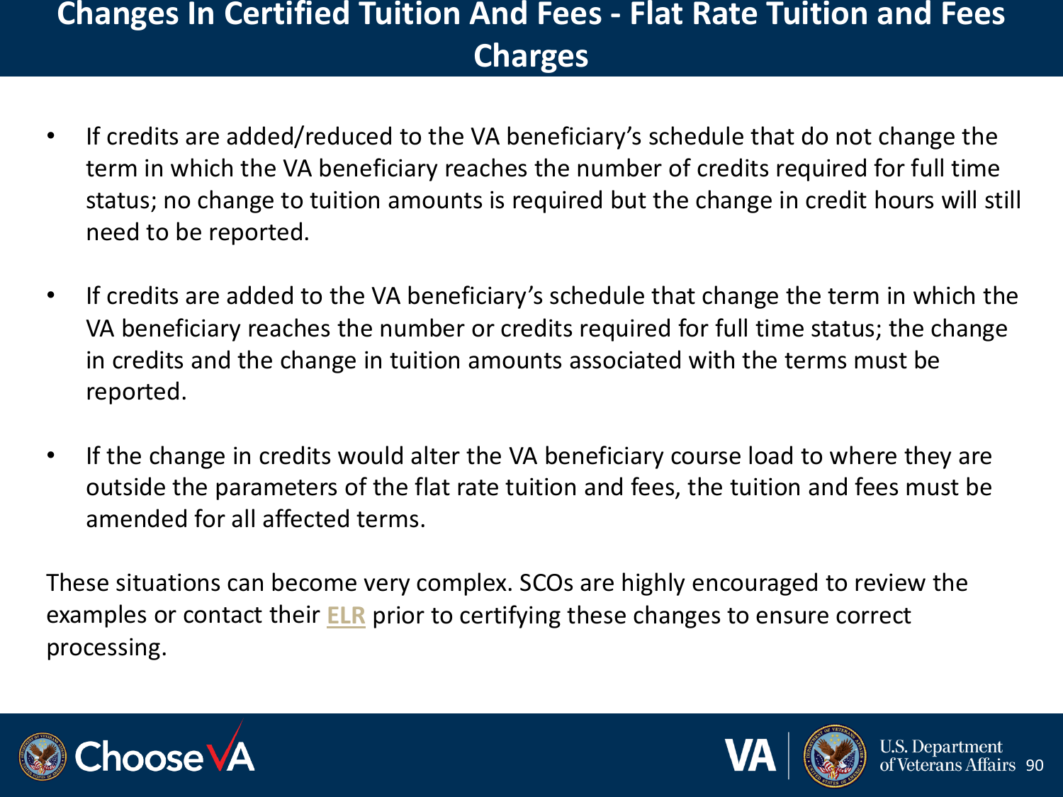# Changes In Certified Tuition And Fees - Flat Rate Tuition and Fees Charges

- If credits are added/reduced to the VA beneficiary's schedule that do not change the term in which the VA beneficiary reaches the number of credits required for full time status; no change to tuition amounts is required but the change in credit hours will still need to be reported.

- If credits are added to the VA beneficiary's schedule that change the term in which the VA beneficiary reaches the number or credits required for full time status; the change in credits and the change in tuition amounts associated with the terms must be reported.

- If the change in credits would alter the VA beneficiary course load to where they are outside the parameters of the flat rate tuition and fees, the tuition and fees must be amended for all affected terms.

These situations can become very complex. SCOs are highly encouraged to review the examples or contact their ELR prior to certifying these changes to ensure correct processing.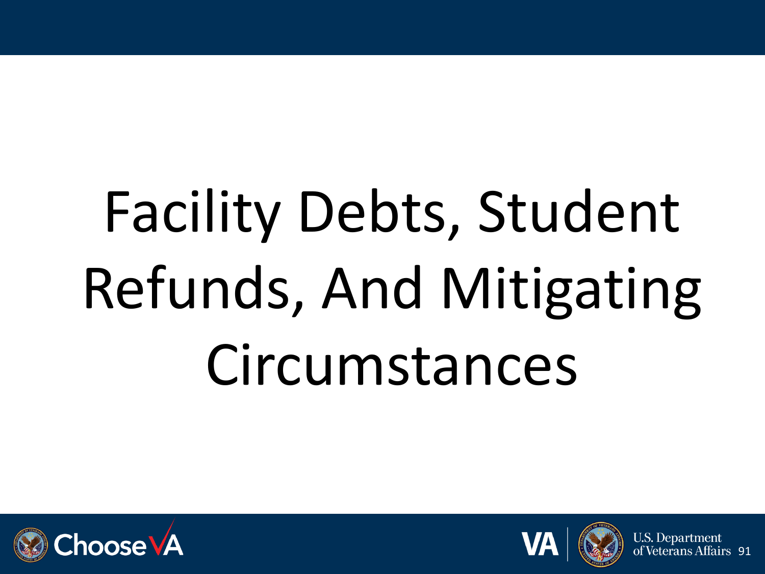# Facility Debts, Student Refunds, And Mitigating Circumstances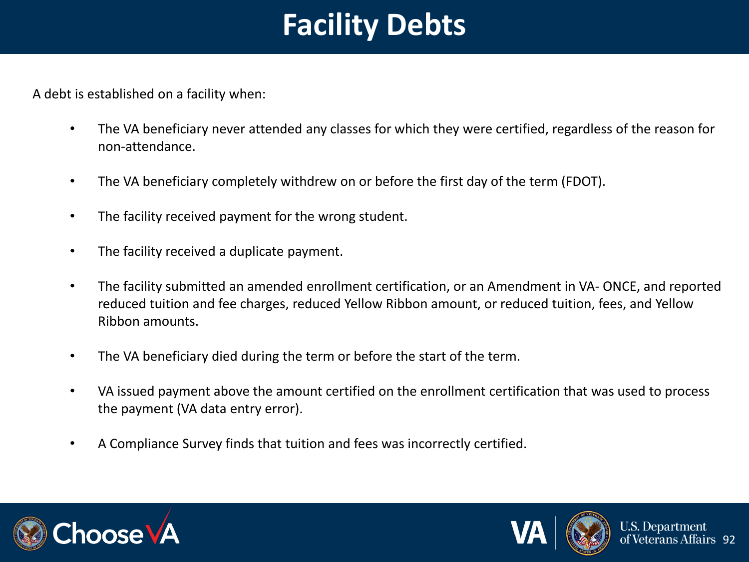# Facility Debts

A debt is established on a facility when:

- The VA beneficiary never attended any classes for which they were certified, regardless of the reason for non-attendance.
- The VA beneficiary completely withdrew on or before the first day of the term (FDOT).
- The facility received payment for the wrong student.
- The facility received a duplicate payment.
- The facility submitted an amended enrollment certification, or an Amendment in VA- ONCE, and reported reduced tuition and fee charges, reduced Yellow Ribbon amount, or reduced tuition, fees, and Yellow Ribbon amounts.
- The VA beneficiary died during the term or before the start of the term.
- VA issued payment above the amount certified on the enrollment certification that was used to process the payment (VA data entry error).
- A Compliance Survey finds that tuition and fees was incorrectly certified.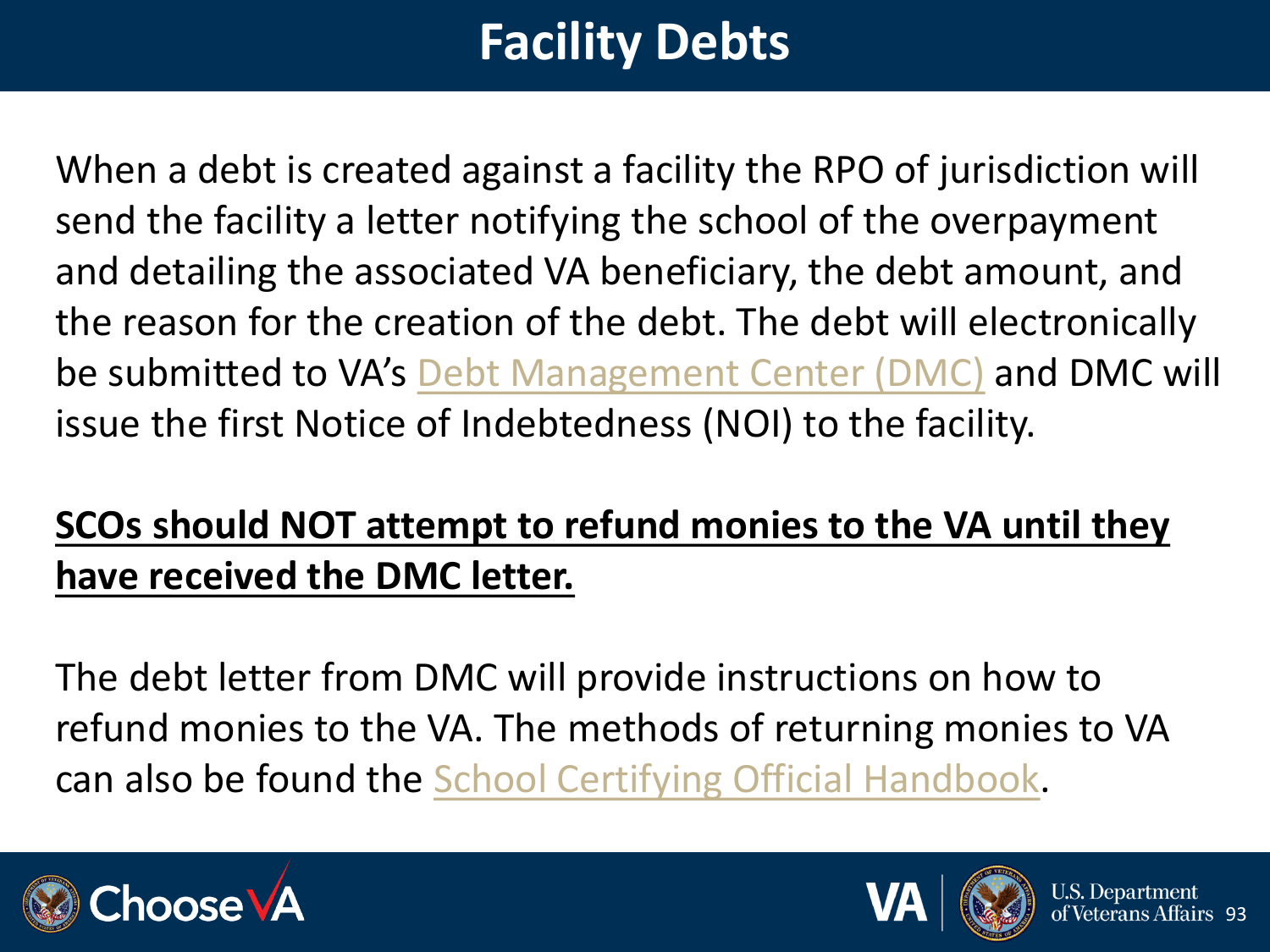# Facility Debts

When a debt is created against a facility the RPO of jurisdiction will send the facility a letter notifying the school of the overpayment and detailing the associated VA beneficiary, the debt amount, and the reason for the creation of the debt. The debt will electronically be submitted to VA's Debt Management Center (DMC) and DMC will issue the first Notice of Indebtedness (NOI) to the facility.

**SCOs should NOT attempt to refund monies to the VA until they have received the DMC letter.**

The debt letter from DMC will provide instructions on how to refund monies to the VA. The methods of returning monies to VA can also be found the School Certifying Official Handbook.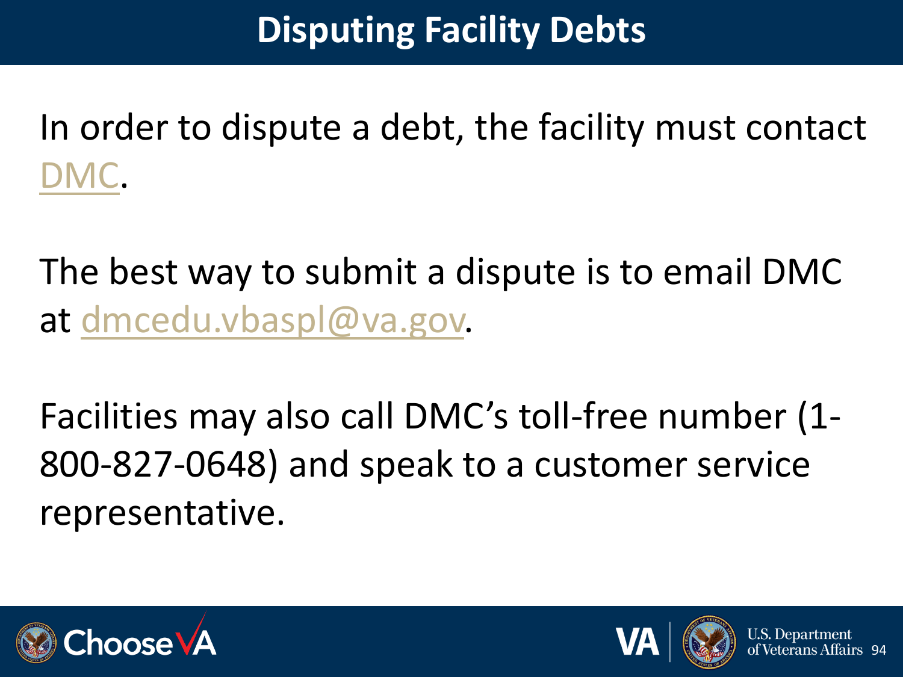# Disputing Facility Debts

In order to dispute a debt, the facility must contact DMC.

The best way to submit a dispute is to email DMC at dmcedu.vbaspl@va.gov.

Facilities may also call DMC's toll-free number (1-800-827-0648) and speak to a customer service representative.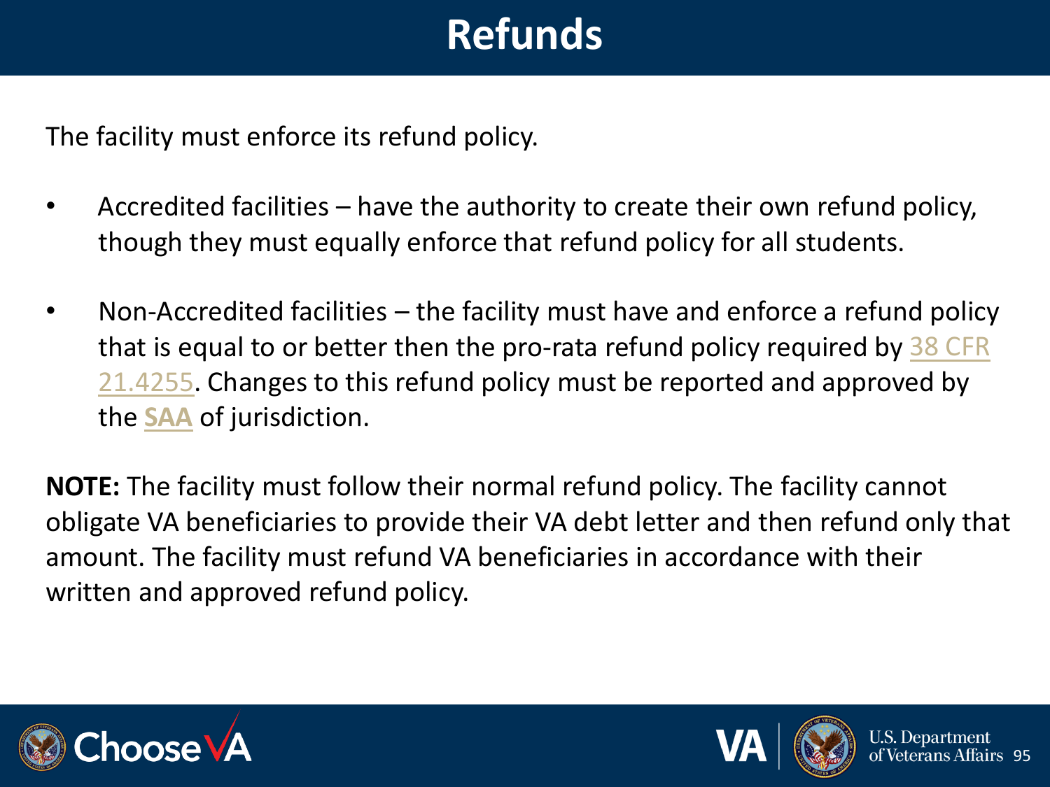# Refunds

The facility must enforce its refund policy.

- Accredited facilities – have the authority to create their own refund policy, though they must equally enforce that refund policy for all students.
- Non-Accredited facilities – the facility must have and enforce a refund policy that is equal to or better then the pro-rata refund policy required by 38 CFR 21.4255. Changes to this refund policy must be reported and approved by the **SAA** of jurisdiction.

**NOTE:** The facility must follow their normal refund policy. The facility cannot obligate VA beneficiaries to provide their VA debt letter and then refund only that amount. The facility must refund VA beneficiaries in accordance with their written and approved refund policy.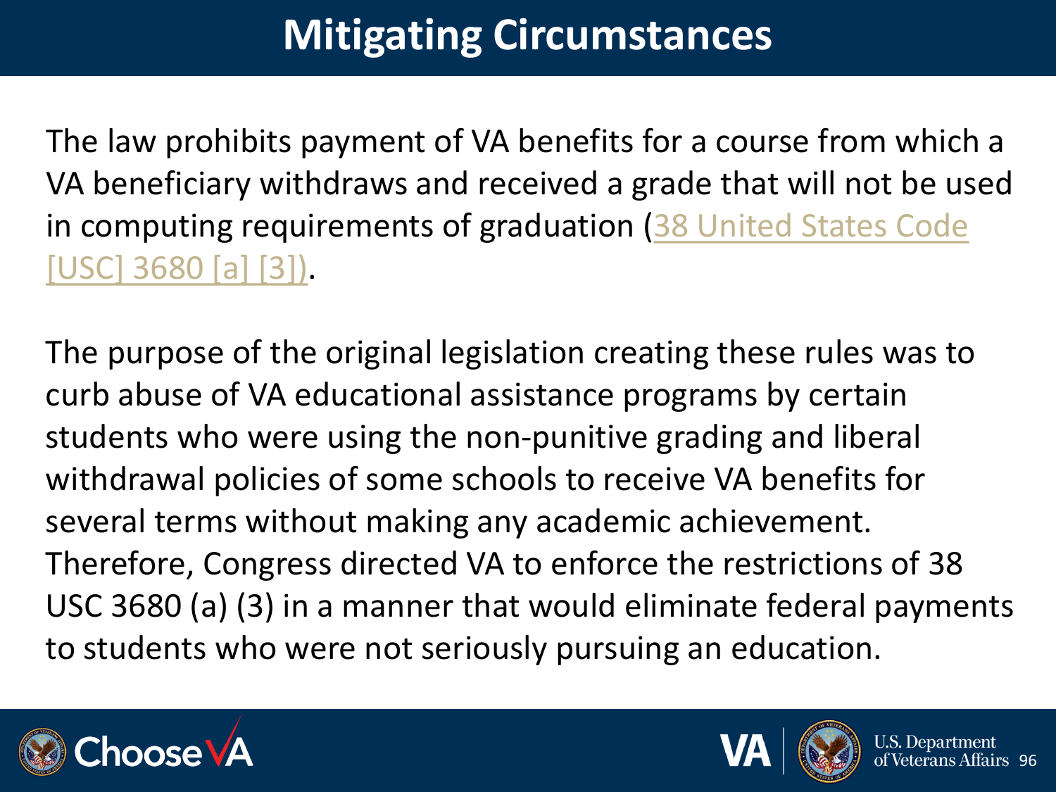# Mitigating Circumstances

The law prohibits payment of VA benefits for a course from which a VA beneficiary withdraws and received a grade that will not be used in computing requirements of graduation (38 United States Code [USC] 3680 [a] [3]).

The purpose of the original legislation creating these rules was to curb abuse of VA educational assistance programs by certain students who were using the non-punitive grading and liberal withdrawal policies of some schools to receive VA benefits for several terms without making any academic achievement. Therefore, Congress directed VA to enforce the restrictions of 38 USC 3680 (a) (3) in a manner that would eliminate federal payments to students who were not seriously pursuing an education.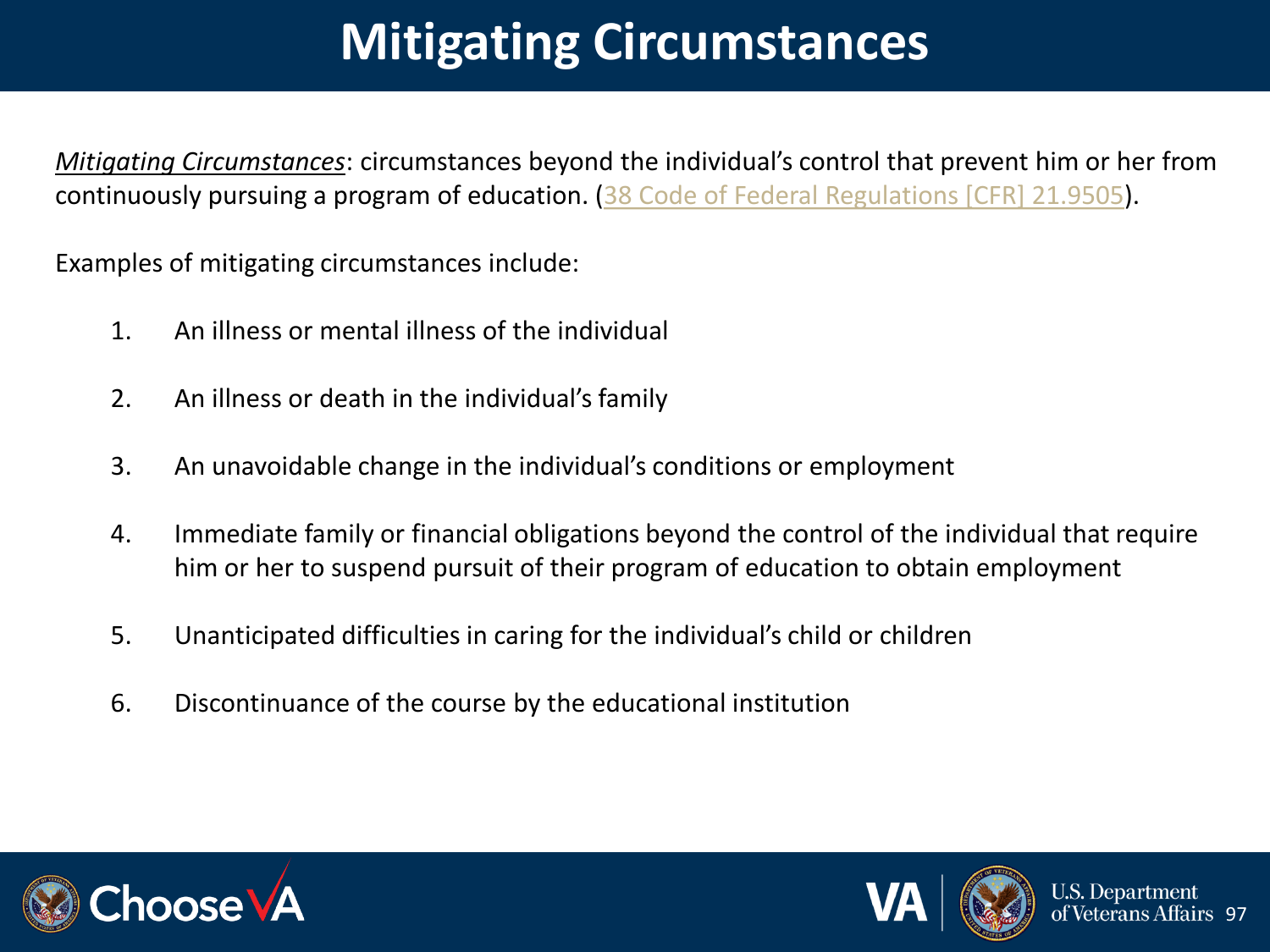# Mitigating Circumstances

*Mitigating Circumstances*: circumstances beyond the individual's control that prevent him or her from continuously pursuing a program of education. (38 Code of Federal Regulations [CFR] 21.9505).

Examples of mitigating circumstances include:

1. An illness or mental illness of the individual
2. An illness or death in the individual's family
3. An unavoidable change in the individual's conditions or employment
4. Immediate family or financial obligations beyond the control of the individual that require him or her to suspend pursuit of their program of education to obtain employment
5. Unanticipated difficulties in caring for the individual's child or children
6. Discontinuance of the course by the educational institution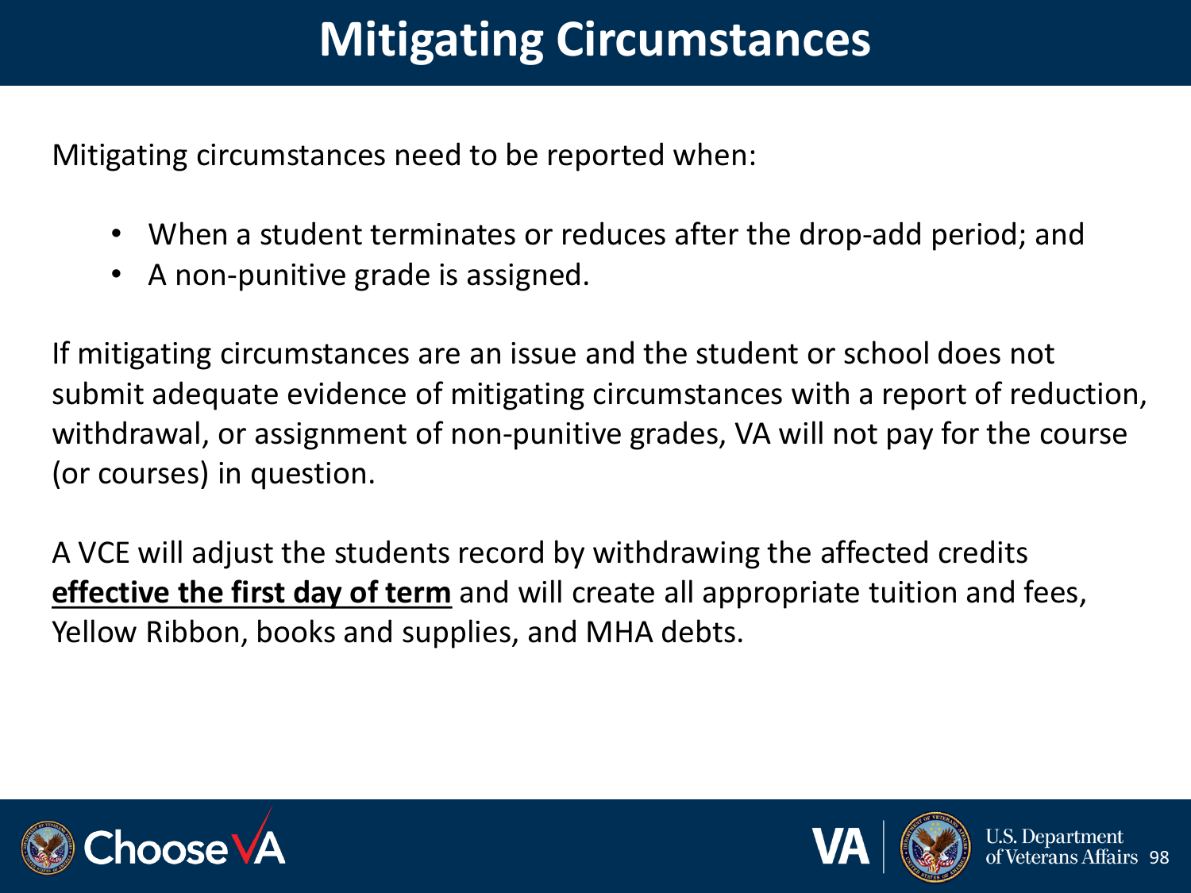# Mitigating Circumstances

Mitigating circumstances need to be reported when:

- When a student terminates or reduces after the drop-add period; and
- A non-punitive grade is assigned.

If mitigating circumstances are an issue and the student or school does not submit adequate evidence of mitigating circumstances with a report of reduction, withdrawal, or assignment of non-punitive grades, VA will not pay for the course (or courses) in question.

A VCE will adjust the students record by withdrawing the affected credits **effective the first day of term** and will create all appropriate tuition and fees, Yellow Ribbon, books and supplies, and MHA debts.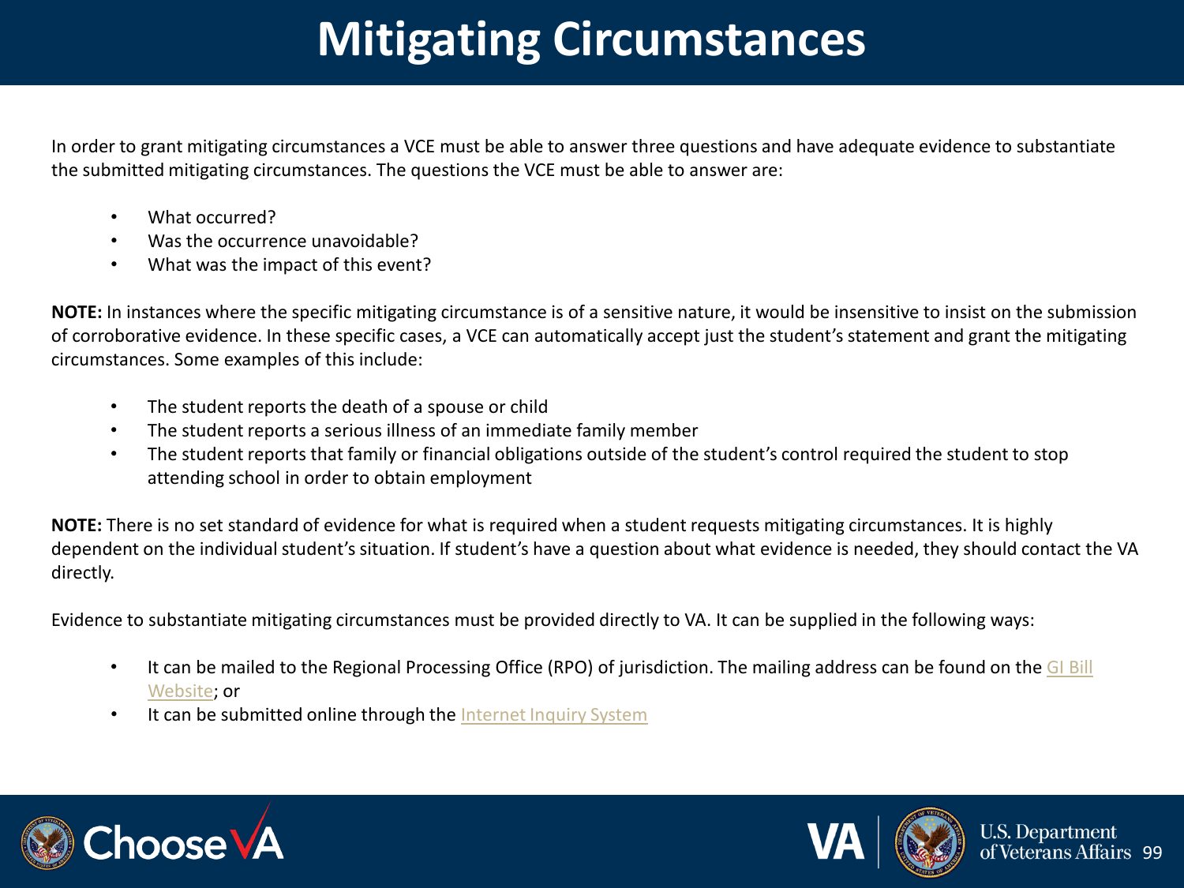# Mitigating Circumstances

In order to grant mitigating circumstances a VCE must be able to answer three questions and have adequate evidence to substantiate the submitted mitigating circumstances. The questions the VCE must be able to answer are:

- What occurred?
- Was the occurrence unavoidable?
- What was the impact of this event?

**NOTE:** In instances where the specific mitigating circumstance is of a sensitive nature, it would be insensitive to insist on the submission of corroborative evidence. In these specific cases, a VCE can automatically accept just the student's statement and grant the mitigating circumstances. Some examples of this include:

- The student reports the death of a spouse or child
- The student reports a serious illness of an immediate family member
- The student reports that family or financial obligations outside of the student's control required the student to stop attending school in order to obtain employment

**NOTE:** There is no set standard of evidence for what is required when a student requests mitigating circumstances. It is highly dependent on the individual student's situation. If student's have a question about what evidence is needed, they should contact the VA directly.

Evidence to substantiate mitigating circumstances must be provided directly to VA. It can be supplied in the following ways:

- It can be mailed to the Regional Processing Office (RPO) of jurisdiction. The mailing address can be found on the GI Bill Website; or
- It can be submitted online through the Internet Inquiry System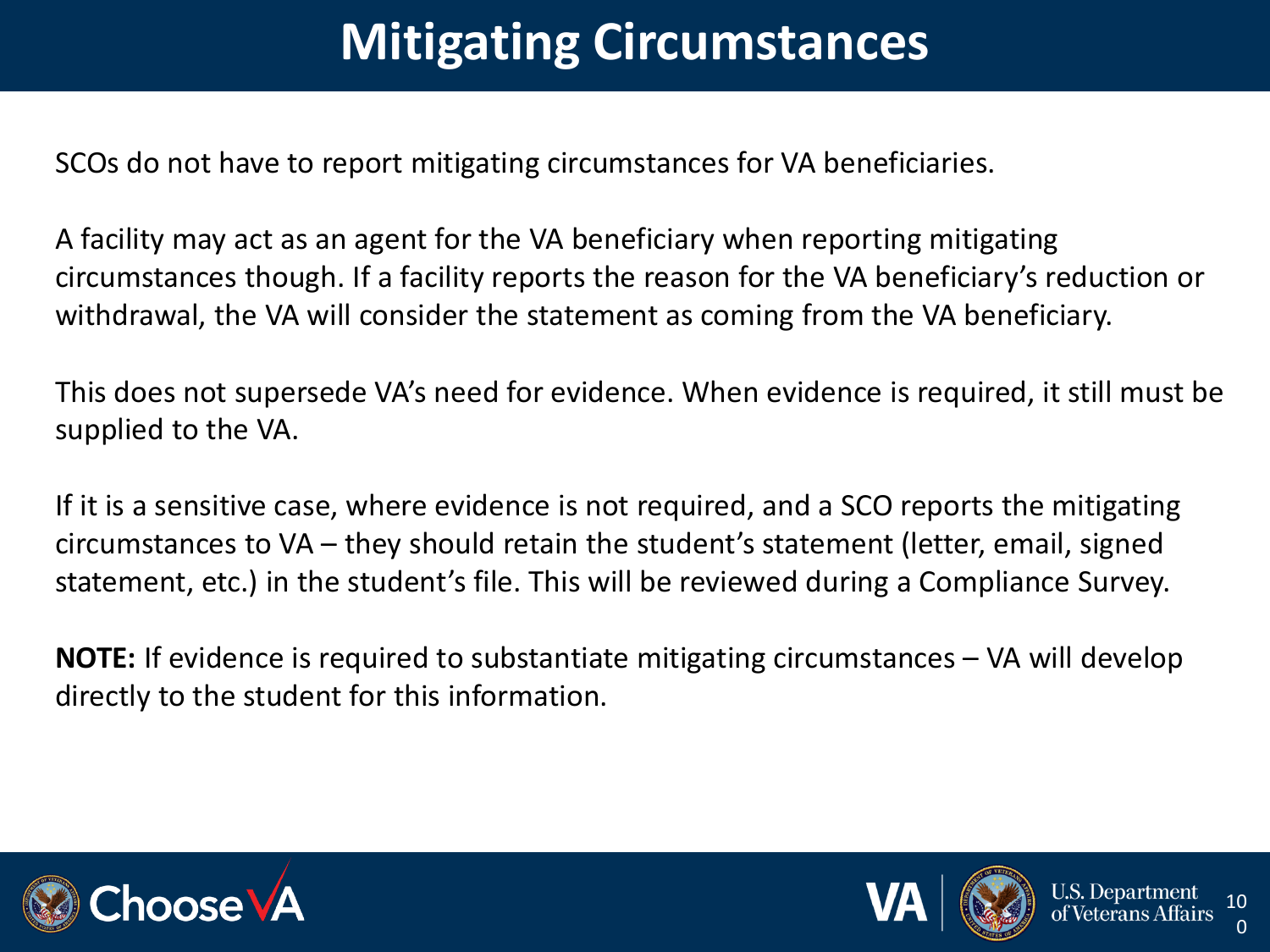# Mitigating Circumstances

SCOs do not have to report mitigating circumstances for VA beneficiaries.

A facility may act as an agent for the VA beneficiary when reporting mitigating circumstances though. If a facility reports the reason for the VA beneficiary's reduction or withdrawal, the VA will consider the statement as coming from the VA beneficiary.

This does not supersede VA's need for evidence. When evidence is required, it still must be supplied to the VA.

If it is a sensitive case, where evidence is not required, and a SCO reports the mitigating circumstances to VA – they should retain the student's statement (letter, email, signed statement, etc.) in the student's file. This will be reviewed during a Compliance Survey.

**NOTE:** If evidence is required to substantiate mitigating circumstances – VA will develop directly to the student for this information.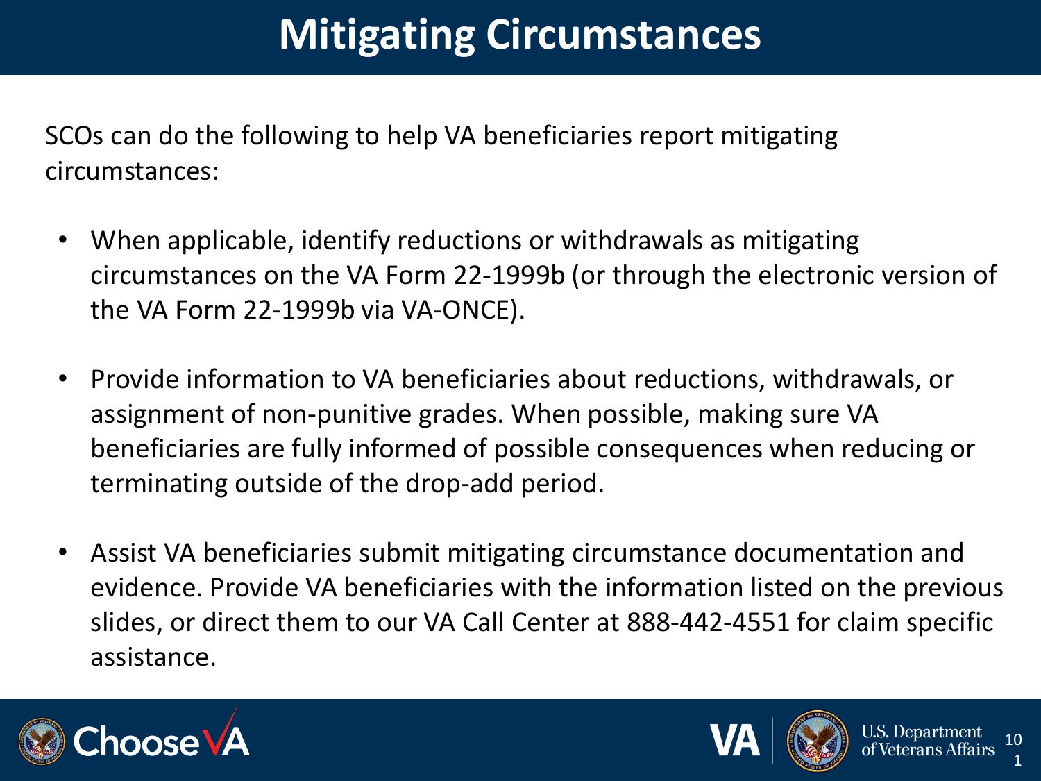# Mitigating Circumstances

SCOs can do the following to help VA beneficiaries report mitigating circumstances:

- When applicable, identify reductions or withdrawals as mitigating circumstances on the VA Form 22-1999b (or through the electronic version of the VA Form 22-1999b via VA-ONCE).
- Provide information to VA beneficiaries about reductions, withdrawals, or assignment of non-punitive grades. When possible, making sure VA beneficiaries are fully informed of possible consequences when reducing or terminating outside of the drop-add period.
- Assist VA beneficiaries submit mitigating circumstance documentation and evidence. Provide VA beneficiaries with the information listed on the previous slides, or direct them to our VA Call Center at 888-442-4551 for claim specific assistance.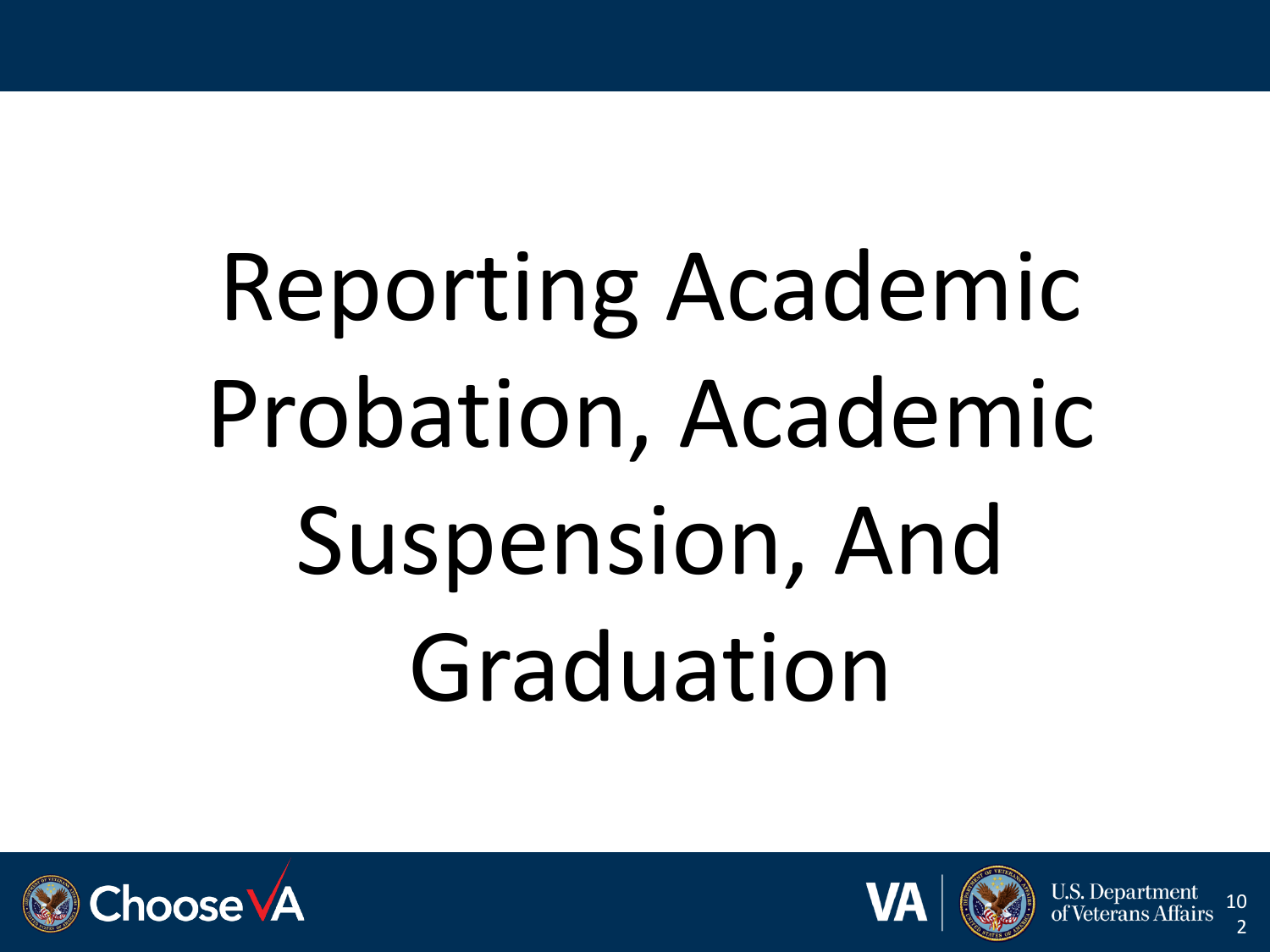# Reporting Academic Probation, Academic Suspension, And Graduation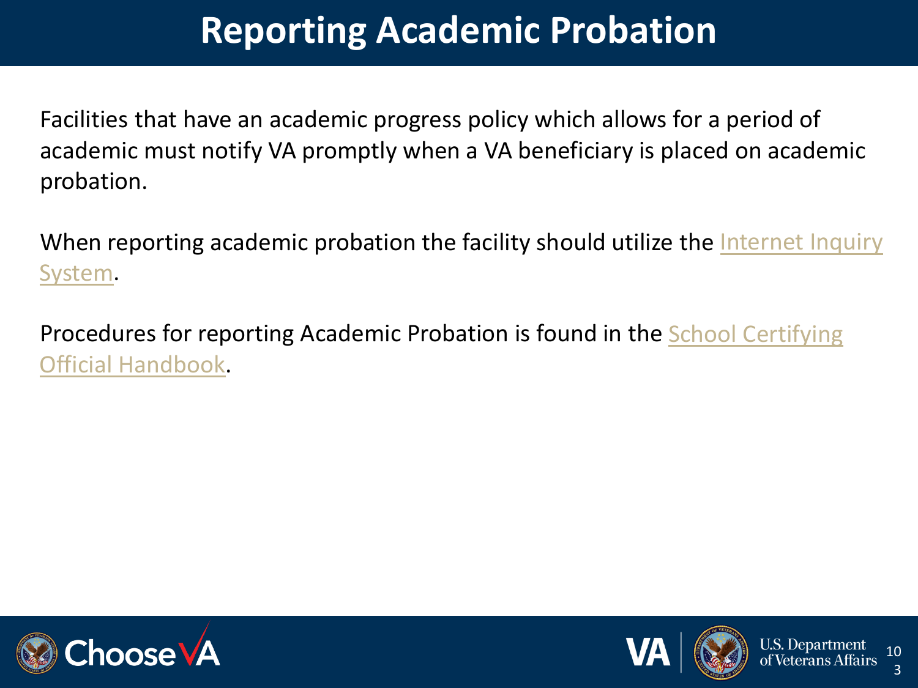# Reporting Academic Probation

Facilities that have an academic progress policy which allows for a period of academic must notify VA promptly when a VA beneficiary is placed on academic probation.

When reporting academic probation the facility should utilize the Internet Inquiry System.

Procedures for reporting Academic Probation is found in the School Certifying Official Handbook.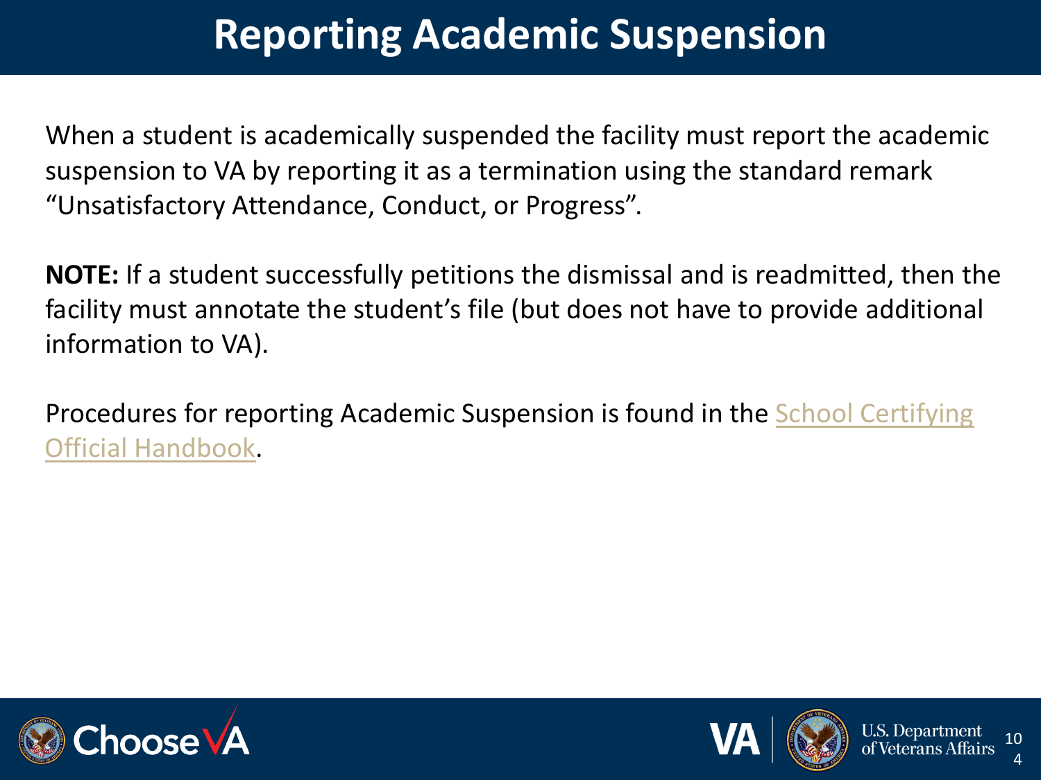# Reporting Academic Suspension

When a student is academically suspended the facility must report the academic suspension to VA by reporting it as a termination using the standard remark "Unsatisfactory Attendance, Conduct, or Progress".

**NOTE:** If a student successfully petitions the dismissal and is readmitted, then the facility must annotate the student's file (but does not have to provide additional information to VA).

Procedures for reporting Academic Suspension is found in the School Certifying Official Handbook.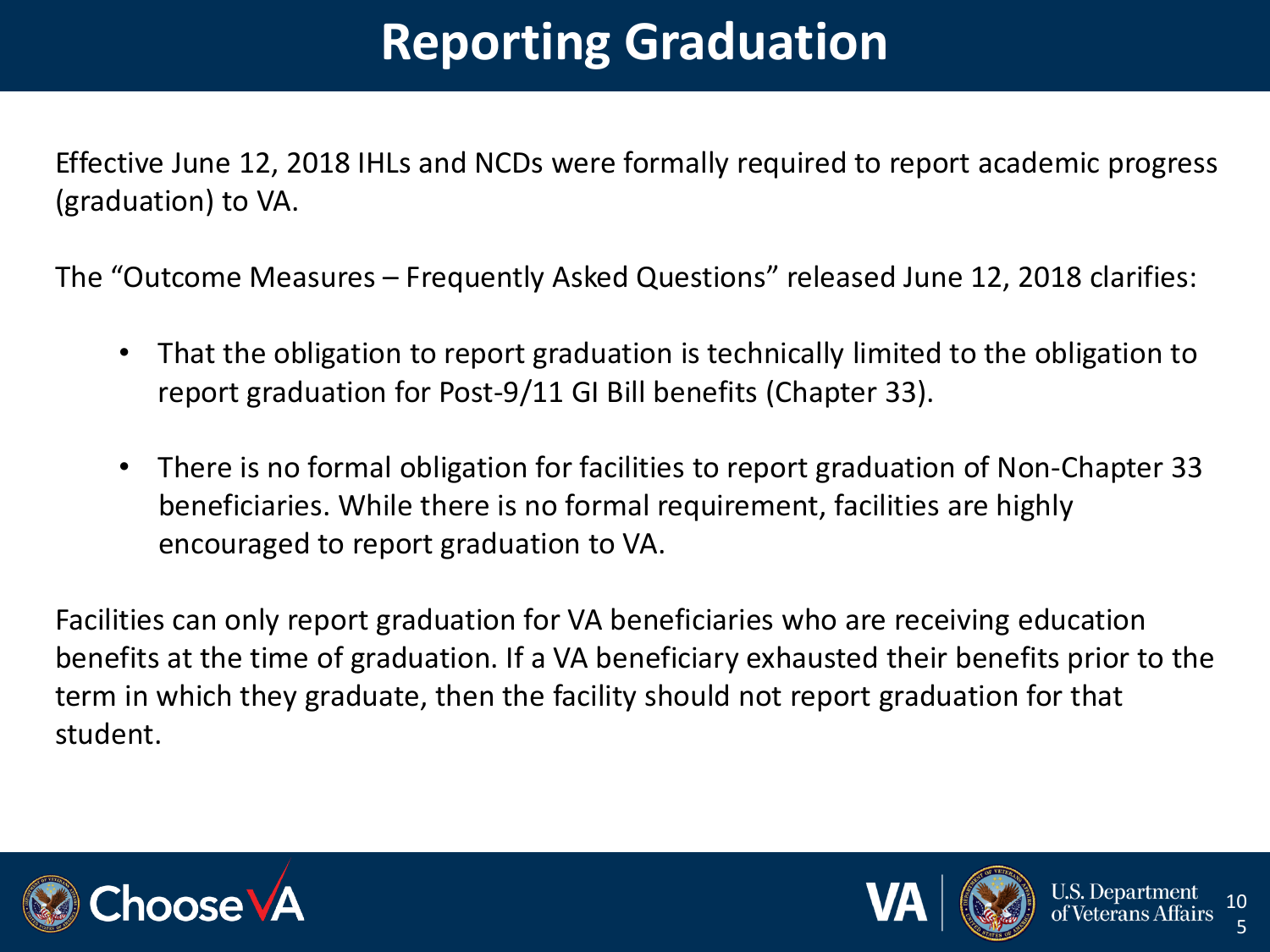# Reporting Graduation

Effective June 12, 2018 IHLs and NCDs were formally required to report academic progress (graduation) to VA.

The "Outcome Measures – Frequently Asked Questions" released June 12, 2018 clarifies:

- That the obligation to report graduation is technically limited to the obligation to report graduation for Post-9/11 GI Bill benefits (Chapter 33).
- There is no formal obligation for facilities to report graduation of Non-Chapter 33 beneficiaries. While there is no formal requirement, facilities are highly encouraged to report graduation to VA.

Facilities can only report graduation for VA beneficiaries who are receiving education benefits at the time of graduation. If a VA beneficiary exhausted their benefits prior to the term in which they graduate, then the facility should not report graduation for that student.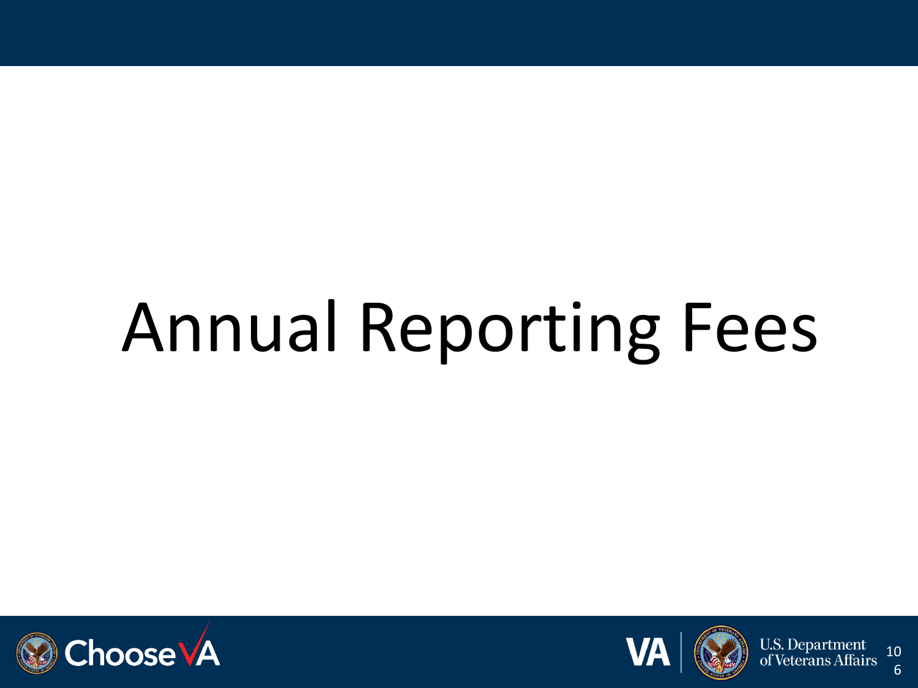# Annual Reporting Fees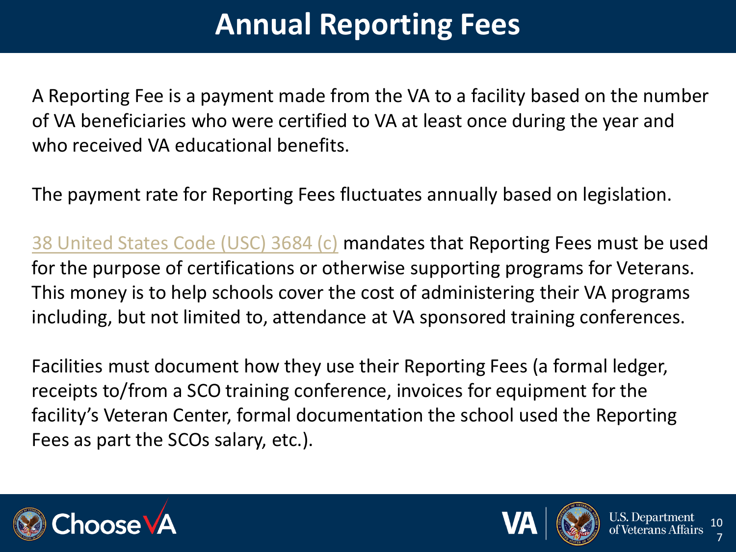# Annual Reporting Fees

A Reporting Fee is a payment made from the VA to a facility based on the number of VA beneficiaries who were certified to VA at least once during the year and who received VA educational benefits.

The payment rate for Reporting Fees fluctuates annually based on legislation.

38 United States Code (USC) 3684 (c) mandates that Reporting Fees must be used for the purpose of certifications or otherwise supporting programs for Veterans. This money is to help schools cover the cost of administering their VA programs including, but not limited to, attendance at VA sponsored training conferences.

Facilities must document how they use their Reporting Fees (a formal ledger, receipts to/from a SCO training conference, invoices for equipment for the facility's Veteran Center, formal documentation the school used the Reporting Fees as part the SCOs salary, etc.).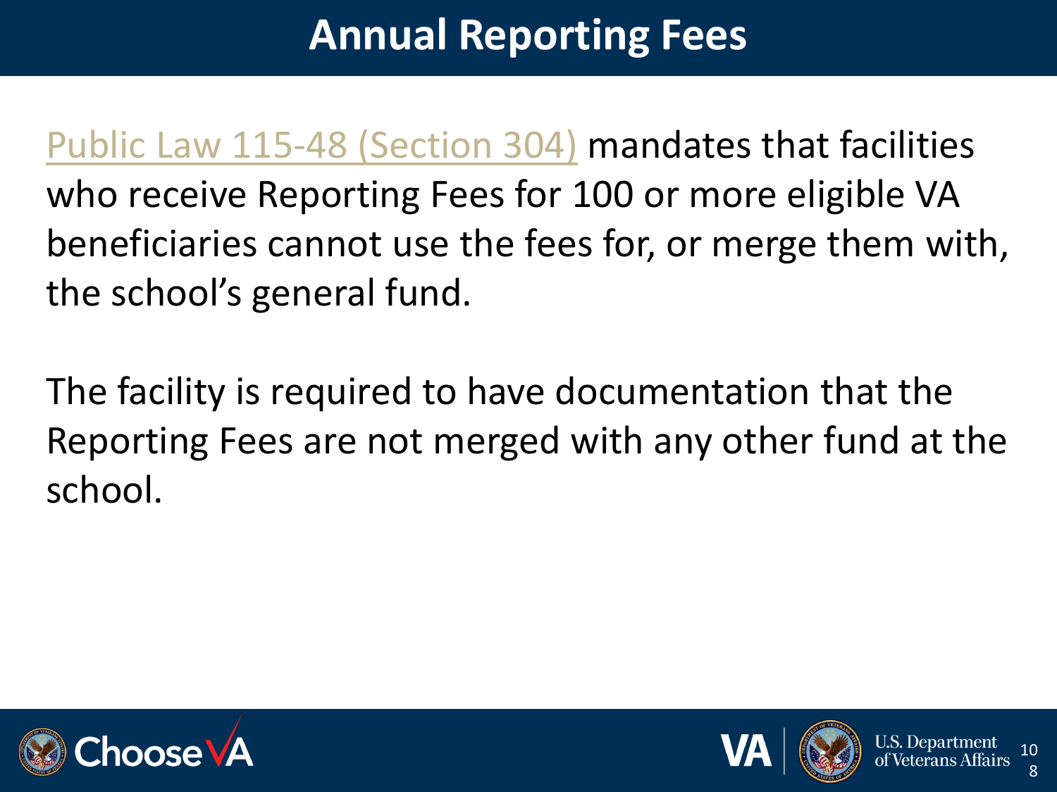# Annual Reporting Fees

Public Law 115-48 (Section 304) mandates that facilities who receive Reporting Fees for 100 or more eligible VA beneficiaries cannot use the fees for, or merge them with, the school's general fund.

The facility is required to have documentation that the Reporting Fees are not merged with any other fund at the school.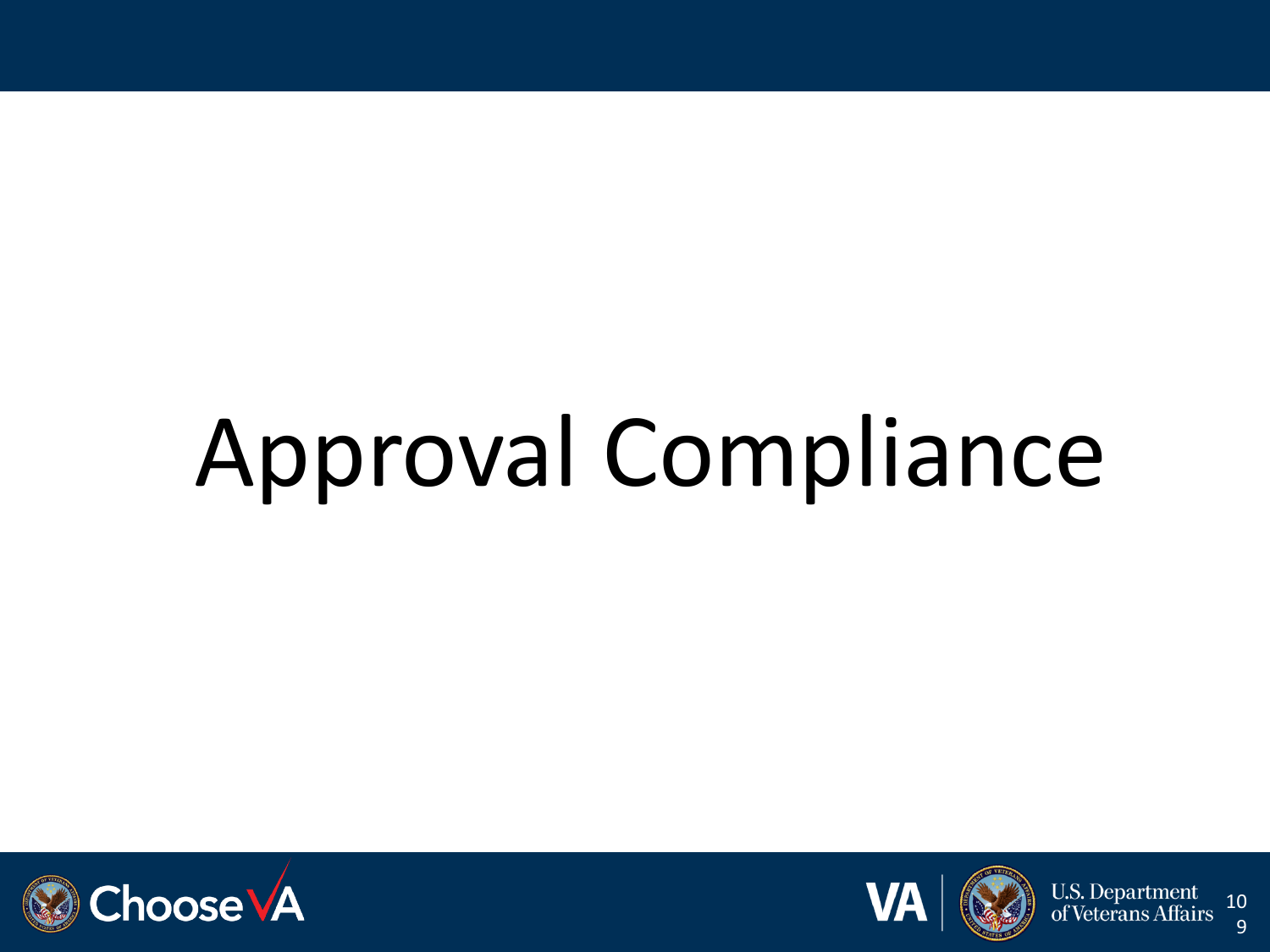# Approval Compliance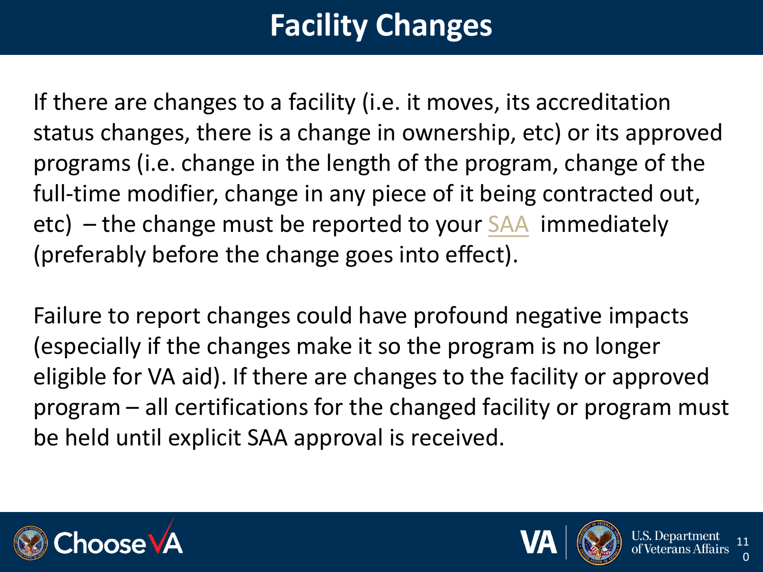# Facility Changes

If there are changes to a facility (i.e. it moves, its accreditation status changes, there is a change in ownership, etc) or its approved programs (i.e. change in the length of the program, change of the full-time modifier, change in any piece of it being contracted out, etc) – the change must be reported to your SAA immediately (preferably before the change goes into effect).

Failure to report changes could have profound negative impacts (especially if the changes make it so the program is no longer eligible for VA aid). If there are changes to the facility or approved program – all certifications for the changed facility or program must be held until explicit SAA approval is received.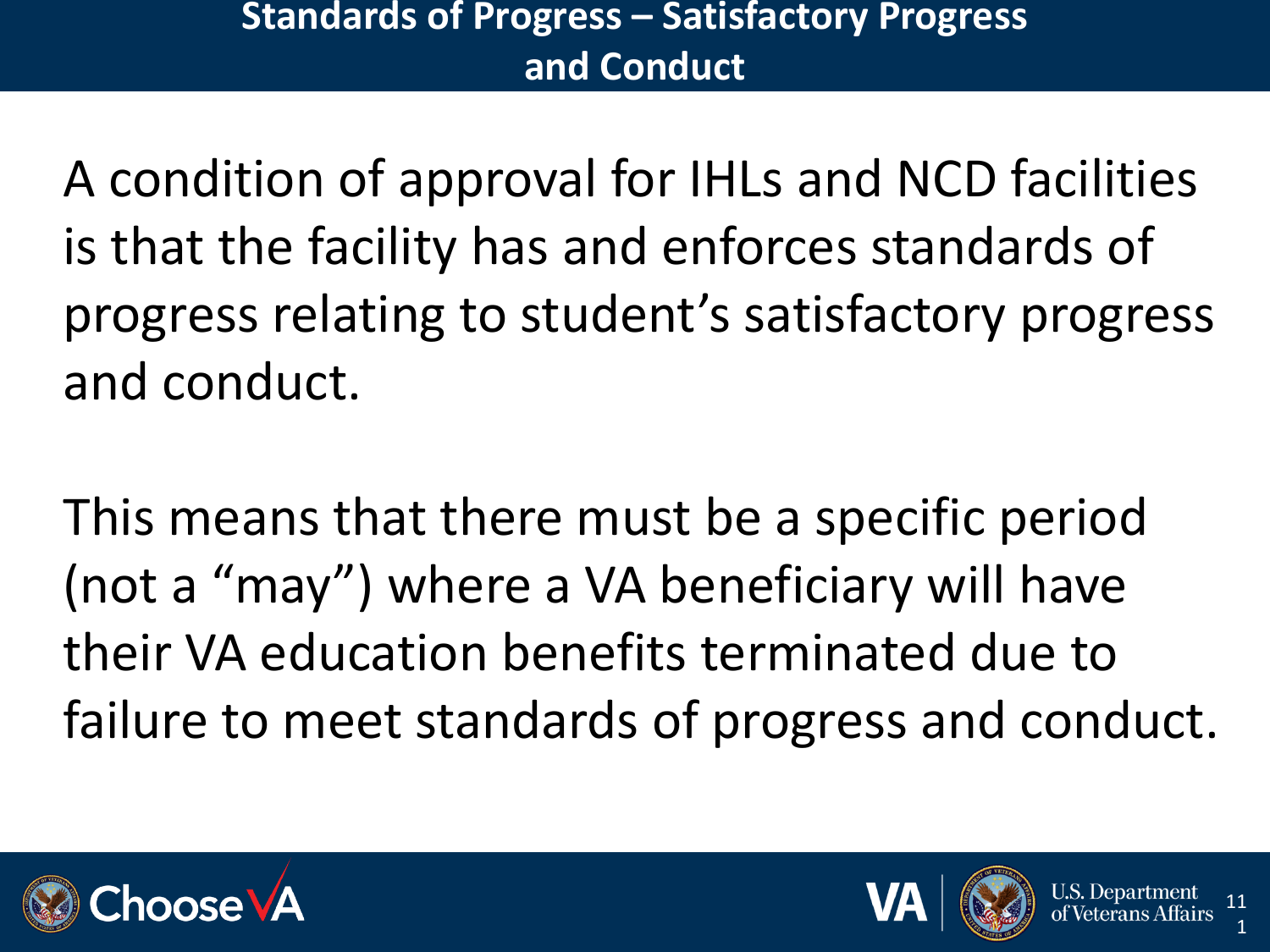# Standards of Progress – Satisfactory Progress and Conduct

A condition of approval for IHLs and NCD facilities is that the facility has and enforces standards of progress relating to student's satisfactory progress and conduct.

This means that there must be a specific period (not a "may") where a VA beneficiary will have their VA education benefits terminated due to failure to meet standards of progress and conduct.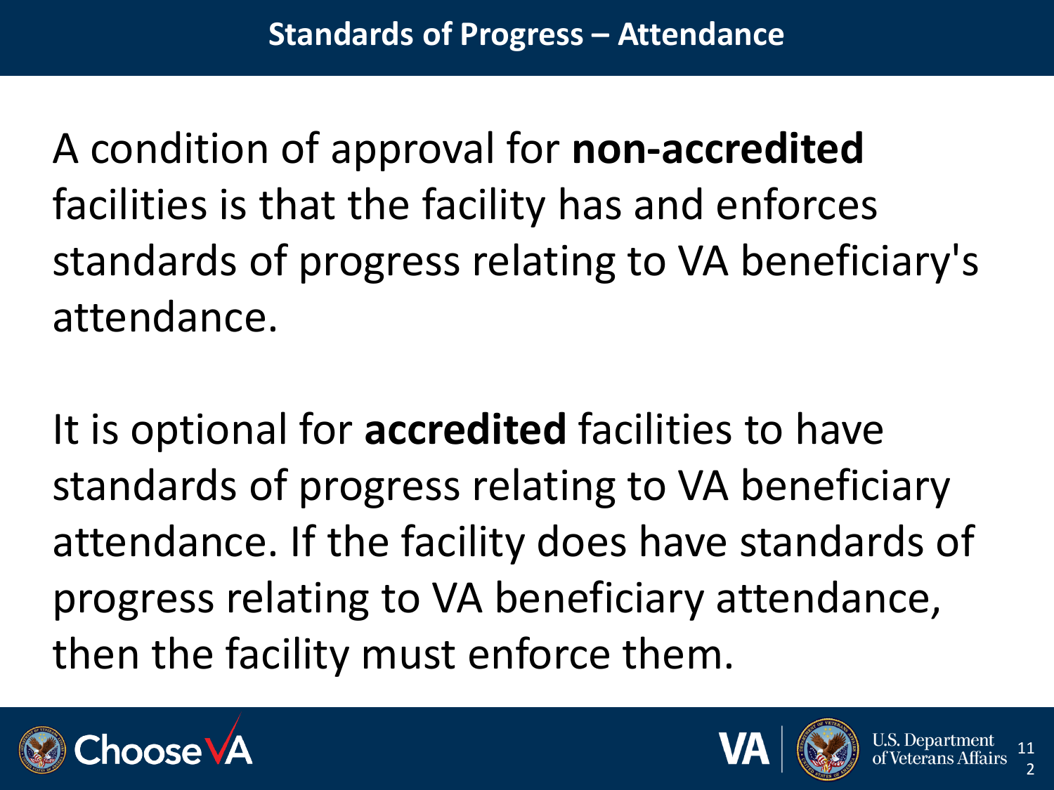# Standards of Progress – Attendance

A condition of approval for **non-accredited** facilities is that the facility has and enforces standards of progress relating to VA beneficiary's attendance.

It is optional for **accredited** facilities to have standards of progress relating to VA beneficiary attendance. If the facility does have standards of progress relating to VA beneficiary attendance, then the facility must enforce them.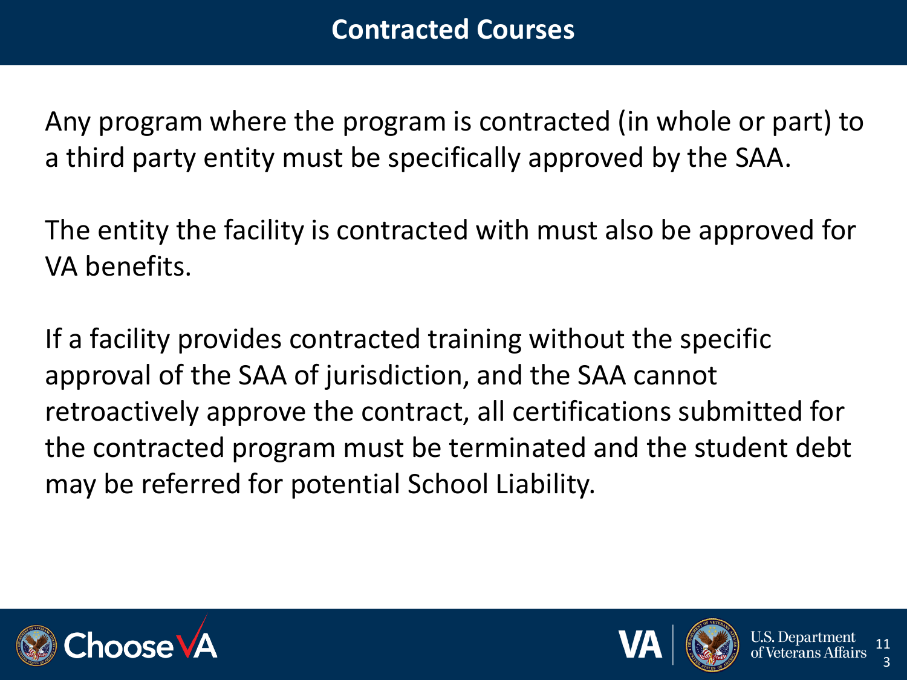# Contracted Courses

Any program where the program is contracted (in whole or part) to a third party entity must be specifically approved by the SAA.

The entity the facility is contracted with must also be approved for VA benefits.

If a facility provides contracted training without the specific approval of the SAA of jurisdiction, and the SAA cannot retroactively approve the contract, all certifications submitted for the contracted program must be terminated and the student debt may be referred for potential School Liability.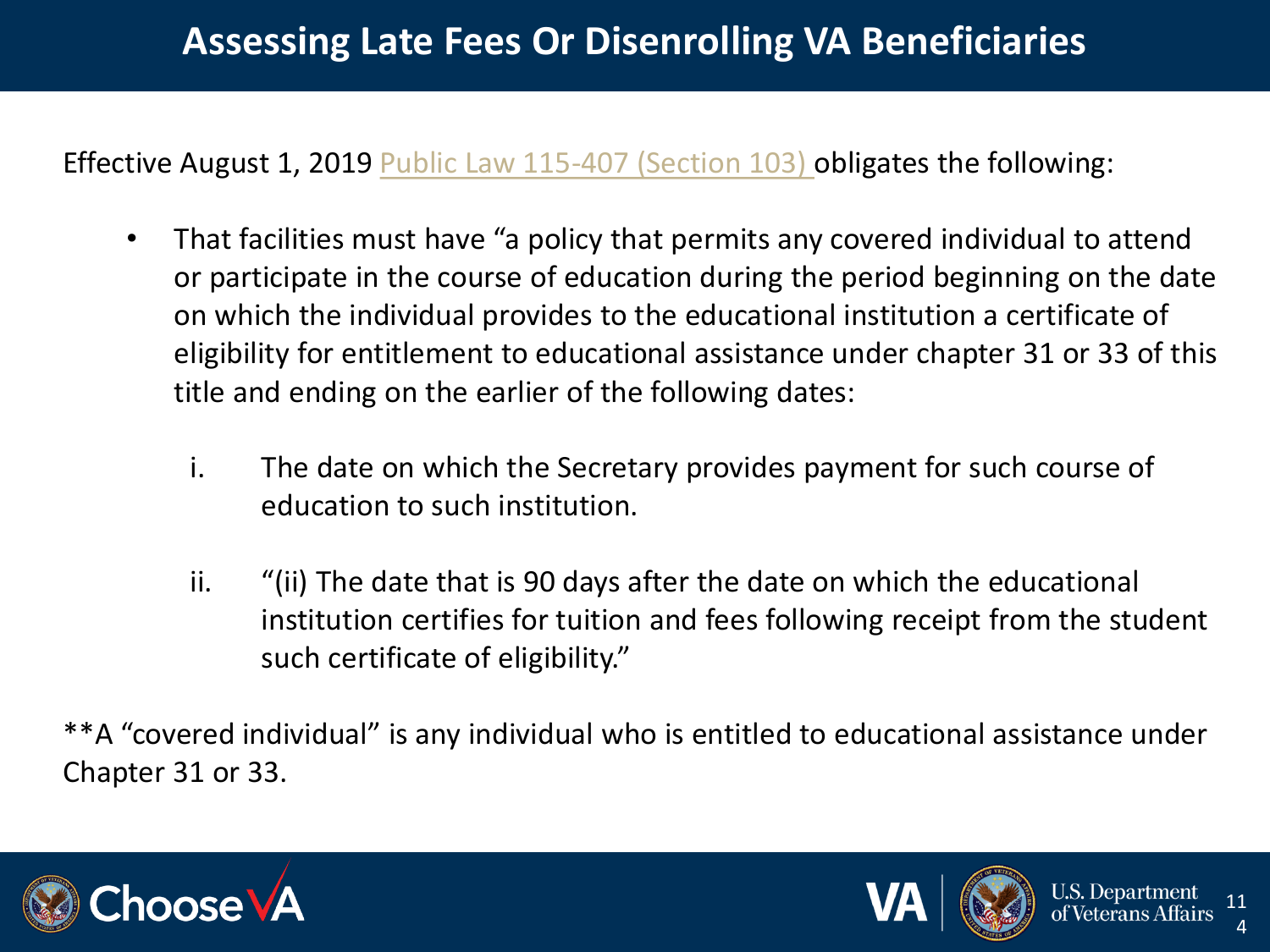# Assessing Late Fees Or Disenrolling VA Beneficiaries

Effective August 1, 2019 Public Law 115-407 (Section 103) obligates the following:

- That facilities must have "a policy that permits any covered individual to attend or participate in the course of education during the period beginning on the date on which the individual provides to the educational institution a certificate of eligibility for entitlement to educational assistance under chapter 31 or 33 of this title and ending on the earlier of the following dates:

   i. The date on which the Secretary provides payment for such course of education to such institution.

   ii. "(ii) The date that is 90 days after the date on which the educational institution certifies for tuition and fees following receipt from the student such certificate of eligibility."

**A "covered individual" is any individual who is entitled to educational assistance under Chapter 31 or 33.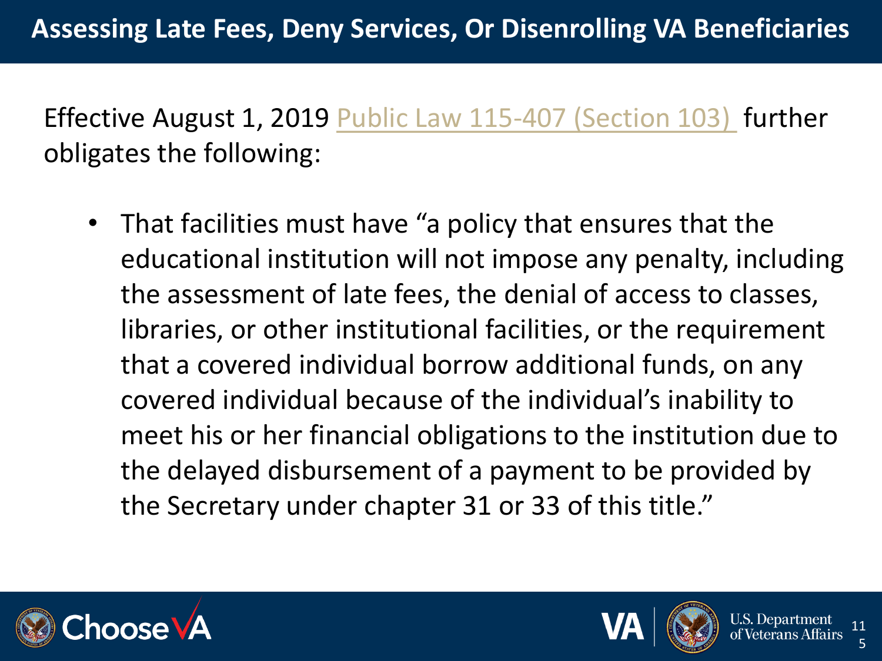# Assessing Late Fees, Deny Services, Or Disenrolling VA Beneficiaries

Effective August 1, 2019 Public Law 115-407 (Section 103) further obligates the following:

- That facilities must have "a policy that ensures that the educational institution will not impose any penalty, including the assessment of late fees, the denial of access to classes, libraries, or other institutional facilities, or the requirement that a covered individual borrow additional funds, on any covered individual because of the individual's inability to meet his or her financial obligations to the institution due to the delayed disbursement of a payment to be provided by the Secretary under chapter 31 or 33 of this title."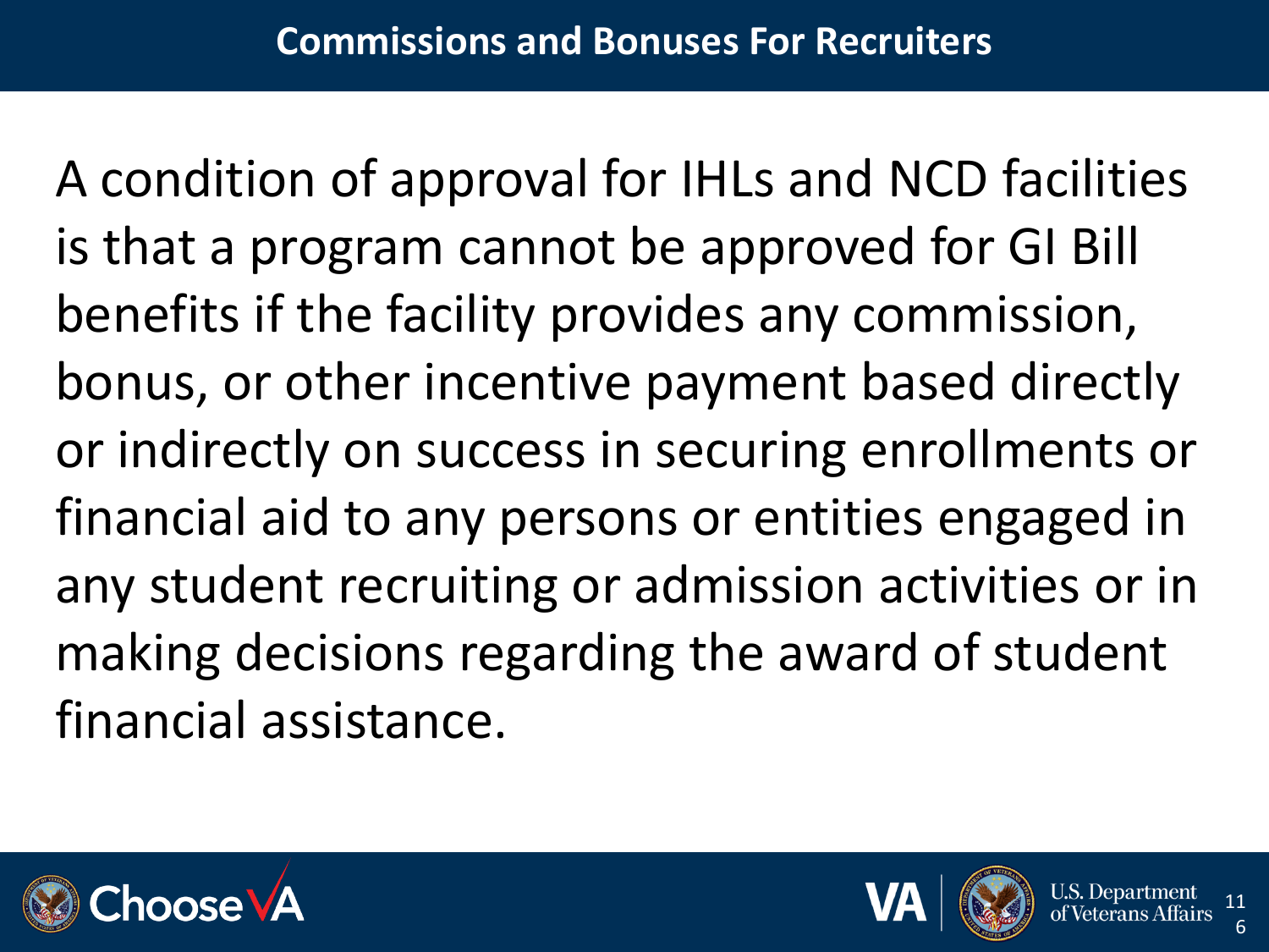# Commissions and Bonuses For Recruiters

A condition of approval for IHLs and NCD facilities is that a program cannot be approved for GI Bill benefits if the facility provides any commission, bonus, or other incentive payment based directly or indirectly on success in securing enrollments or financial aid to any persons or entities engaged in any student recruiting or admission activities or in making decisions regarding the award of student financial assistance.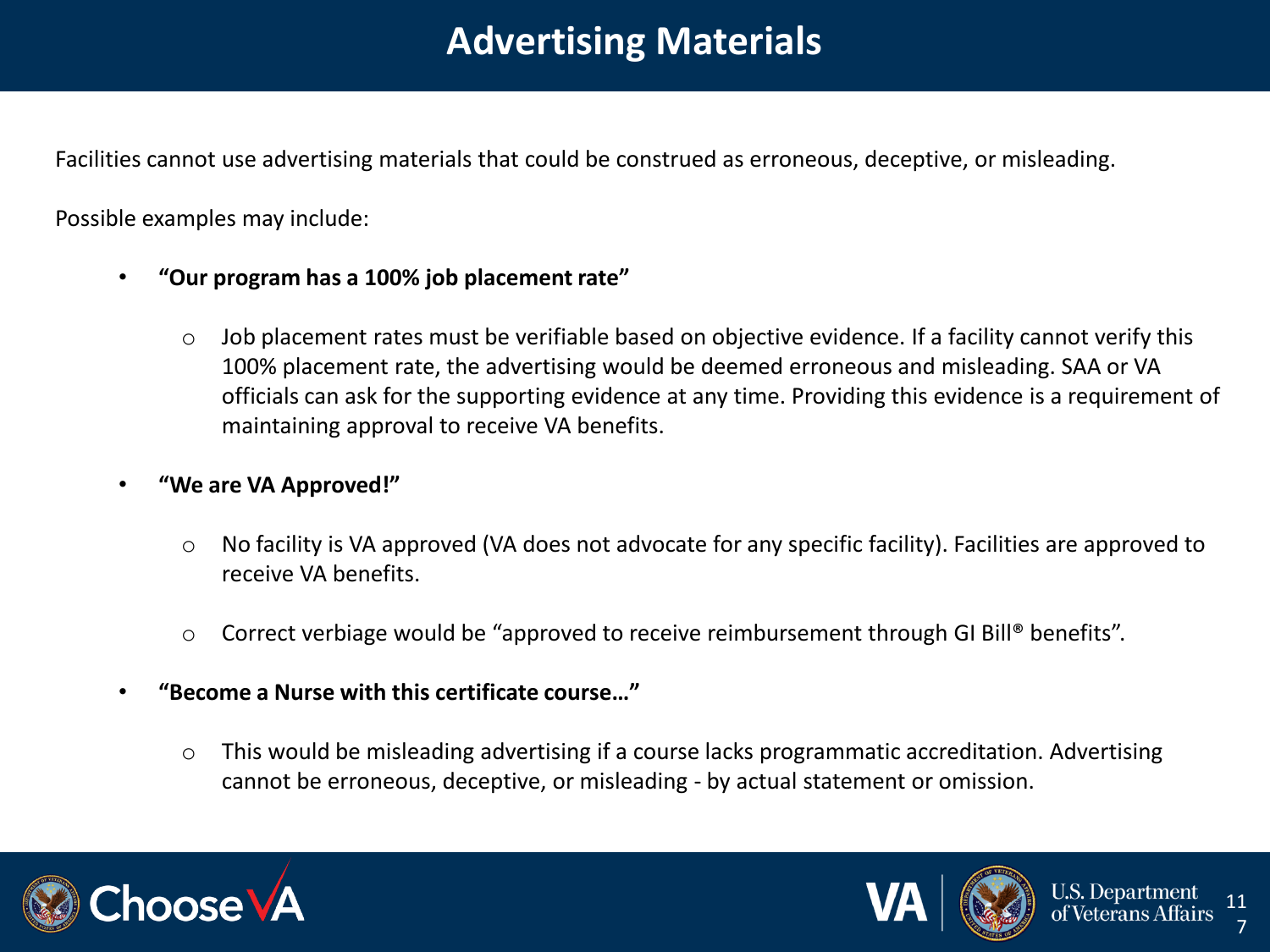# Advertising Materials

Facilities cannot use advertising materials that could be construed as erroneous, deceptive, or misleading.

Possible examples may include:

- **"Our program has a 100% job placement rate"**
  - Job placement rates must be verifiable based on objective evidence. If a facility cannot verify this 100% placement rate, the advertising would be deemed erroneous and misleading. SAA or VA officials can ask for the supporting evidence at any time. Providing this evidence is a requirement of maintaining approval to receive VA benefits.
- **"We are VA Approved!"**
  - No facility is VA approved (VA does not advocate for any specific facility). Facilities are approved to receive VA benefits.
  - Correct verbiage would be "approved to receive reimbursement through GI Bill® benefits".
- **"Become a Nurse with this certificate course…"**
  - This would be misleading advertising if a course lacks programmatic accreditation. Advertising cannot be erroneous, deceptive, or misleading - by actual statement or omission.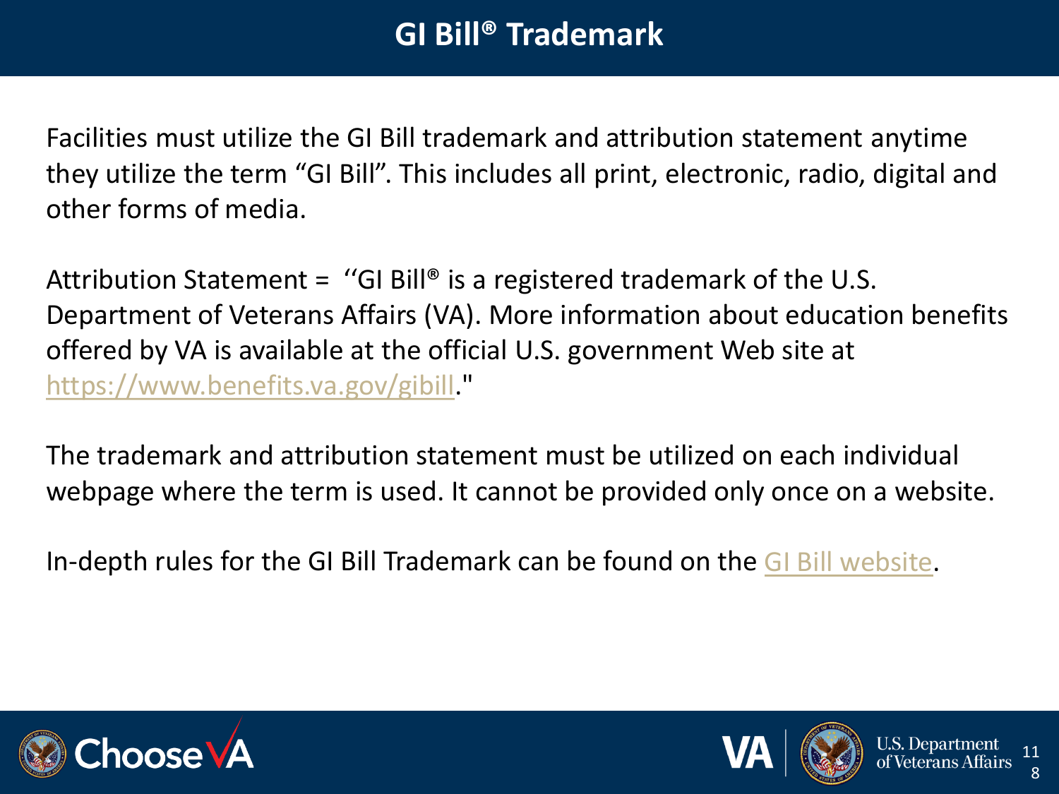# GI Bill® Trademark

Facilities must utilize the GI Bill trademark and attribution statement anytime they utilize the term "GI Bill". This includes all print, electronic, radio, digital and other forms of media.

Attribution Statement = ''GI Bill® is a registered trademark of the U.S. Department of Veterans Affairs (VA). More information about education benefits offered by VA is available at the official U.S. government Web site at https://www.benefits.va.gov/gibill."

The trademark and attribution statement must be utilized on each individual webpage where the term is used. It cannot be provided only once on a website.

In-depth rules for the GI Bill Trademark can be found on the GI Bill website.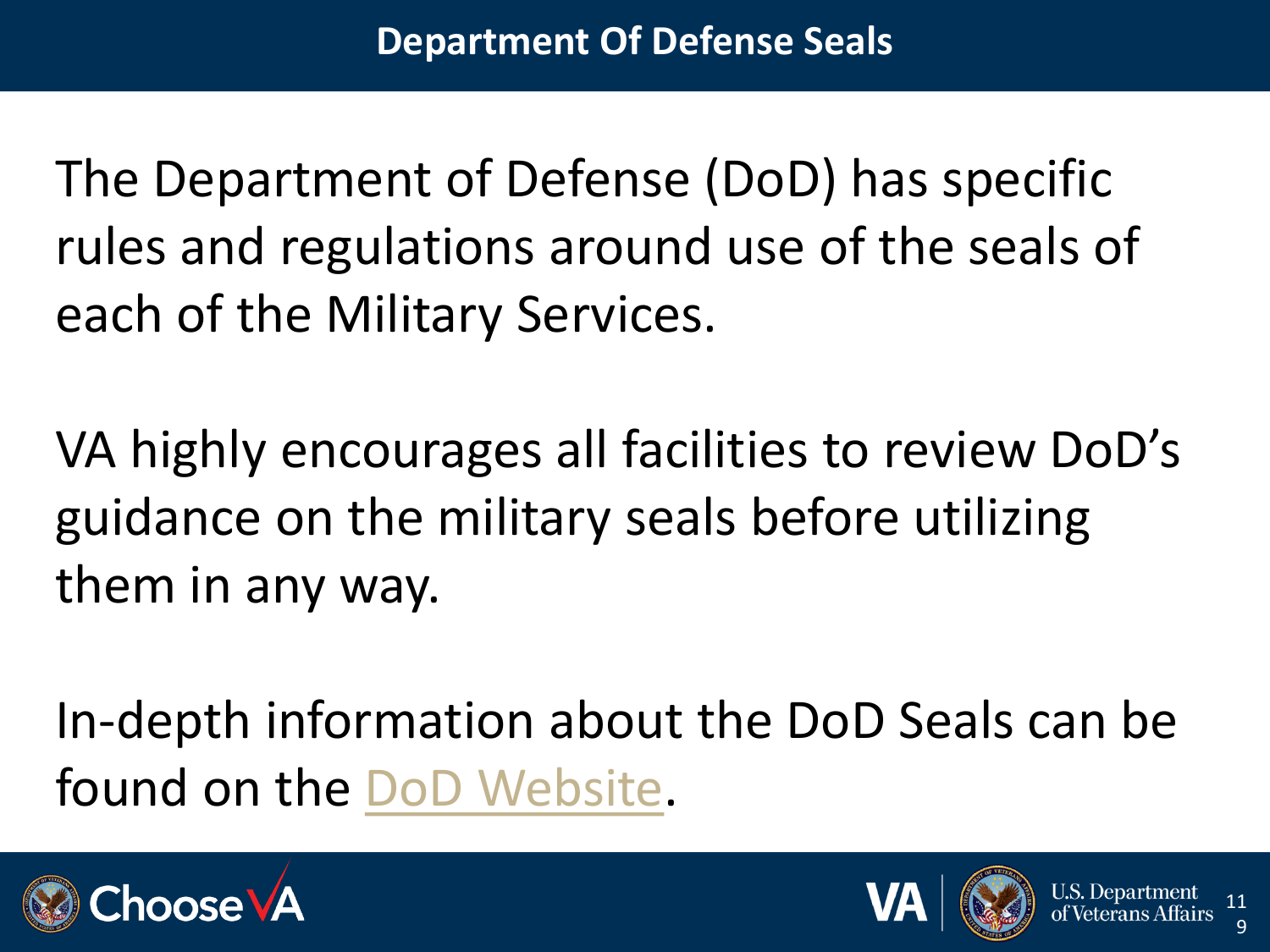# Department Of Defense Seals

The Department of Defense (DoD) has specific rules and regulations around use of the seals of each of the Military Services.

VA highly encourages all facilities to review DoD's guidance on the military seals before utilizing them in any way.

In-depth information about the DoD Seals can be found on the DoD Website.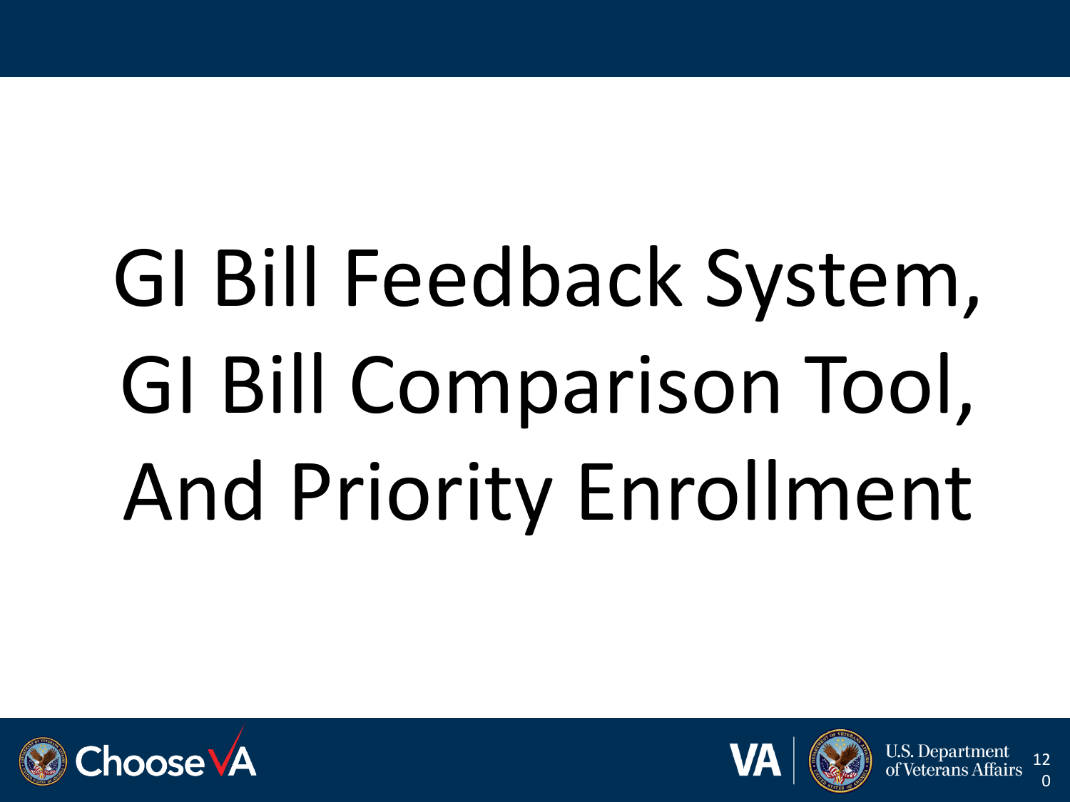# GI Bill Feedback System, GI Bill Comparison Tool, And Priority Enrollment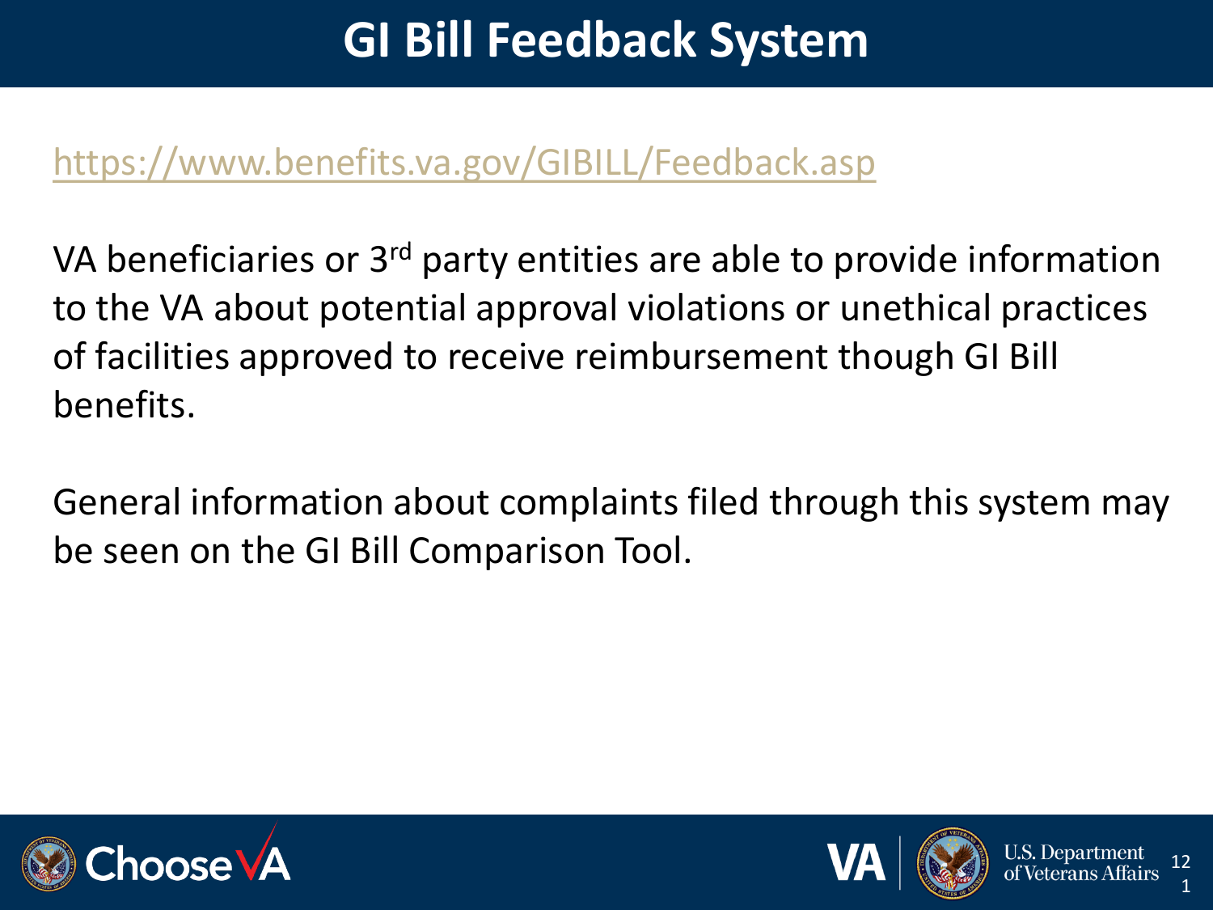# GI Bill Feedback System

https://www.benefits.va.gov/GIBILL/Feedback.asp

VA beneficiaries or 3rd party entities are able to provide information to the VA about potential approval violations or unethical practices of facilities approved to receive reimbursement though GI Bill benefits.

General information about complaints filed through this system may be seen on the GI Bill Comparison Tool.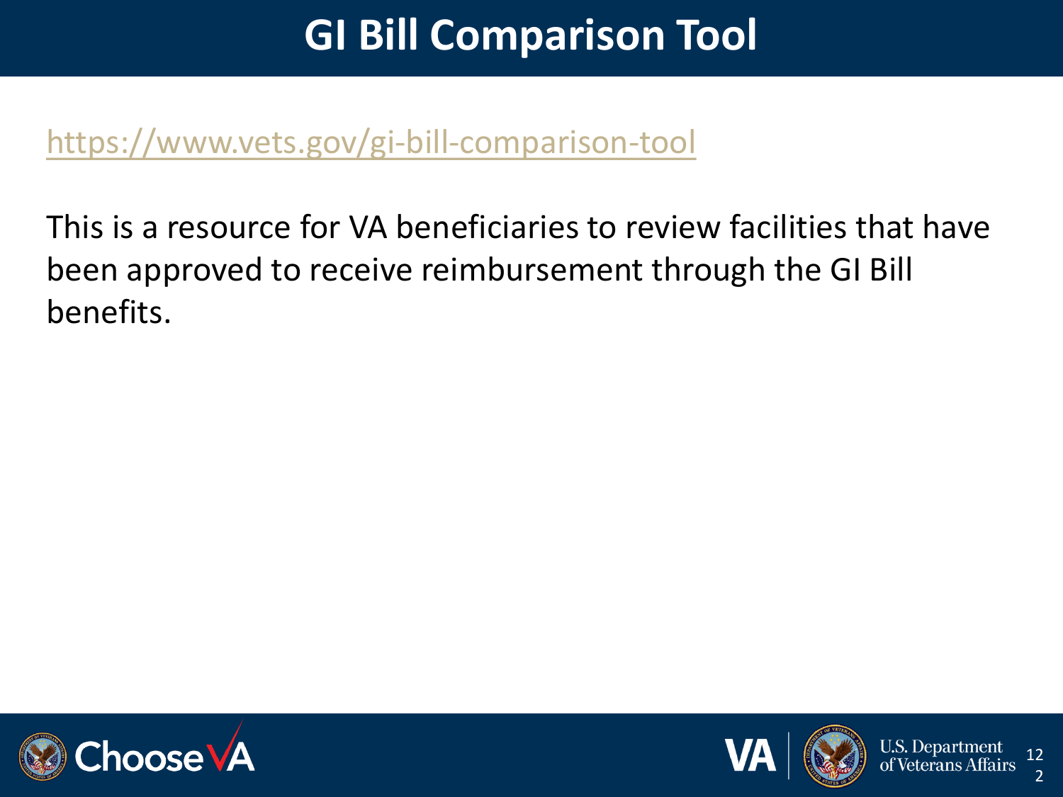# GI Bill Comparison Tool

https://www.vets.gov/gi-bill-comparison-tool

This is a resource for VA beneficiaries to review facilities that have been approved to receive reimbursement through the GI Bill benefits.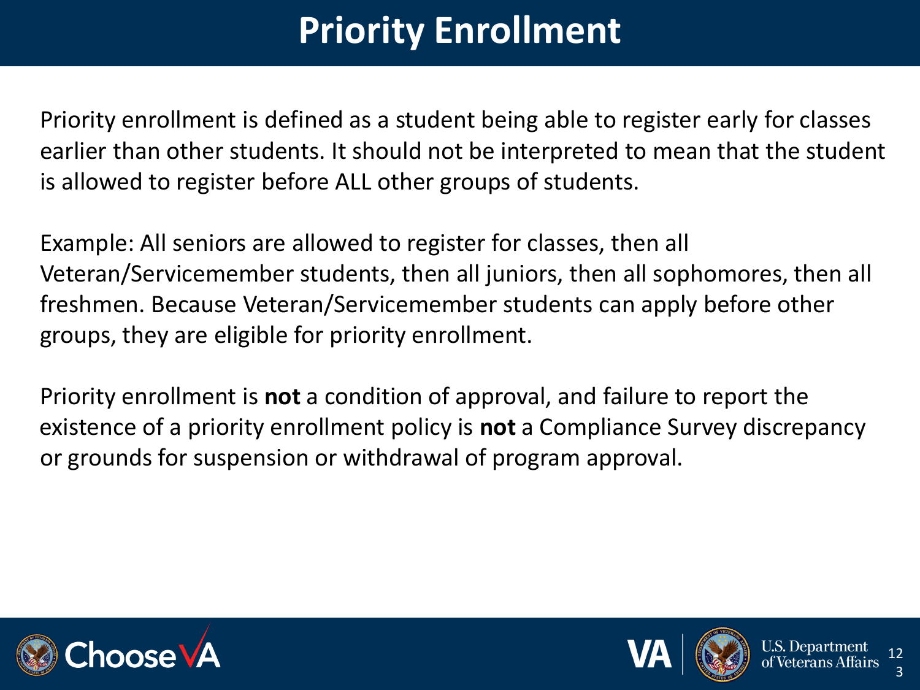# Priority Enrollment

Priority enrollment is defined as a student being able to register early for classes earlier than other students. It should not be interpreted to mean that the student is allowed to register before ALL other groups of students.

Example: All seniors are allowed to register for classes, then all Veteran/Servicemember students, then all juniors, then all sophomores, then all freshmen. Because Veteran/Servicemember students can apply before other groups, they are eligible for priority enrollment.

Priority enrollment is **not** a condition of approval, and failure to report the existence of a priority enrollment policy is **not** a Compliance Survey discrepancy or grounds for suspension or withdrawal of program approval.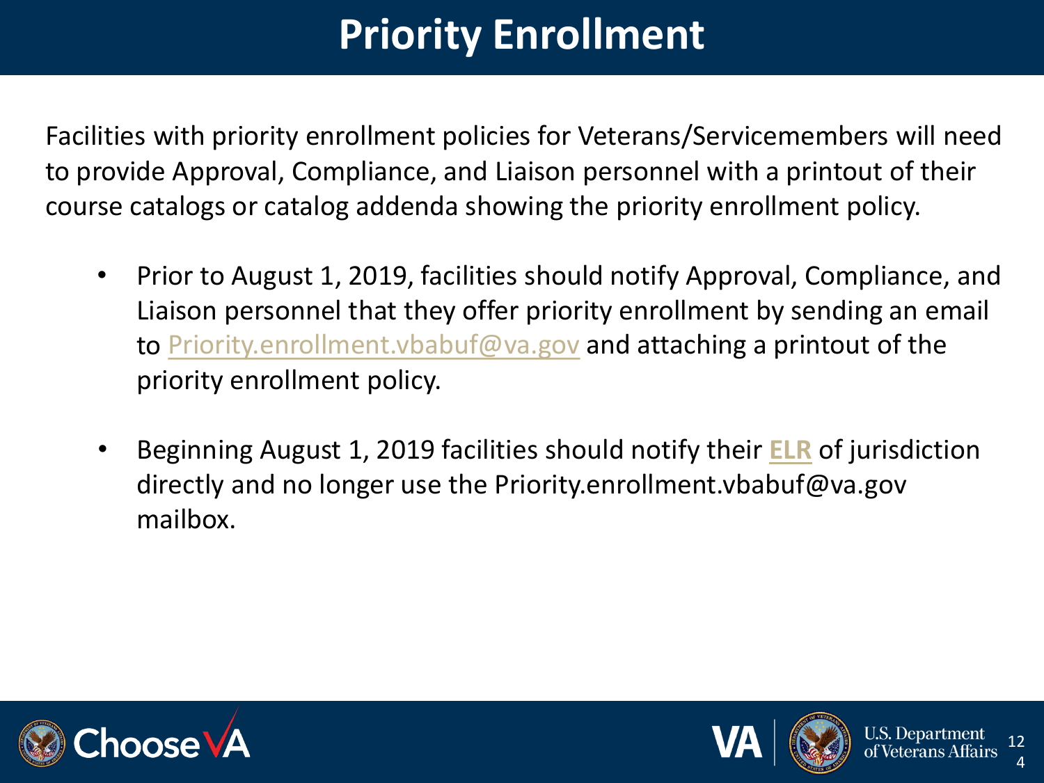# Priority Enrollment

Facilities with priority enrollment policies for Veterans/Servicemembers will need to provide Approval, Compliance, and Liaison personnel with a printout of their course catalogs or catalog addenda showing the priority enrollment policy.

- Prior to August 1, 2019, facilities should notify Approval, Compliance, and Liaison personnel that they offer priority enrollment by sending an email to Priority.enrollment.vbabuf@va.gov and attaching a printout of the priority enrollment policy.
- Beginning August 1, 2019 facilities should notify their **ELR** of jurisdiction directly and no longer use the Priority.enrollment.vbabuf@va.gov mailbox.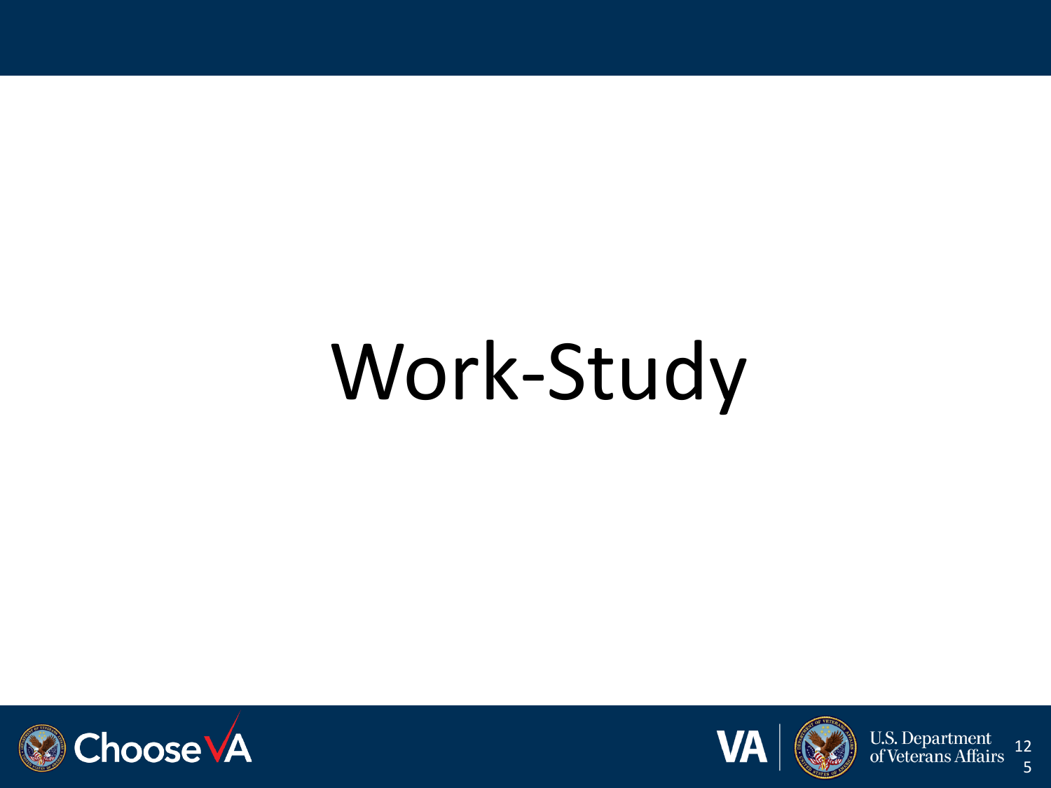# Work-Study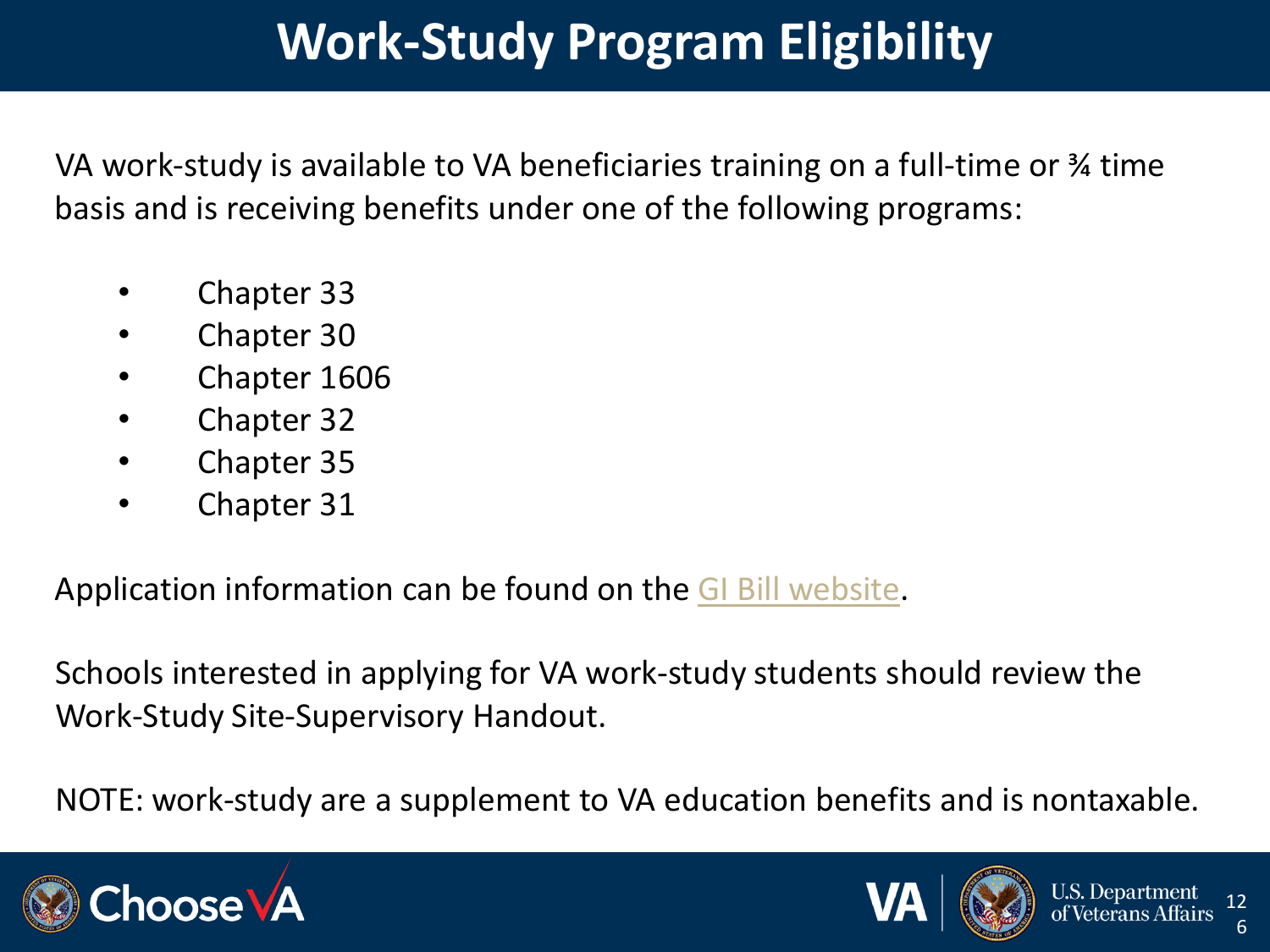# Work-Study Program Eligibility

VA work-study is available to VA beneficiaries training on a full-time or ¾ time basis and is receiving benefits under one of the following programs:

- Chapter 33
- Chapter 30
- Chapter 1606
- Chapter 32
- Chapter 35
- Chapter 31

Application information can be found on the GI Bill website.

Schools interested in applying for VA work-study students should review the Work-Study Site-Supervisory Handout.

NOTE: work-study are a supplement to VA education benefits and is nontaxable.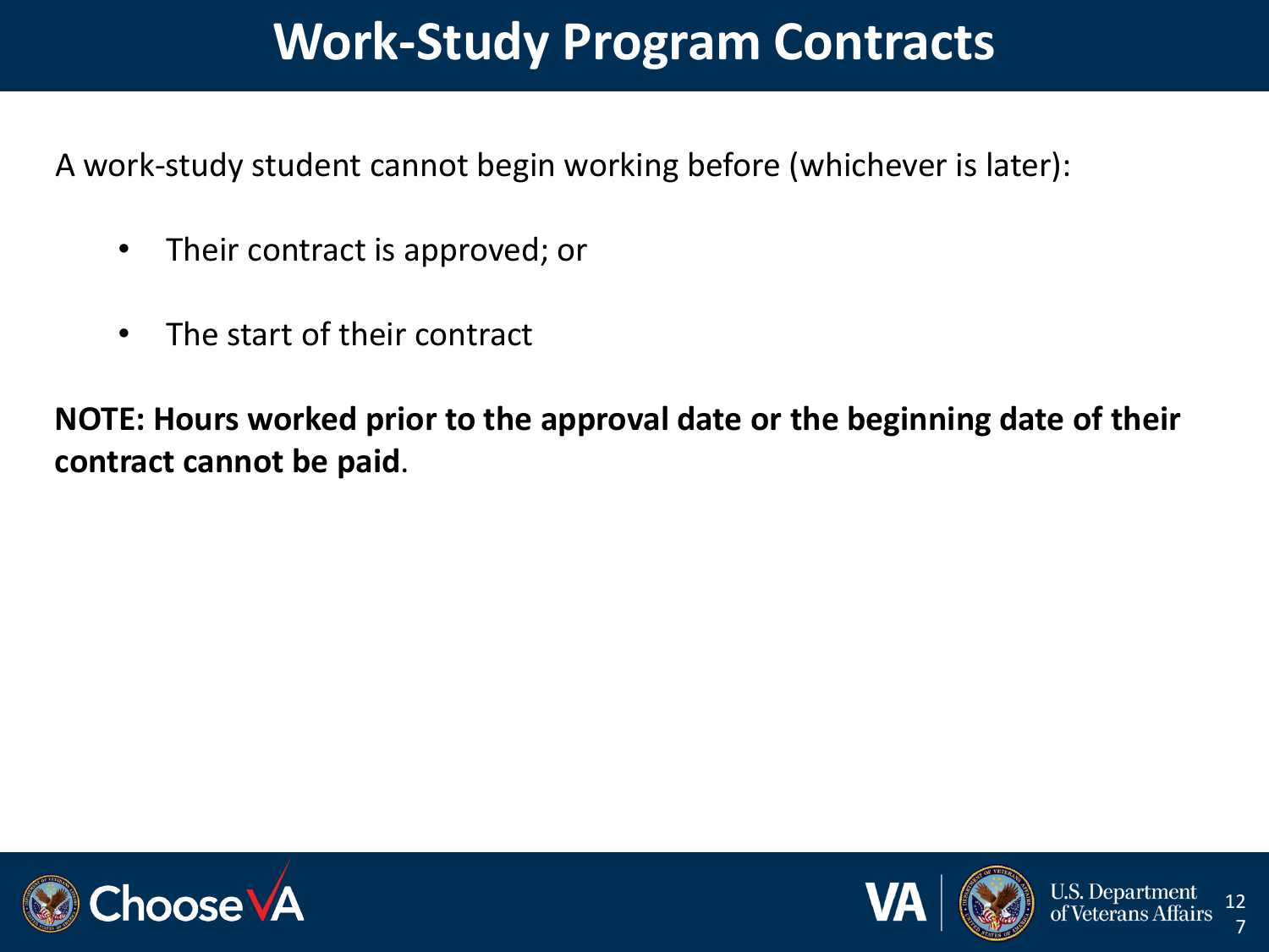# Work-Study Program Contracts

A work-study student cannot begin working before (whichever is later):

- Their contract is approved; or
- The start of their contract

**NOTE: Hours worked prior to the approval date or the beginning date of their contract cannot be paid**.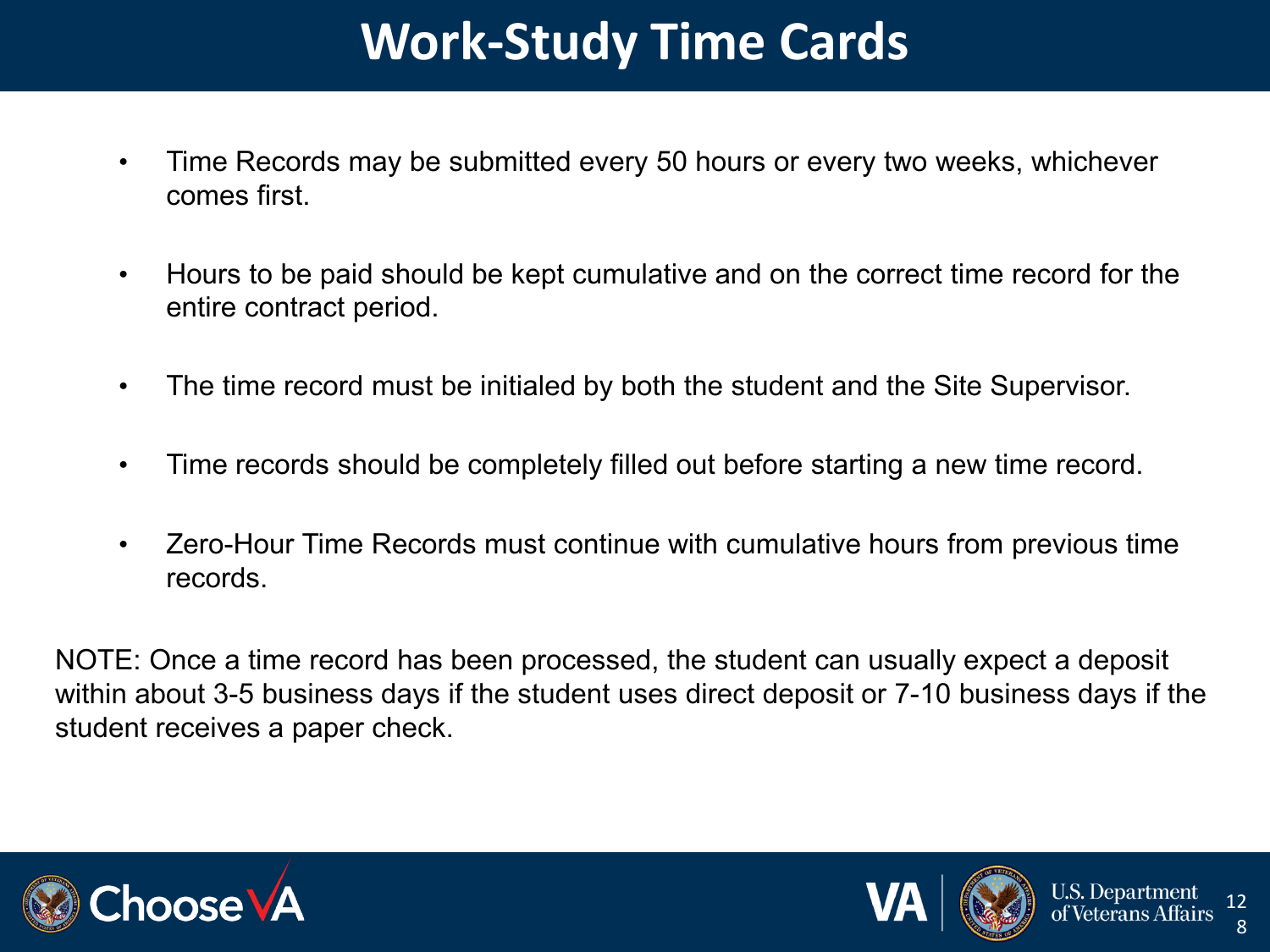# Work-Study Time Cards

- Time Records may be submitted every 50 hours or every two weeks, whichever comes first.
- Hours to be paid should be kept cumulative and on the correct time record for the entire contract period.
- The time record must be initialed by both the student and the Site Supervisor.
- Time records should be completely filled out before starting a new time record.
- Zero-Hour Time Records must continue with cumulative hours from previous time records.

NOTE: Once a time record has been processed, the student can usually expect a deposit within about 3-5 business days if the student uses direct deposit or 7-10 business days if the student receives a paper check.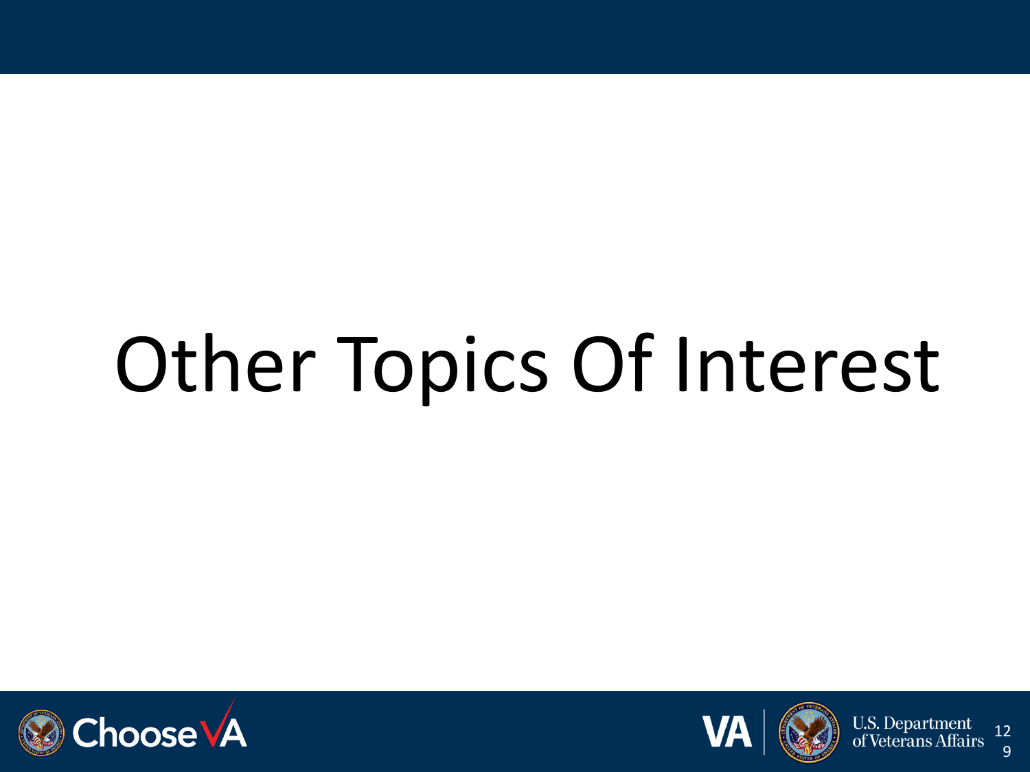# Other Topics Of Interest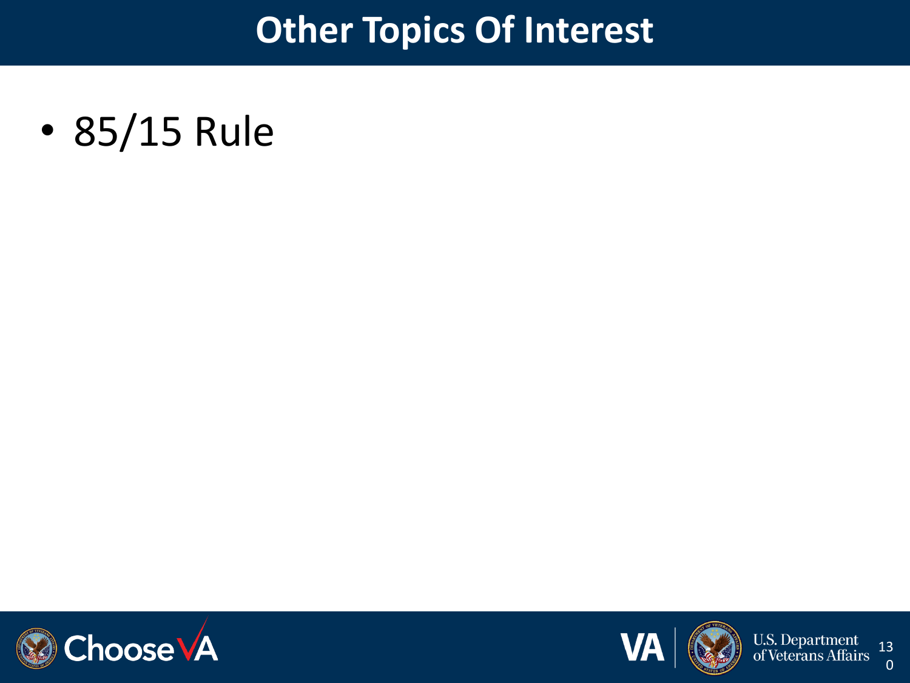# Other Topics Of Interest

- 85/15 Rule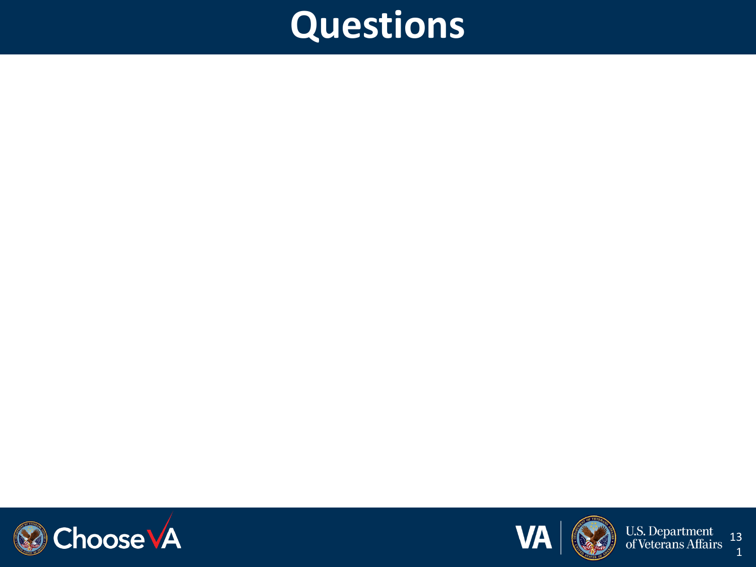# Questions